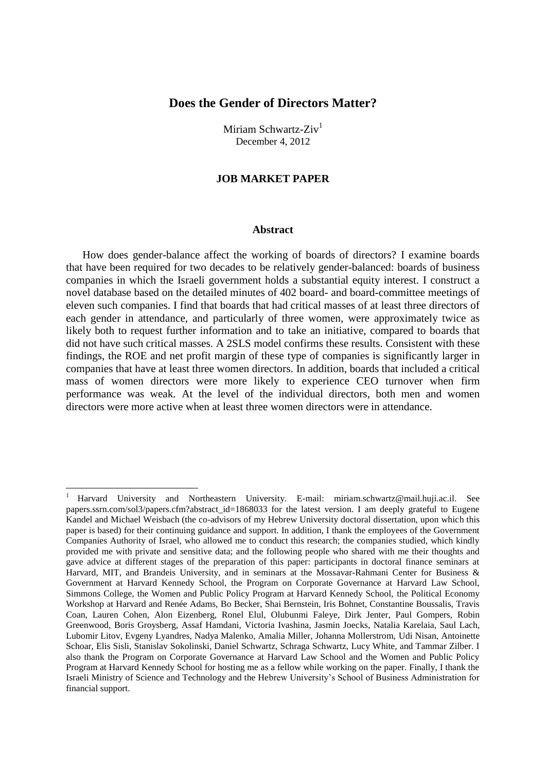# Does the Gender of Directors Matter?

Miriam Schwartz-Ziv[1]

December 4, 2012

**JOB MARKET PAPER**

## Abstract

How does gender-balance affect the working of boards of directors? I examine boards that have been required for two decades to be relatively gender-balanced: boards of business companies in which the Israeli government holds a substantial equity interest. I construct a novel database based on the detailed minutes of 402 board- and board-committee meetings of eleven such companies. I find that boards that had critical masses of at least three directors of each gender in attendance, and particularly of three women, were approximately twice as likely both to request further information and to take an initiative, compared to boards that did not have such critical masses. A 2SLS model confirms these results. Consistent with these findings, the ROE and net profit margin of these type of companies is significantly larger in companies that have at least three women directors. In addition, boards that included a critical mass of women directors were more likely to experience CEO turnover when firm performance was weak. At the level of the individual directors, both men and women directors were more active when at least three women directors were in attendance.

---

[1] Harvard University and Northeastern University. E-mail: miriam.schwartz@mail.huji.ac.il. See papers.ssrn.com/sol3/papers.cfm?abstract_id=1868033 for the latest version. I am deeply grateful to Eugene Kandel and Michael Weisbach (the co-advisors of my Hebrew University doctoral dissertation, upon which this paper is based) for their continuing guidance and support. In addition, I thank the employees of the Government Companies Authority of Israel, who allowed me to conduct this research; the companies studied, which kindly provided me with private and sensitive data; and the following people who shared with me their thoughts and gave advice at different stages of the preparation of this paper: participants in doctoral finance seminars at Harvard, MIT, and Brandeis University, and in seminars at the Mossavar-Rahmani Center for Business & Government at Harvard Kennedy School, the Program on Corporate Governance at Harvard Law School, Simmons College, the Women and Public Policy Program at Harvard Kennedy School, the Political Economy Workshop at Harvard and Renée Adams, Bo Becker, Shai Bernstein, Iris Bohnet, Constantine Boussalis, Travis Coan, Lauren Cohen, Alon Eizenberg, Ronel Elul, Olubunmi Faleye, Dirk Jenter, Paul Gompers, Robin Greenwood, Boris Groysberg, Assaf Hamdani, Victoria Ivashina, Jasmin Joecks, Natalia Karelaia, Saul Lach, Lubomir Litov, Evgeny Lyandres, Nadya Malenko, Amalia Miller, Johanna Mollerstrom, Udi Nisan, Antoinette Schoar, Elis Sisli, Stanislav Sokolinski, Daniel Schwartz, Schraga Schwartz, Lucy White, and Tammar Zilber. I also thank the Program on Corporate Governance at Harvard Law School and the Women and Public Policy Program at Harvard Kennedy School for hosting me as a fellow while working on the paper. Finally, I thank the Israeli Ministry of Science and Technology and the Hebrew University's School of Business Administration for financial support.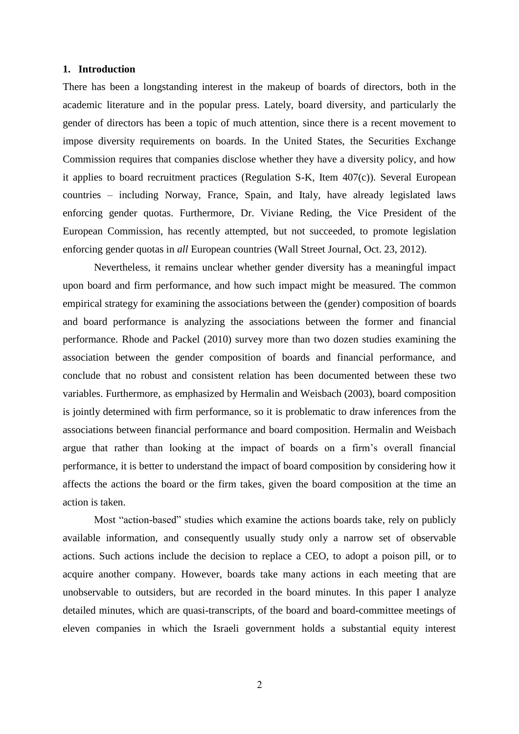## 1. Introduction

There has been a longstanding interest in the makeup of boards of directors, both in the academic literature and in the popular press. Lately, board diversity, and particularly the gender of directors has been a topic of much attention, since there is a recent movement to impose diversity requirements on boards. In the United States, the Securities Exchange Commission requires that companies disclose whether they have a diversity policy, and how it applies to board recruitment practices (Regulation S-K, Item 407(c)). Several European countries – including Norway, France, Spain, and Italy, have already legislated laws enforcing gender quotas. Furthermore, Dr. Viviane Reding, the Vice President of the European Commission, has recently attempted, but not succeeded, to promote legislation enforcing gender quotas in *all* European countries (Wall Street Journal, Oct. 23, 2012).

Nevertheless, it remains unclear whether gender diversity has a meaningful impact upon board and firm performance, and how such impact might be measured. The common empirical strategy for examining the associations between the (gender) composition of boards and board performance is analyzing the associations between the former and financial performance. Rhode and Packel (2010) survey more than two dozen studies examining the association between the gender composition of boards and financial performance, and conclude that no robust and consistent relation has been documented between these two variables. Furthermore, as emphasized by Hermalin and Weisbach (2003), board composition is jointly determined with firm performance, so it is problematic to draw inferences from the associations between financial performance and board composition. Hermalin and Weisbach argue that rather than looking at the impact of boards on a firm's overall financial performance, it is better to understand the impact of board composition by considering how it affects the actions the board or the firm takes, given the board composition at the time an action is taken.

Most "action-based" studies which examine the actions boards take, rely on publicly available information, and consequently usually study only a narrow set of observable actions. Such actions include the decision to replace a CEO, to adopt a poison pill, or to acquire another company. However, boards take many actions in each meeting that are unobservable to outsiders, but are recorded in the board minutes. In this paper I analyze detailed minutes, which are quasi-transcripts, of the board and board-committee meetings of eleven companies in which the Israeli government holds a substantial equity interest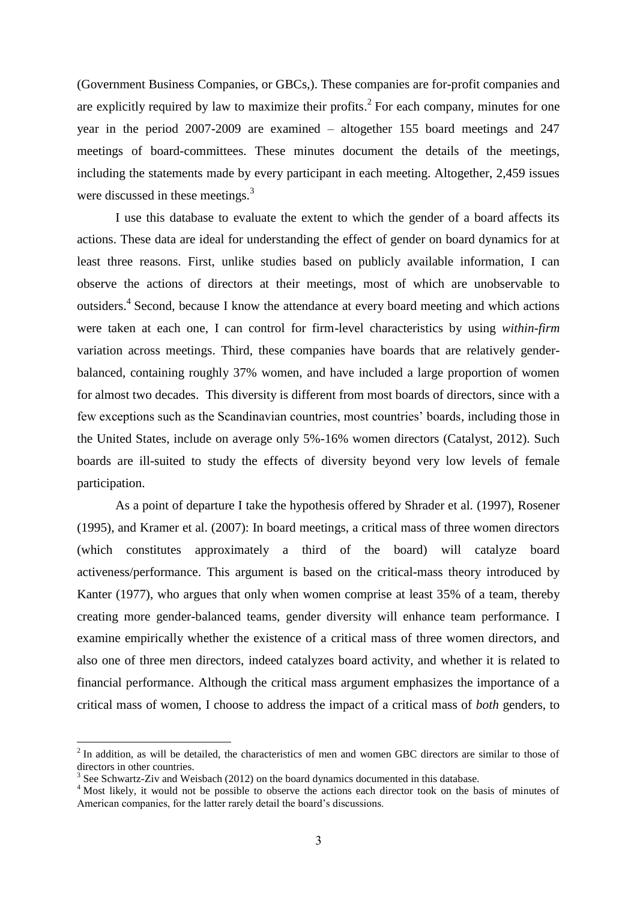(Government Business Companies, or GBCs,). These companies are for-profit companies and are explicitly required by law to maximize their profits.[2] For each company, minutes for one year in the period 2007-2009 are examined – altogether 155 board meetings and 247 meetings of board-committees. These minutes document the details of the meetings, including the statements made by every participant in each meeting. Altogether, 2,459 issues were discussed in these meetings.[3]

I use this database to evaluate the extent to which the gender of a board affects its actions. These data are ideal for understanding the effect of gender on board dynamics for at least three reasons. First, unlike studies based on publicly available information, I can observe the actions of directors at their meetings, most of which are unobservable to outsiders.[4] Second, because I know the attendance at every board meeting and which actions were taken at each one, I can control for firm-level characteristics by using *within-firm* variation across meetings. Third, these companies have boards that are relatively gender-balanced, containing roughly 37% women, and have included a large proportion of women for almost two decades. This diversity is different from most boards of directors, since with a few exceptions such as the Scandinavian countries, most countries' boards, including those in the United States, include on average only 5%-16% women directors (Catalyst, 2012). Such boards are ill-suited to study the effects of diversity beyond very low levels of female participation.

As a point of departure I take the hypothesis offered by Shrader et al. (1997), Rosener (1995), and Kramer et al. (2007): In board meetings, a critical mass of three women directors (which constitutes approximately a third of the board) will catalyze board activeness/performance. This argument is based on the critical-mass theory introduced by Kanter (1977), who argues that only when women comprise at least 35% of a team, thereby creating more gender-balanced teams, gender diversity will enhance team performance. I examine empirically whether the existence of a critical mass of three women directors, and also one of three men directors, indeed catalyzes board activity, and whether it is related to financial performance. Although the critical mass argument emphasizes the importance of a critical mass of women, I choose to address the impact of a critical mass of *both* genders, to

[2] In addition, as will be detailed, the characteristics of men and women GBC directors are similar to those of directors in other countries.

[3] See Schwartz-Ziv and Weisbach (2012) on the board dynamics documented in this database.

[4] Most likely, it would not be possible to observe the actions each director took on the basis of minutes of American companies, for the latter rarely detail the board's discussions.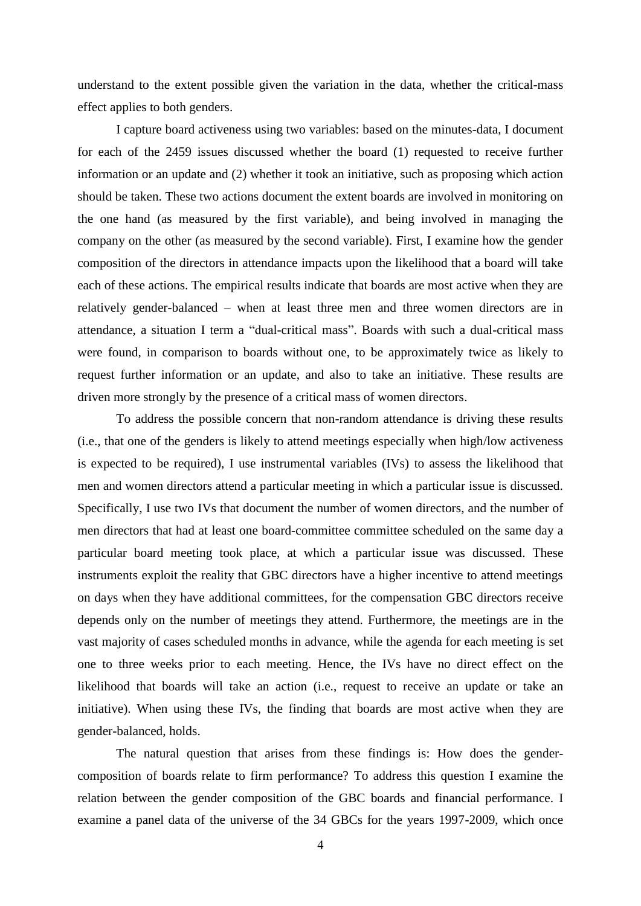understand to the extent possible given the variation in the data, whether the critical-mass effect applies to both genders.

I capture board activeness using two variables: based on the minutes-data, I document for each of the 2459 issues discussed whether the board (1) requested to receive further information or an update and (2) whether it took an initiative, such as proposing which action should be taken. These two actions document the extent boards are involved in monitoring on the one hand (as measured by the first variable), and being involved in managing the company on the other (as measured by the second variable). First, I examine how the gender composition of the directors in attendance impacts upon the likelihood that a board will take each of these actions. The empirical results indicate that boards are most active when they are relatively gender-balanced – when at least three men and three women directors are in attendance, a situation I term a "dual-critical mass". Boards with such a dual-critical mass were found, in comparison to boards without one, to be approximately twice as likely to request further information or an update, and also to take an initiative. These results are driven more strongly by the presence of a critical mass of women directors.

To address the possible concern that non-random attendance is driving these results (i.e., that one of the genders is likely to attend meetings especially when high/low activeness is expected to be required), I use instrumental variables (IVs) to assess the likelihood that men and women directors attend a particular meeting in which a particular issue is discussed. Specifically, I use two IVs that document the number of women directors, and the number of men directors that had at least one board-committee committee scheduled on the same day a particular board meeting took place, at which a particular issue was discussed. These instruments exploit the reality that GBC directors have a higher incentive to attend meetings on days when they have additional committees, for the compensation GBC directors receive depends only on the number of meetings they attend. Furthermore, the meetings are in the vast majority of cases scheduled months in advance, while the agenda for each meeting is set one to three weeks prior to each meeting. Hence, the IVs have no direct effect on the likelihood that boards will take an action (i.e., request to receive an update or take an initiative). When using these IVs, the finding that boards are most active when they are gender-balanced, holds.

The natural question that arises from these findings is: How does the gender-composition of boards relate to firm performance? To address this question I examine the relation between the gender composition of the GBC boards and financial performance. I examine a panel data of the universe of the 34 GBCs for the years 1997-2009, which once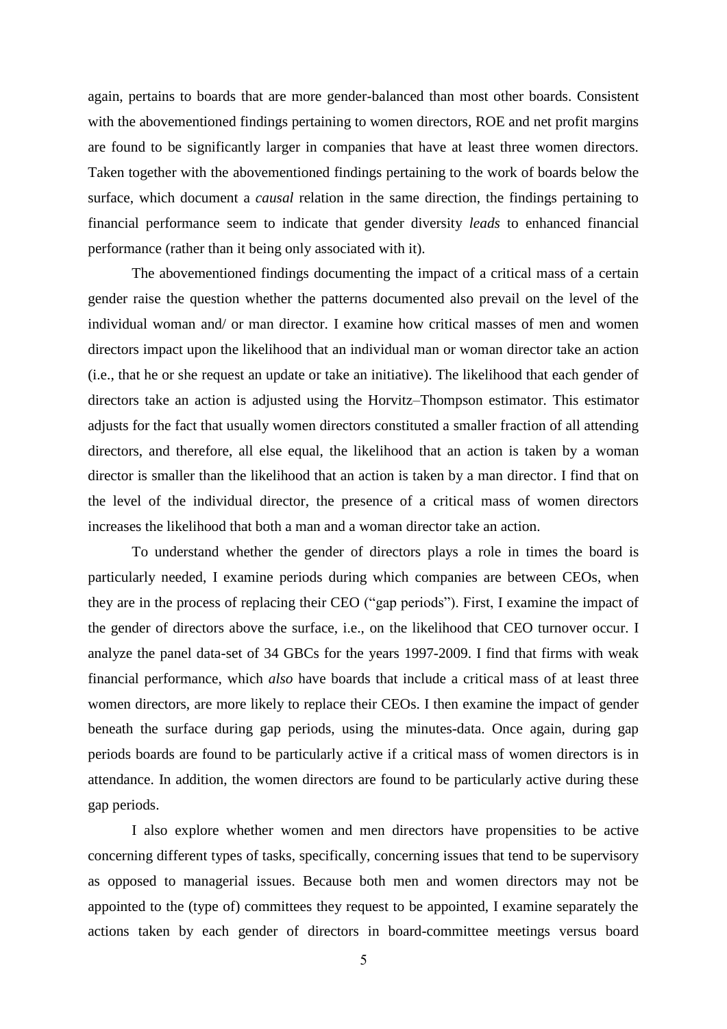again, pertains to boards that are more gender-balanced than most other boards. Consistent with the abovementioned findings pertaining to women directors, ROE and net profit margins are found to be significantly larger in companies that have at least three women directors. Taken together with the abovementioned findings pertaining to the work of boards below the surface, which document a *causal* relation in the same direction, the findings pertaining to financial performance seem to indicate that gender diversity *leads* to enhanced financial performance (rather than it being only associated with it).

The abovementioned findings documenting the impact of a critical mass of a certain gender raise the question whether the patterns documented also prevail on the level of the individual woman and/ or man director. I examine how critical masses of men and women directors impact upon the likelihood that an individual man or woman director take an action (i.e., that he or she request an update or take an initiative). The likelihood that each gender of directors take an action is adjusted using the Horvitz–Thompson estimator. This estimator adjusts for the fact that usually women directors constituted a smaller fraction of all attending directors, and therefore, all else equal, the likelihood that an action is taken by a woman director is smaller than the likelihood that an action is taken by a man director. I find that on the level of the individual director, the presence of a critical mass of women directors increases the likelihood that both a man and a woman director take an action.

To understand whether the gender of directors plays a role in times the board is particularly needed, I examine periods during which companies are between CEOs, when they are in the process of replacing their CEO ("gap periods"). First, I examine the impact of the gender of directors above the surface, i.e., on the likelihood that CEO turnover occur. I analyze the panel data-set of 34 GBCs for the years 1997-2009. I find that firms with weak financial performance, which *also* have boards that include a critical mass of at least three women directors, are more likely to replace their CEOs. I then examine the impact of gender beneath the surface during gap periods, using the minutes-data. Once again, during gap periods boards are found to be particularly active if a critical mass of women directors is in attendance. In addition, the women directors are found to be particularly active during these gap periods.

I also explore whether women and men directors have propensities to be active concerning different types of tasks, specifically, concerning issues that tend to be supervisory as opposed to managerial issues. Because both men and women directors may not be appointed to the (type of) committees they request to be appointed, I examine separately the actions taken by each gender of directors in board-committee meetings versus board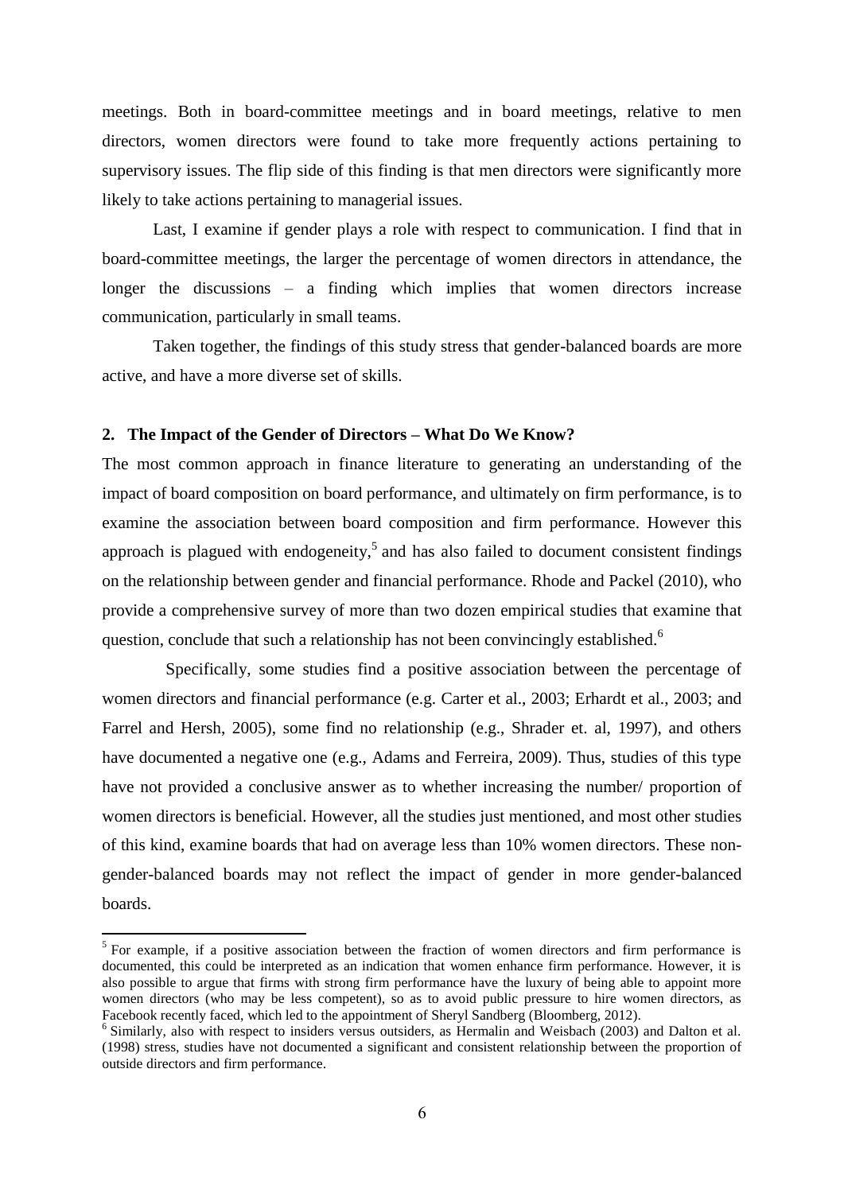meetings. Both in board-committee meetings and in board meetings, relative to men directors, women directors were found to take more frequently actions pertaining to supervisory issues. The flip side of this finding is that men directors were significantly more likely to take actions pertaining to managerial issues.

Last, I examine if gender plays a role with respect to communication. I find that in board-committee meetings, the larger the percentage of women directors in attendance, the longer the discussions – a finding which implies that women directors increase communication, particularly in small teams.

Taken together, the findings of this study stress that gender-balanced boards are more active, and have a more diverse set of skills.

## 2. The Impact of the Gender of Directors – What Do We Know?

The most common approach in finance literature to generating an understanding of the impact of board composition on board performance, and ultimately on firm performance, is to examine the association between board composition and firm performance. However this approach is plagued with endogeneity,[5] and has also failed to document consistent findings on the relationship between gender and financial performance. Rhode and Packel (2010), who provide a comprehensive survey of more than two dozen empirical studies that examine that question, conclude that such a relationship has not been convincingly established.[6]

Specifically, some studies find a positive association between the percentage of women directors and financial performance (e.g. Carter et al., 2003; Erhardt et al., 2003; and Farrel and Hersh, 2005), some find no relationship (e.g., Shrader et. al, 1997), and others have documented a negative one (e.g., Adams and Ferreira, 2009). Thus, studies of this type have not provided a conclusive answer as to whether increasing the number/ proportion of women directors is beneficial. However, all the studies just mentioned, and most other studies of this kind, examine boards that had on average less than 10% women directors. These non-gender-balanced boards may not reflect the impact of gender in more gender-balanced boards.

[5] For example, if a positive association between the fraction of women directors and firm performance is documented, this could be interpreted as an indication that women enhance firm performance. However, it is also possible to argue that firms with strong firm performance have the luxury of being able to appoint more women directors (who may be less competent), so as to avoid public pressure to hire women directors, as Facebook recently faced, which led to the appointment of Sheryl Sandberg (Bloomberg, 2012).

[6] Similarly, also with respect to insiders versus outsiders, as Hermalin and Weisbach (2003) and Dalton et al. (1998) stress, studies have not documented a significant and consistent relationship between the proportion of outside directors and firm performance.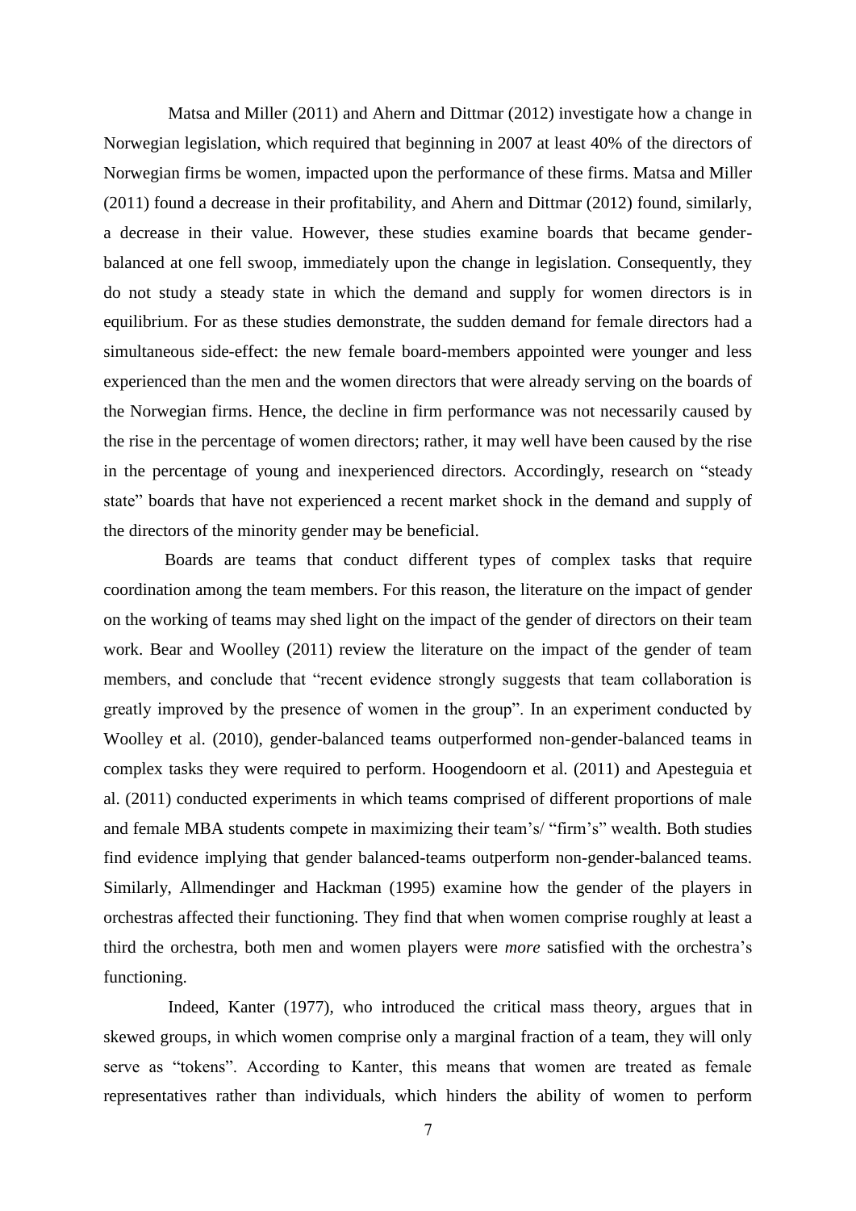Matsa and Miller (2011) and Ahern and Dittmar (2012) investigate how a change in Norwegian legislation, which required that beginning in 2007 at least 40% of the directors of Norwegian firms be women, impacted upon the performance of these firms. Matsa and Miller (2011) found a decrease in their profitability, and Ahern and Dittmar (2012) found, similarly, a decrease in their value. However, these studies examine boards that became gender-balanced at one fell swoop, immediately upon the change in legislation. Consequently, they do not study a steady state in which the demand and supply for women directors is in equilibrium. For as these studies demonstrate, the sudden demand for female directors had a simultaneous side-effect: the new female board-members appointed were younger and less experienced than the men and the women directors that were already serving on the boards of the Norwegian firms. Hence, the decline in firm performance was not necessarily caused by the rise in the percentage of women directors; rather, it may well have been caused by the rise in the percentage of young and inexperienced directors. Accordingly, research on "steady state" boards that have not experienced a recent market shock in the demand and supply of the directors of the minority gender may be beneficial.

Boards are teams that conduct different types of complex tasks that require coordination among the team members. For this reason, the literature on the impact of gender on the working of teams may shed light on the impact of the gender of directors on their team work. Bear and Woolley (2011) review the literature on the impact of the gender of team members, and conclude that "recent evidence strongly suggests that team collaboration is greatly improved by the presence of women in the group". In an experiment conducted by Woolley et al. (2010), gender-balanced teams outperformed non-gender-balanced teams in complex tasks they were required to perform. Hoogendoorn et al. (2011) and Apesteguia et al. (2011) conducted experiments in which teams comprised of different proportions of male and female MBA students compete in maximizing their team's/ "firm's" wealth. Both studies find evidence implying that gender balanced-teams outperform non-gender-balanced teams. Similarly, Allmendinger and Hackman (1995) examine how the gender of the players in orchestras affected their functioning. They find that when women comprise roughly at least a third the orchestra, both men and women players were *more* satisfied with the orchestra's functioning.

Indeed, Kanter (1977), who introduced the critical mass theory, argues that in skewed groups, in which women comprise only a marginal fraction of a team, they will only serve as "tokens". According to Kanter, this means that women are treated as female representatives rather than individuals, which hinders the ability of women to perform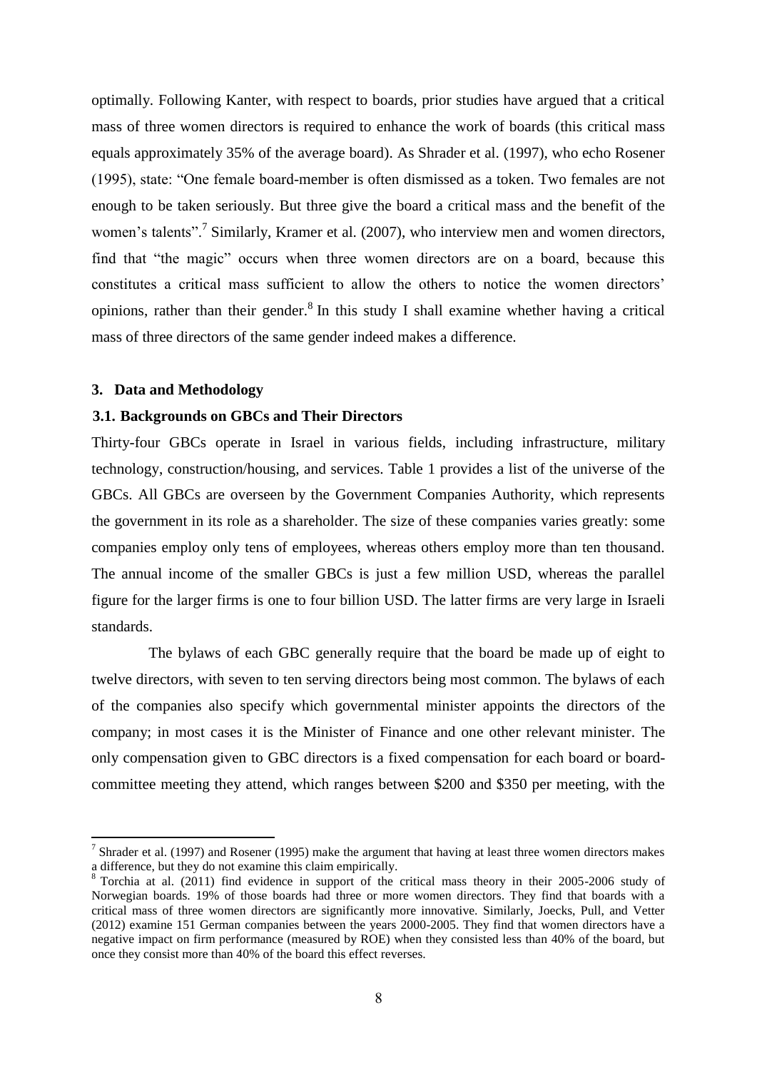optimally. Following Kanter, with respect to boards, prior studies have argued that a critical mass of three women directors is required to enhance the work of boards (this critical mass equals approximately 35% of the average board). As Shrader et al. (1997), who echo Rosener (1995), state: "One female board-member is often dismissed as a token. Two females are not enough to be taken seriously. But three give the board a critical mass and the benefit of the women's talents".[7] Similarly, Kramer et al. (2007), who interview men and women directors, find that "the magic" occurs when three women directors are on a board, because this constitutes a critical mass sufficient to allow the others to notice the women directors' opinions, rather than their gender.[8] In this study I shall examine whether having a critical mass of three directors of the same gender indeed makes a difference.

## 3. Data and Methodology

### 3.1. Backgrounds on GBCs and Their Directors

Thirty-four GBCs operate in Israel in various fields, including infrastructure, military technology, construction/housing, and services. Table 1 provides a list of the universe of the GBCs. All GBCs are overseen by the Government Companies Authority, which represents the government in its role as a shareholder. The size of these companies varies greatly: some companies employ only tens of employees, whereas others employ more than ten thousand. The annual income of the smaller GBCs is just a few million USD, whereas the parallel figure for the larger firms is one to four billion USD. The latter firms are very large in Israeli standards.

The bylaws of each GBC generally require that the board be made up of eight to twelve directors, with seven to ten serving directors being most common. The bylaws of each of the companies also specify which governmental minister appoints the directors of the company; in most cases it is the Minister of Finance and one other relevant minister. The only compensation given to GBC directors is a fixed compensation for each board or board-committee meeting they attend, which ranges between \$200 and \$350 per meeting, with the

---

[7] Shrader et al. (1997) and Rosener (1995) make the argument that having at least three women directors makes a difference, but they do not examine this claim empirically.

[8] Torchia at al. (2011) find evidence in support of the critical mass theory in their 2005-2006 study of Norwegian boards. 19% of those boards had three or more women directors. They find that boards with a critical mass of three women directors are significantly more innovative. Similarly, Joecks, Pull, and Vetter (2012) examine 151 German companies between the years 2000-2005. They find that women directors have a negative impact on firm performance (measured by ROE) when they consisted less than 40% of the board, but once they consist more than 40% of the board this effect reverses.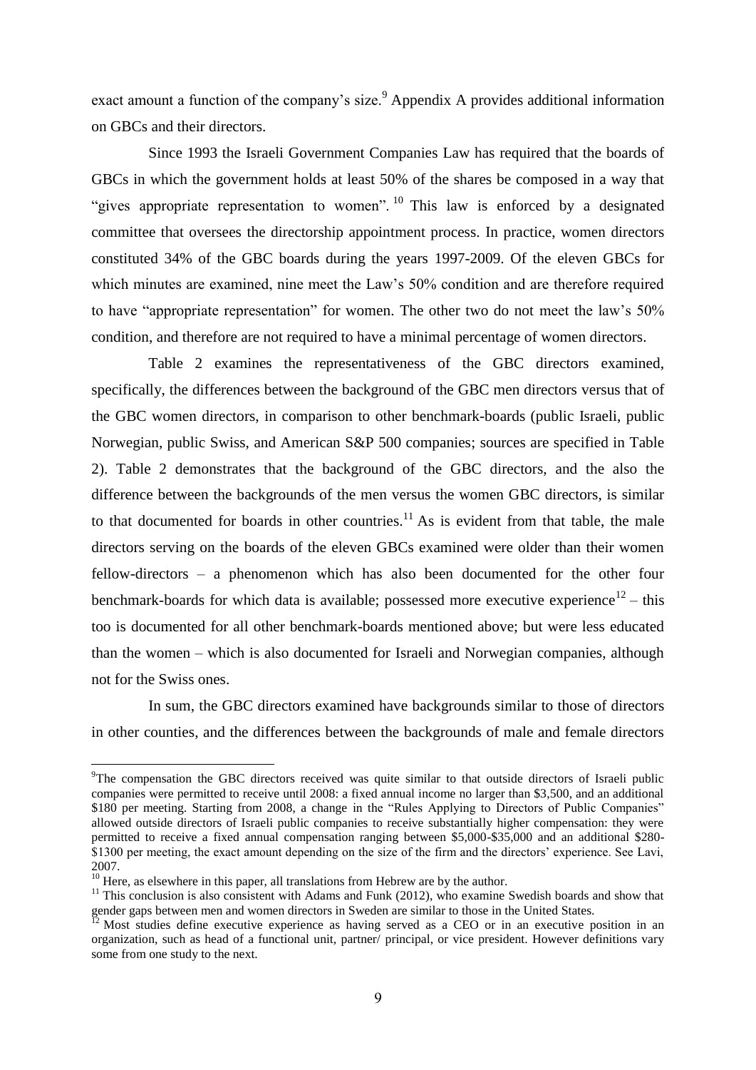exact amount a function of the company's size.[9] Appendix A provides additional information on GBCs and their directors.

Since 1993 the Israeli Government Companies Law has required that the boards of GBCs in which the government holds at least 50% of the shares be composed in a way that "gives appropriate representation to women".[10] This law is enforced by a designated committee that oversees the directorship appointment process. In practice, women directors constituted 34% of the GBC boards during the years 1997-2009. Of the eleven GBCs for which minutes are examined, nine meet the Law's 50% condition and are therefore required to have "appropriate representation" for women. The other two do not meet the law's 50% condition, and therefore are not required to have a minimal percentage of women directors.

Table 2 examines the representativeness of the GBC directors examined, specifically, the differences between the background of the GBC men directors versus that of the GBC women directors, in comparison to other benchmark-boards (public Israeli, public Norwegian, public Swiss, and American S&P 500 companies; sources are specified in Table 2). Table 2 demonstrates that the background of the GBC directors, and the also the difference between the backgrounds of the men versus the women GBC directors, is similar to that documented for boards in other countries.[11] As is evident from that table, the male directors serving on the boards of the eleven GBCs examined were older than their women fellow-directors – a phenomenon which has also been documented for the other four benchmark-boards for which data is available; possessed more executive experience[12] – this too is documented for all other benchmark-boards mentioned above; but were less educated than the women – which is also documented for Israeli and Norwegian companies, although not for the Swiss ones.

In sum, the GBC directors examined have backgrounds similar to those of directors in other counties, and the differences between the backgrounds of male and female directors

---

[9] The compensation the GBC directors received was quite similar to that outside directors of Israeli public companies were permitted to receive until 2008: a fixed annual income no larger than $3,500, and an additional $180 per meeting. Starting from 2008, a change in the "Rules Applying to Directors of Public Companies" allowed outside directors of Israeli public companies to receive substantially higher compensation: they were permitted to receive a fixed annual compensation ranging between $5,000-$35,000 and an additional $280-$1300 per meeting, the exact amount depending on the size of the firm and the directors' experience. See Lavi, 2007.

[10] Here, as elsewhere in this paper, all translations from Hebrew are by the author.

[11] This conclusion is also consistent with Adams and Funk (2012), who examine Swedish boards and show that gender gaps between men and women directors in Sweden are similar to those in the United States.

[12] Most studies define executive experience as having served as a CEO or in an executive position in an organization, such as head of a functional unit, partner/ principal, or vice president. However definitions vary some from one study to the next.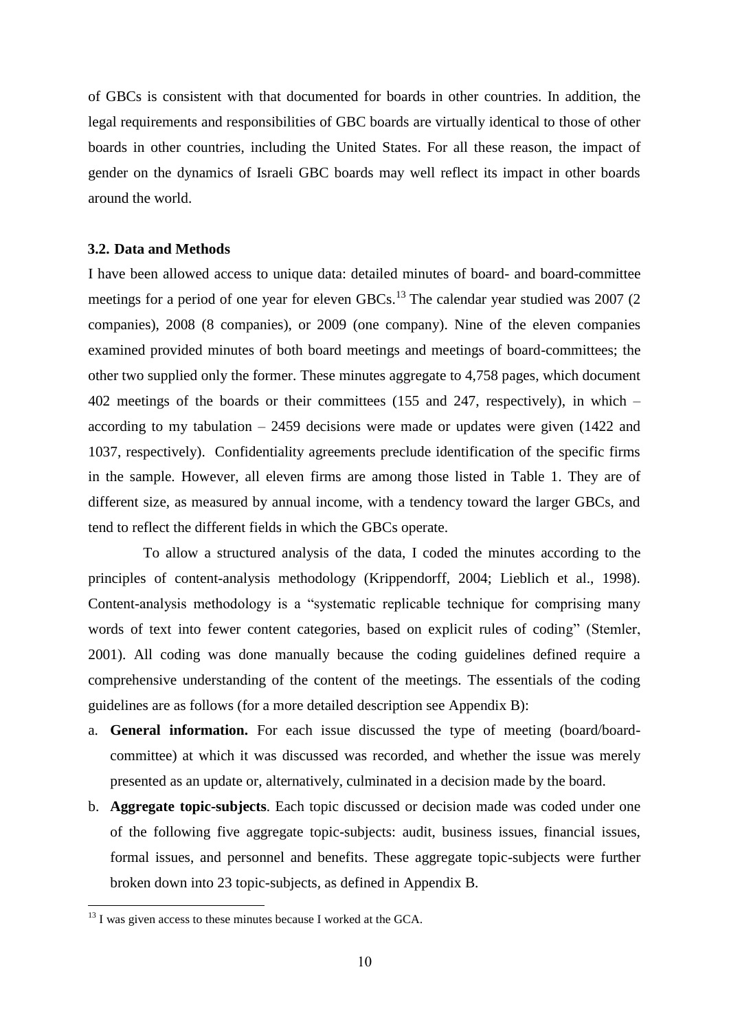of GBCs is consistent with that documented for boards in other countries. In addition, the legal requirements and responsibilities of GBC boards are virtually identical to those of other boards in other countries, including the United States. For all these reason, the impact of gender on the dynamics of Israeli GBC boards may well reflect its impact in other boards around the world.

### 3.2. Data and Methods

I have been allowed access to unique data: detailed minutes of board- and board-committee meetings for a period of one year for eleven GBCs.[13] The calendar year studied was 2007 (2 companies), 2008 (8 companies), or 2009 (one company). Nine of the eleven companies examined provided minutes of both board meetings and meetings of board-committees; the other two supplied only the former. These minutes aggregate to 4,758 pages, which document 402 meetings of the boards or their committees (155 and 247, respectively), in which – according to my tabulation – 2459 decisions were made or updates were given (1422 and 1037, respectively). Confidentiality agreements preclude identification of the specific firms in the sample. However, all eleven firms are among those listed in Table 1. They are of different size, as measured by annual income, with a tendency toward the larger GBCs, and tend to reflect the different fields in which the GBCs operate.

To allow a structured analysis of the data, I coded the minutes according to the principles of content-analysis methodology (Krippendorff, 2004; Lieblich et al., 1998). Content-analysis methodology is a "systematic replicable technique for comprising many words of text into fewer content categories, based on explicit rules of coding" (Stemler, 2001). All coding was done manually because the coding guidelines defined require a comprehensive understanding of the content of the meetings. The essentials of the coding guidelines are as follows (for a more detailed description see Appendix B):

a. **General information.** For each issue discussed the type of meeting (board/board-committee) at which it was discussed was recorded, and whether the issue was merely presented as an update or, alternatively, culminated in a decision made by the board.
b. **Aggregate topic-subjects**. Each topic discussed or decision made was coded under one of the following five aggregate topic-subjects: audit, business issues, financial issues, formal issues, and personnel and benefits. These aggregate topic-subjects were further broken down into 23 topic-subjects, as defined in Appendix B.

---

[13] I was given access to these minutes because I worked at the GCA.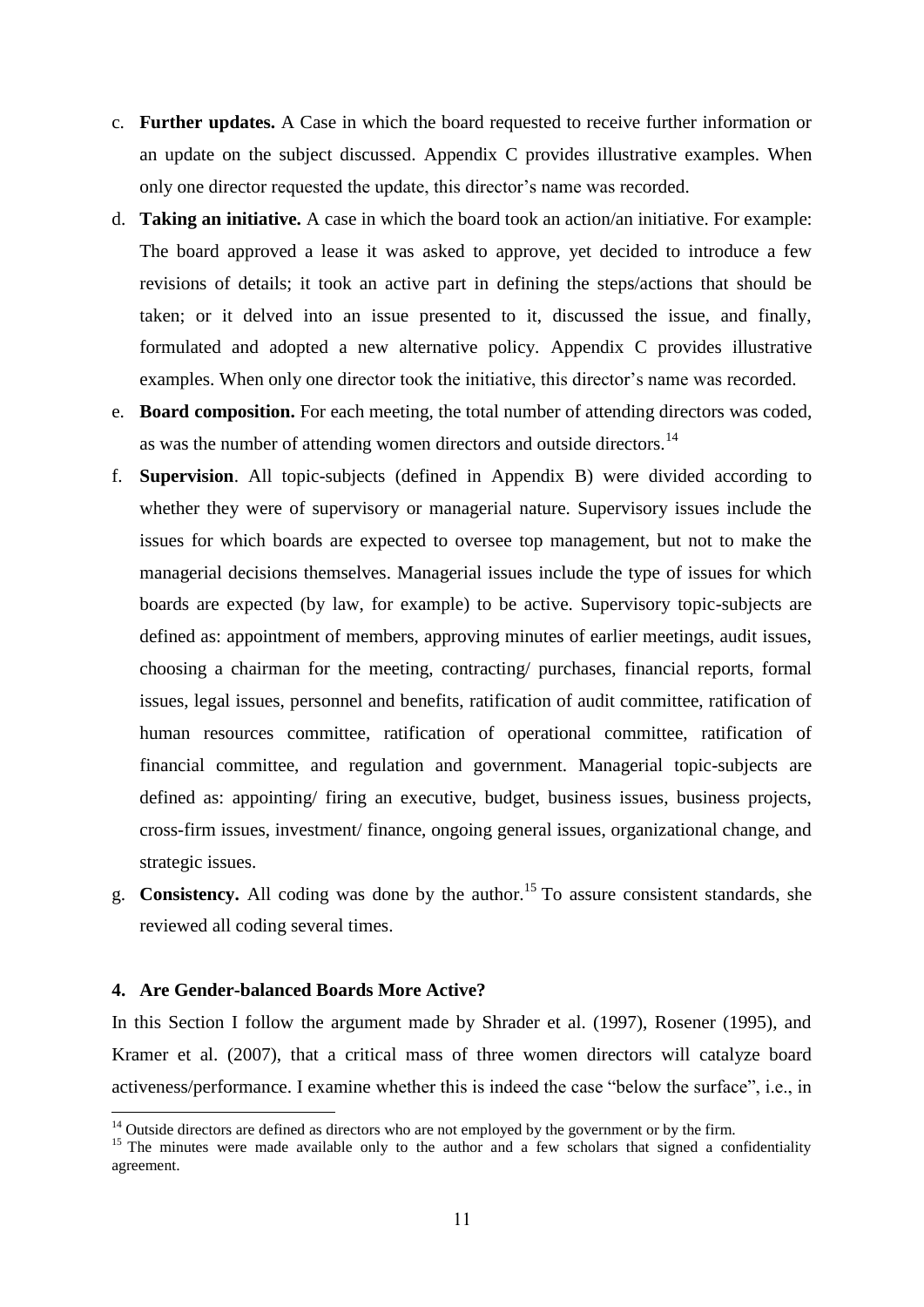c. **Further updates.** A Case in which the board requested to receive further information or an update on the subject discussed. Appendix C provides illustrative examples. When only one director requested the update, this director's name was recorded.

d. **Taking an initiative.** A case in which the board took an action/an initiative. For example: The board approved a lease it was asked to approve, yet decided to introduce a few revisions of details; it took an active part in defining the steps/actions that should be taken; or it delved into an issue presented to it, discussed the issue, and finally, formulated and adopted a new alternative policy. Appendix C provides illustrative examples. When only one director took the initiative, this director's name was recorded.

e. **Board composition.** For each meeting, the total number of attending directors was coded, as was the number of attending women directors and outside directors.[14]

f. **Supervision**. All topic-subjects (defined in Appendix B) were divided according to whether they were of supervisory or managerial nature. Supervisory issues include the issues for which boards are expected to oversee top management, but not to make the managerial decisions themselves. Managerial issues include the type of issues for which boards are expected (by law, for example) to be active. Supervisory topic-subjects are defined as: appointment of members, approving minutes of earlier meetings, audit issues, choosing a chairman for the meeting, contracting/ purchases, financial reports, formal issues, legal issues, personnel and benefits, ratification of audit committee, ratification of human resources committee, ratification of operational committee, ratification of financial committee, and regulation and government. Managerial topic-subjects are defined as: appointing/ firing an executive, budget, business issues, business projects, cross-firm issues, investment/ finance, ongoing general issues, organizational change, and strategic issues.

g. **Consistency.** All coding was done by the author.[15] To assure consistent standards, she reviewed all coding several times.

### 4. Are Gender-balanced Boards More Active?

In this Section I follow the argument made by Shrader et al. (1997), Rosener (1995), and Kramer et al. (2007), that a critical mass of three women directors will catalyze board activeness/performance. I examine whether this is indeed the case "below the surface", i.e., in

[14] Outside directors are defined as directors who are not employed by the government or by the firm.

[15] The minutes were made available only to the author and a few scholars that signed a confidentiality agreement.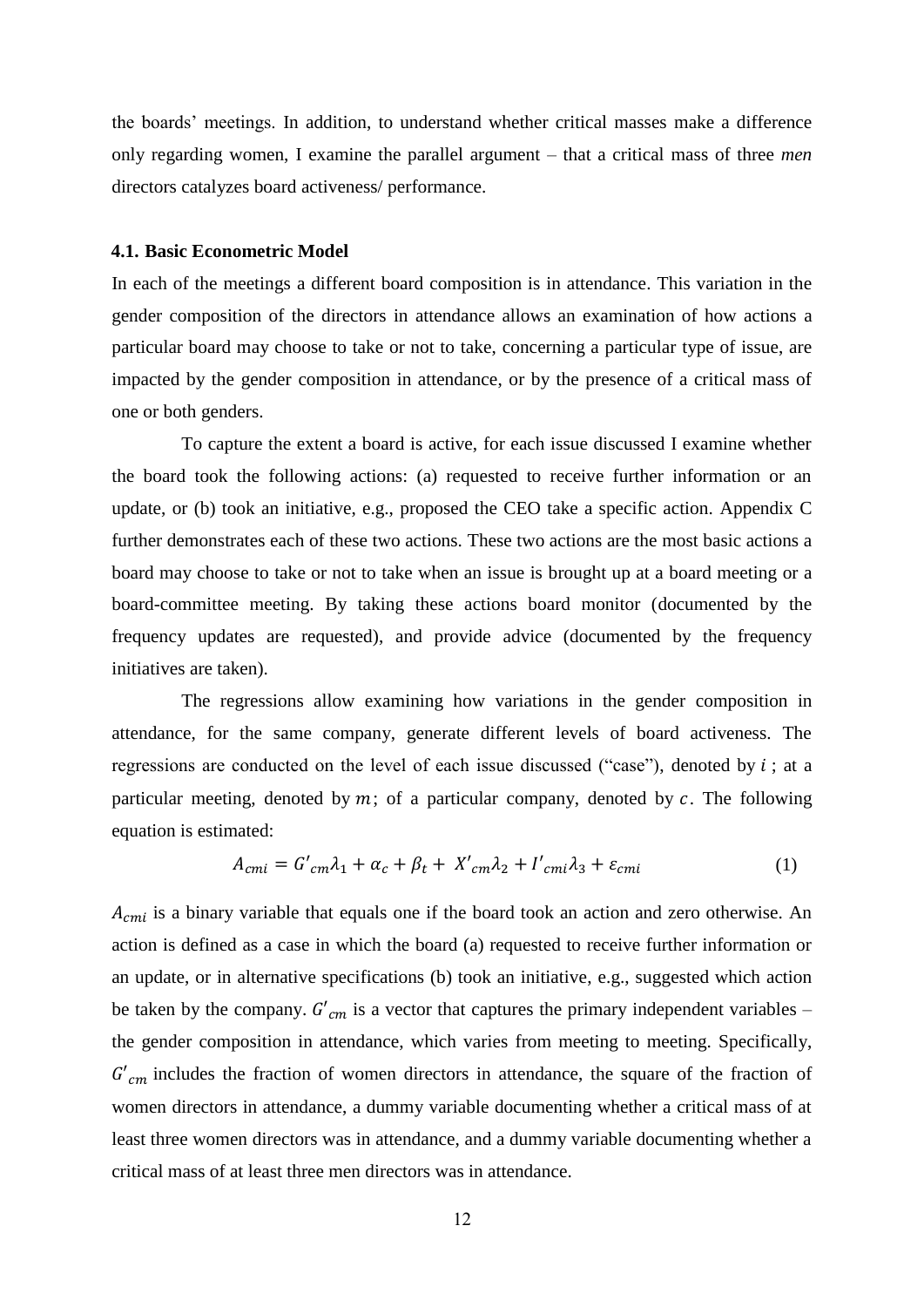the boards' meetings. In addition, to understand whether critical masses make a difference only regarding women, I examine the parallel argument – that a critical mass of three *men* directors catalyzes board activeness/ performance.

### 4.1. Basic Econometric Model

In each of the meetings a different board composition is in attendance. This variation in the gender composition of the directors in attendance allows an examination of how actions a particular board may choose to take or not to take, concerning a particular type of issue, are impacted by the gender composition in attendance, or by the presence of a critical mass of one or both genders.

To capture the extent a board is active, for each issue discussed I examine whether the board took the following actions: (a) requested to receive further information or an update, or (b) took an initiative, e.g., proposed the CEO take a specific action. Appendix C further demonstrates each of these two actions. These two actions are the most basic actions a board may choose to take or not to take when an issue is brought up at a board meeting or a board-committee meeting. By taking these actions board monitor (documented by the frequency updates are requested), and provide advice (documented by the frequency initiatives are taken).

The regressions allow examining how variations in the gender composition in attendance, for the same company, generate different levels of board activeness. The regressions are conducted on the level of each issue discussed ("case"), denoted by $i$ ; at a particular meeting, denoted by $m$; of a particular company, denoted by $c$. The following equation is estimated:

$$A_{cmi} = G'_{cm}\lambda_1 + \alpha_c + \beta_t + X'_{cm}\lambda_2 + I'_{cmi}\lambda_3 + \varepsilon_{cmi} \quad (1)$$

$A_{cmi}$ is a binary variable that equals one if the board took an action and zero otherwise. An action is defined as a case in which the board (a) requested to receive further information or an update, or in alternative specifications (b) took an initiative, e.g., suggested which action be taken by the company. $G'_{cm}$ is a vector that captures the primary independent variables – the gender composition in attendance, which varies from meeting to meeting. Specifically, $G'_{cm}$ includes the fraction of women directors in attendance, the square of the fraction of women directors in attendance, a dummy variable documenting whether a critical mass of at least three women directors was in attendance, and a dummy variable documenting whether a critical mass of at least three men directors was in attendance.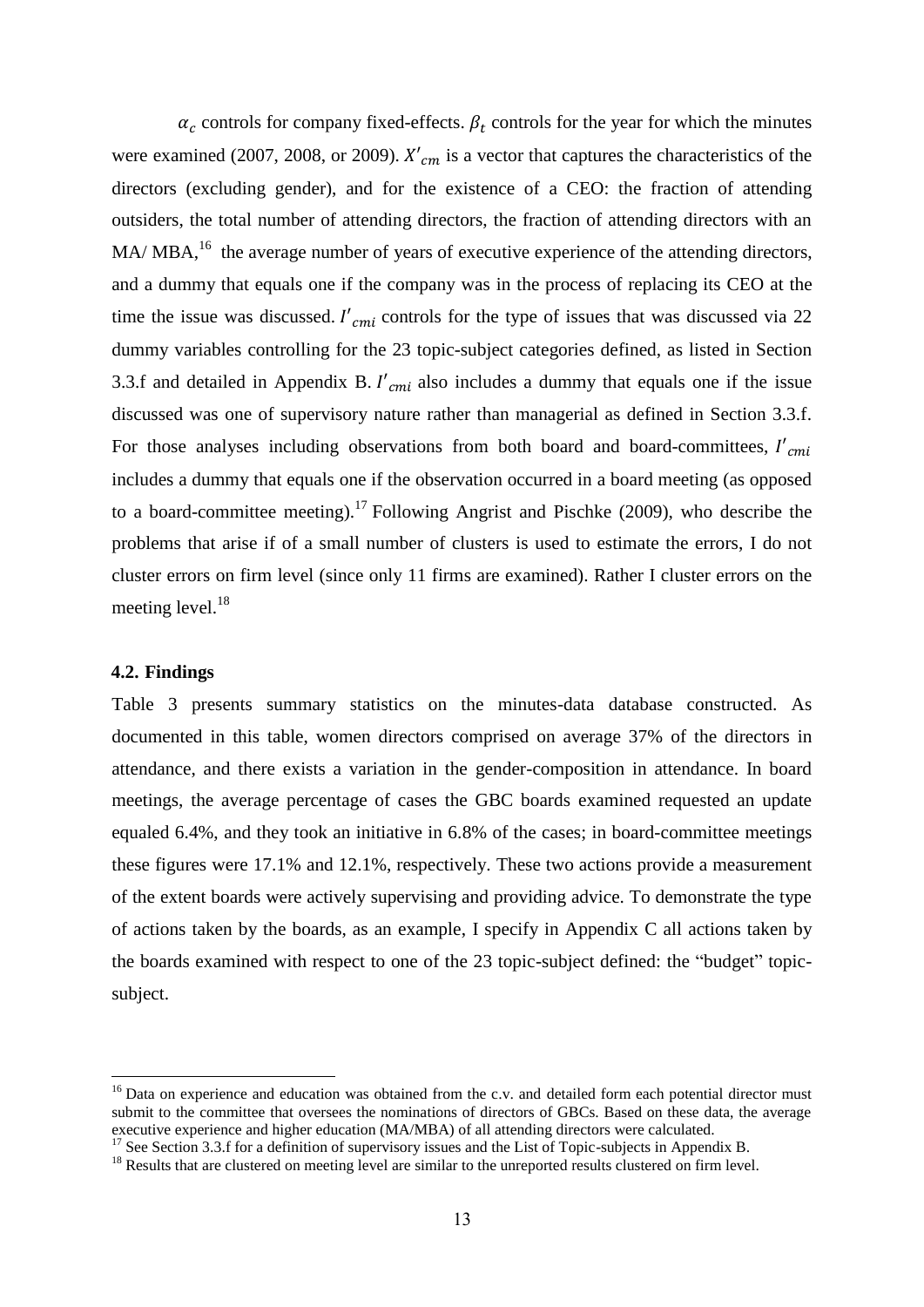$\alpha_c$ controls for company fixed-effects. $\beta_t$ controls for the year for which the minutes were examined (2007, 2008, or 2009). $X'_{cm}$ is a vector that captures the characteristics of the directors (excluding gender), and for the existence of a CEO: the fraction of attending outsiders, the total number of attending directors, the fraction of attending directors with an MA/ MBA,[16] the average number of years of executive experience of the attending directors, and a dummy that equals one if the company was in the process of replacing its CEO at the time the issue was discussed. $I'_{cmi}$ controls for the type of issues that was discussed via 22 dummy variables controlling for the 23 topic-subject categories defined, as listed in Section 3.3.f and detailed in Appendix B. $I'_{cmi}$ also includes a dummy that equals one if the issue discussed was one of supervisory nature rather than managerial as defined in Section 3.3.f. For those analyses including observations from both board and board-committees, $I'_{cmi}$ includes a dummy that equals one if the observation occurred in a board meeting (as opposed to a board-committee meeting).[17] Following Angrist and Pischke (2009), who describe the problems that arise if of a small number of clusters is used to estimate the errors, I do not cluster errors on firm level (since only 11 firms are examined). Rather I cluster errors on the meeting level.[18]

### 4.2. Findings

Table 3 presents summary statistics on the minutes-data database constructed. As documented in this table, women directors comprised on average 37% of the directors in attendance, and there exists a variation in the gender-composition in attendance. In board meetings, the average percentage of cases the GBC boards examined requested an update equaled 6.4%, and they took an initiative in 6.8% of the cases; in board-committee meetings these figures were 17.1% and 12.1%, respectively. These two actions provide a measurement of the extent boards were actively supervising and providing advice. To demonstrate the type of actions taken by the boards, as an example, I specify in Appendix C all actions taken by the boards examined with respect to one of the 23 topic-subject defined: the "budget" topic-subject.

---

[16] Data on experience and education was obtained from the c.v. and detailed form each potential director must submit to the committee that oversees the nominations of directors of GBCs. Based on these data, the average executive experience and higher education (MA/MBA) of all attending directors were calculated.

[17] See Section 3.3.f for a definition of supervisory issues and the List of Topic-subjects in Appendix B.

[18] Results that are clustered on meeting level are similar to the unreported results clustered on firm level.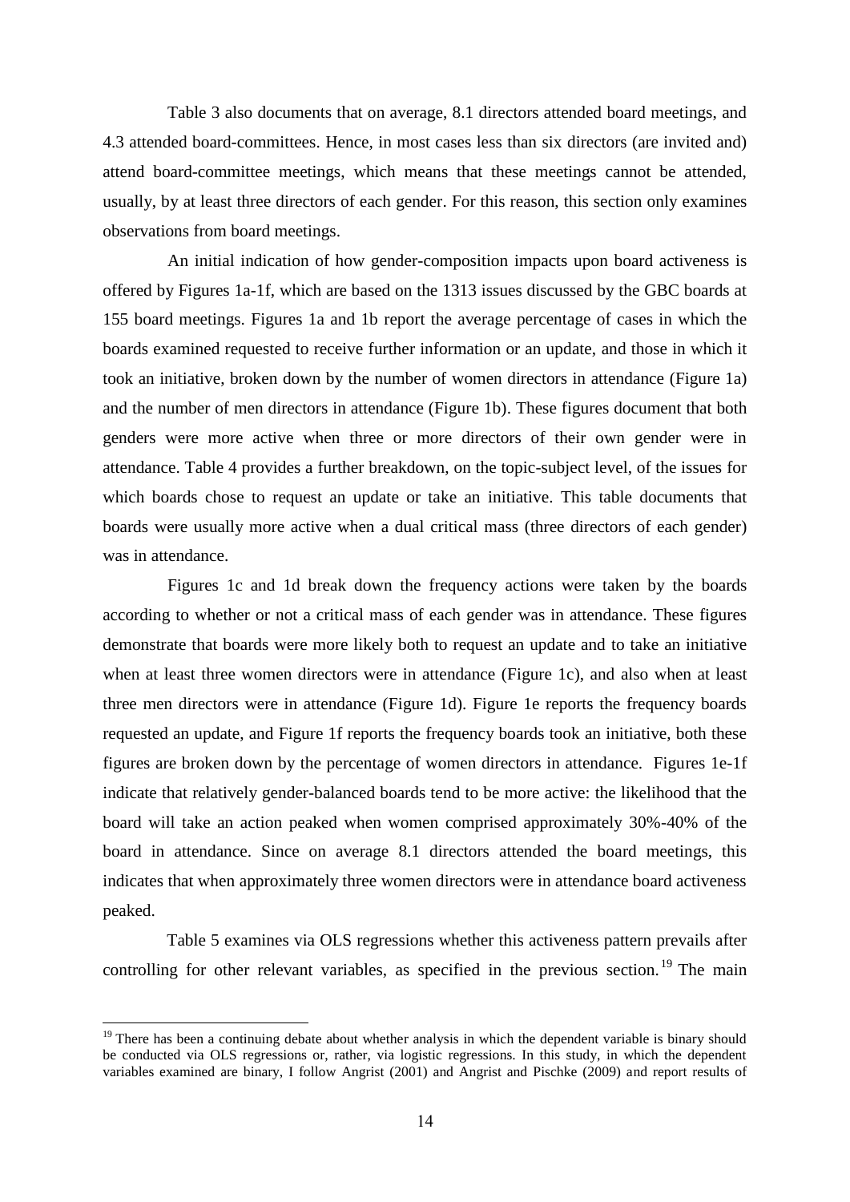Table 3 also documents that on average, 8.1 directors attended board meetings, and 4.3 attended board-committees. Hence, in most cases less than six directors (are invited and) attend board-committee meetings, which means that these meetings cannot be attended, usually, by at least three directors of each gender. For this reason, this section only examines observations from board meetings.

An initial indication of how gender-composition impacts upon board activeness is offered by Figures 1a-1f, which are based on the 1313 issues discussed by the GBC boards at 155 board meetings. Figures 1a and 1b report the average percentage of cases in which the boards examined requested to receive further information or an update, and those in which it took an initiative, broken down by the number of women directors in attendance (Figure 1a) and the number of men directors in attendance (Figure 1b). These figures document that both genders were more active when three or more directors of their own gender were in attendance. Table 4 provides a further breakdown, on the topic-subject level, of the issues for which boards chose to request an update or take an initiative. This table documents that boards were usually more active when a dual critical mass (three directors of each gender) was in attendance.

Figures 1c and 1d break down the frequency actions were taken by the boards according to whether or not a critical mass of each gender was in attendance. These figures demonstrate that boards were more likely both to request an update and to take an initiative when at least three women directors were in attendance (Figure 1c), and also when at least three men directors were in attendance (Figure 1d). Figure 1e reports the frequency boards requested an update, and Figure 1f reports the frequency boards took an initiative, both these figures are broken down by the percentage of women directors in attendance. Figures 1e-1f indicate that relatively gender-balanced boards tend to be more active: the likelihood that the board will take an action peaked when women comprised approximately 30%-40% of the board in attendance. Since on average 8.1 directors attended the board meetings, this indicates that when approximately three women directors were in attendance board activeness peaked.

Table 5 examines via OLS regressions whether this activeness pattern prevails after controlling for other relevant variables, as specified in the previous section.[19] The main

[19] There has been a continuing debate about whether analysis in which the dependent variable is binary should be conducted via OLS regressions or, rather, via logistic regressions. In this study, in which the dependent variables examined are binary, I follow Angrist (2001) and Angrist and Pischke (2009) and report results of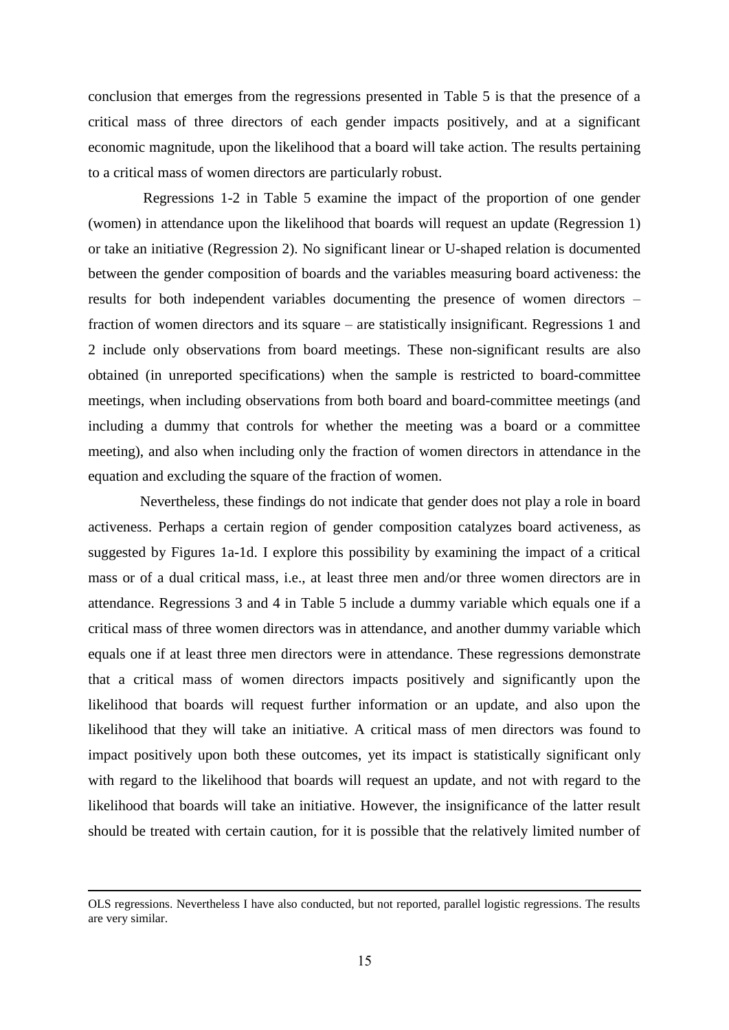conclusion that emerges from the regressions presented in Table 5 is that the presence of a critical mass of three directors of each gender impacts positively, and at a significant economic magnitude, upon the likelihood that a board will take action. The results pertaining to a critical mass of women directors are particularly robust.

Regressions 1-2 in Table 5 examine the impact of the proportion of one gender (women) in attendance upon the likelihood that boards will request an update (Regression 1) or take an initiative (Regression 2). No significant linear or U-shaped relation is documented between the gender composition of boards and the variables measuring board activeness: the results for both independent variables documenting the presence of women directors – fraction of women directors and its square – are statistically insignificant. Regressions 1 and 2 include only observations from board meetings. These non-significant results are also obtained (in unreported specifications) when the sample is restricted to board-committee meetings, when including observations from both board and board-committee meetings (and including a dummy that controls for whether the meeting was a board or a committee meeting), and also when including only the fraction of women directors in attendance in the equation and excluding the square of the fraction of women.

Nevertheless, these findings do not indicate that gender does not play a role in board activeness. Perhaps a certain region of gender composition catalyzes board activeness, as suggested by Figures 1a-1d. I explore this possibility by examining the impact of a critical mass or of a dual critical mass, i.e., at least three men and/or three women directors are in attendance. Regressions 3 and 4 in Table 5 include a dummy variable which equals one if a critical mass of three women directors was in attendance, and another dummy variable which equals one if at least three men directors were in attendance. These regressions demonstrate that a critical mass of women directors impacts positively and significantly upon the likelihood that boards will request further information or an update, and also upon the likelihood that they will take an initiative. A critical mass of men directors was found to impact positively upon both these outcomes, yet its impact is statistically significant only with regard to the likelihood that boards will request an update, and not with regard to the likelihood that boards will take an initiative. However, the insignificance of the latter result should be treated with certain caution, for it is possible that the relatively limited number of

---

OLS regressions. Nevertheless I have also conducted, but not reported, parallel logistic regressions. The results are very similar.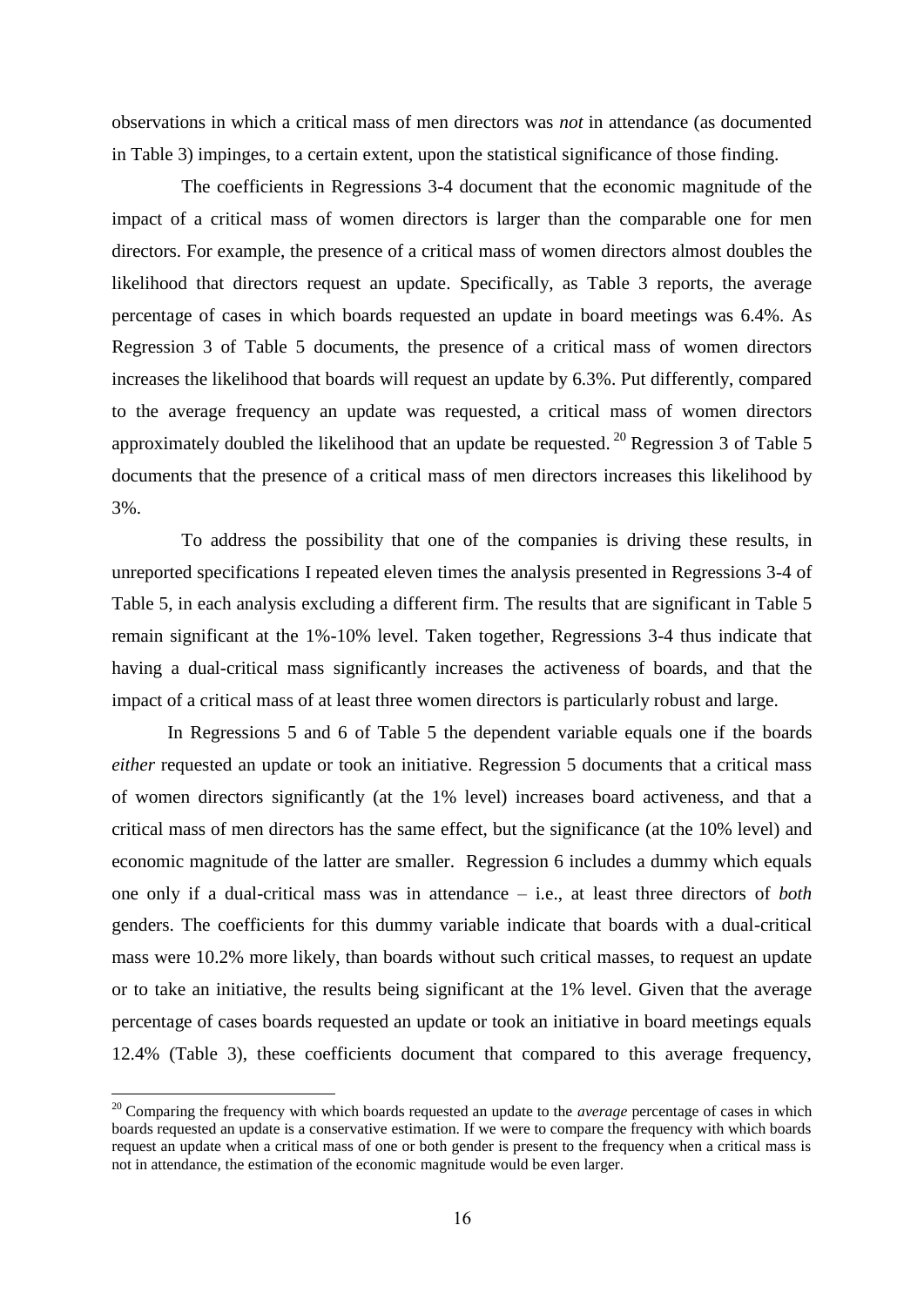observations in which a critical mass of men directors was *not* in attendance (as documented in Table 3) impinges, to a certain extent, upon the statistical significance of those finding.

The coefficients in Regressions 3-4 document that the economic magnitude of the impact of a critical mass of women directors is larger than the comparable one for men directors. For example, the presence of a critical mass of women directors almost doubles the likelihood that directors request an update. Specifically, as Table 3 reports, the average percentage of cases in which boards requested an update in board meetings was 6.4%. As Regression 3 of Table 5 documents, the presence of a critical mass of women directors increases the likelihood that boards will request an update by 6.3%. Put differently, compared to the average frequency an update was requested, a critical mass of women directors approximately doubled the likelihood that an update be requested. [20] Regression 3 of Table 5 documents that the presence of a critical mass of men directors increases this likelihood by 3%.

To address the possibility that one of the companies is driving these results, in unreported specifications I repeated eleven times the analysis presented in Regressions 3-4 of Table 5, in each analysis excluding a different firm. The results that are significant in Table 5 remain significant at the 1%-10% level. Taken together, Regressions 3-4 thus indicate that having a dual-critical mass significantly increases the activeness of boards, and that the impact of a critical mass of at least three women directors is particularly robust and large.

In Regressions 5 and 6 of Table 5 the dependent variable equals one if the boards *either* requested an update or took an initiative. Regression 5 documents that a critical mass of women directors significantly (at the 1% level) increases board activeness, and that a critical mass of men directors has the same effect, but the significance (at the 10% level) and economic magnitude of the latter are smaller. Regression 6 includes a dummy which equals one only if a dual-critical mass was in attendance – i.e., at least three directors of *both* genders. The coefficients for this dummy variable indicate that boards with a dual-critical mass were 10.2% more likely, than boards without such critical masses, to request an update or to take an initiative, the results being significant at the 1% level. Given that the average percentage of cases boards requested an update or took an initiative in board meetings equals 12.4% (Table 3), these coefficients document that compared to this average frequency,

[20] Comparing the frequency with which boards requested an update to the *average* percentage of cases in which boards requested an update is a conservative estimation. If we were to compare the frequency with which boards request an update when a critical mass of one or both gender is present to the frequency when a critical mass is not in attendance, the estimation of the economic magnitude would be even larger.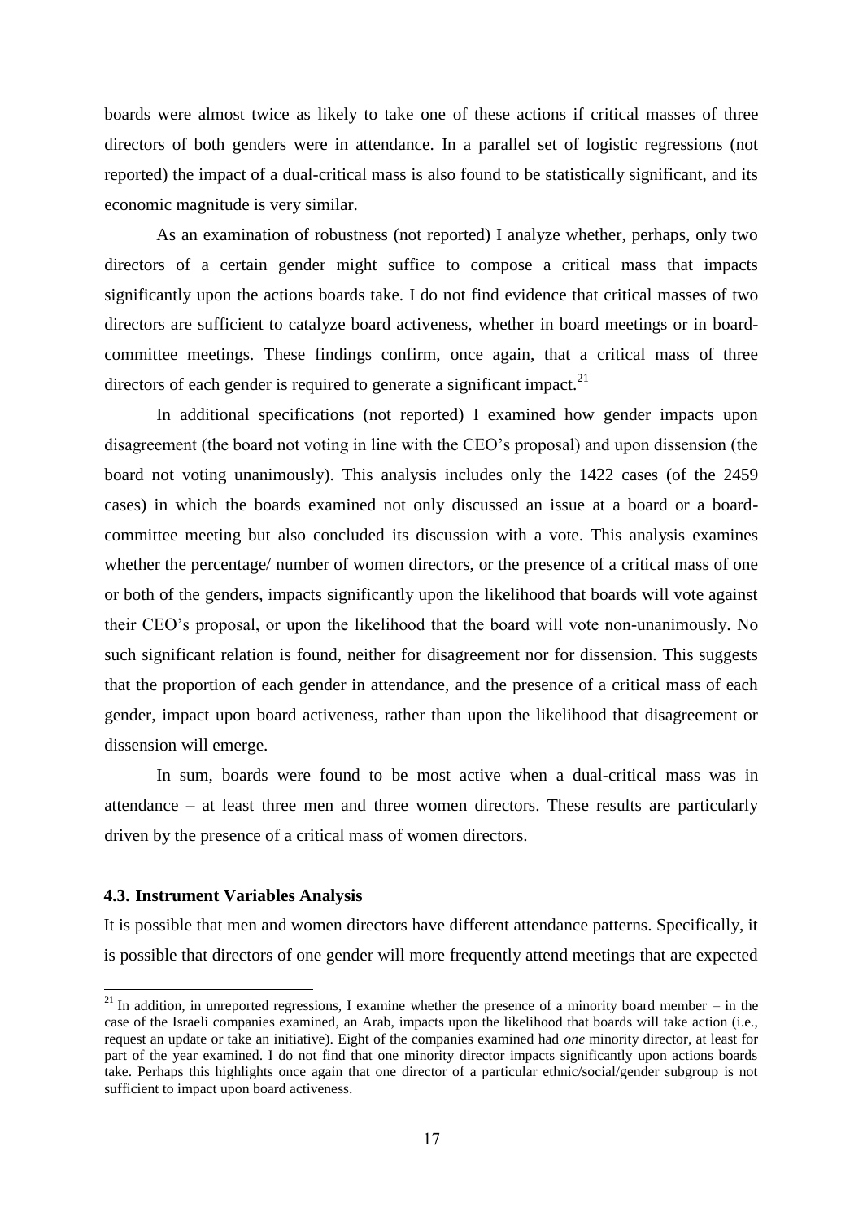boards were almost twice as likely to take one of these actions if critical masses of three directors of both genders were in attendance. In a parallel set of logistic regressions (not reported) the impact of a dual-critical mass is also found to be statistically significant, and its economic magnitude is very similar.

As an examination of robustness (not reported) I analyze whether, perhaps, only two directors of a certain gender might suffice to compose a critical mass that impacts significantly upon the actions boards take. I do not find evidence that critical masses of two directors are sufficient to catalyze board activeness, whether in board meetings or in board-committee meetings. These findings confirm, once again, that a critical mass of three directors of each gender is required to generate a significant impact.[21]

In additional specifications (not reported) I examined how gender impacts upon disagreement (the board not voting in line with the CEO's proposal) and upon dissension (the board not voting unanimously). This analysis includes only the 1422 cases (of the 2459 cases) in which the boards examined not only discussed an issue at a board or a board-committee meeting but also concluded its discussion with a vote. This analysis examines whether the percentage/ number of women directors, or the presence of a critical mass of one or both of the genders, impacts significantly upon the likelihood that boards will vote against their CEO's proposal, or upon the likelihood that the board will vote non-unanimously. No such significant relation is found, neither for disagreement nor for dissension. This suggests that the proportion of each gender in attendance, and the presence of a critical mass of each gender, impact upon board activeness, rather than upon the likelihood that disagreement or dissension will emerge.

In sum, boards were found to be most active when a dual-critical mass was in attendance – at least three men and three women directors. These results are particularly driven by the presence of a critical mass of women directors.

### 4.3. Instrument Variables Analysis

It is possible that men and women directors have different attendance patterns. Specifically, it is possible that directors of one gender will more frequently attend meetings that are expected

[21] In addition, in unreported regressions, I examine whether the presence of a minority board member – in the case of the Israeli companies examined, an Arab, impacts upon the likelihood that boards will take action (i.e., request an update or take an initiative). Eight of the companies examined had *one* minority director, at least for part of the year examined. I do not find that one minority director impacts significantly upon actions boards take. Perhaps this highlights once again that one director of a particular ethnic/social/gender subgroup is not sufficient to impact upon board activeness.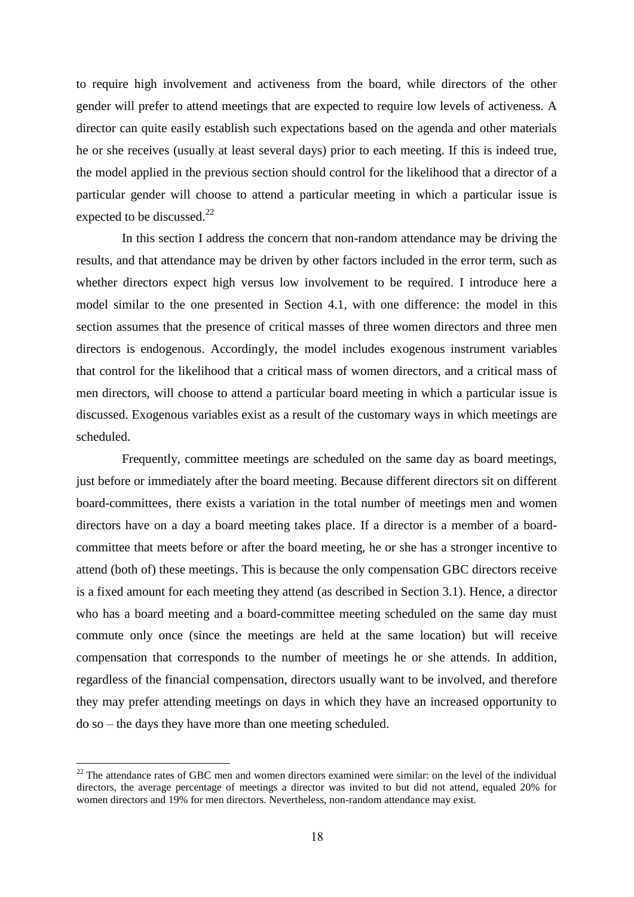to require high involvement and activeness from the board, while directors of the other gender will prefer to attend meetings that are expected to require low levels of activeness. A director can quite easily establish such expectations based on the agenda and other materials he or she receives (usually at least several days) prior to each meeting. If this is indeed true, the model applied in the previous section should control for the likelihood that a director of a particular gender will choose to attend a particular meeting in which a particular issue is expected to be discussed.[22]

In this section I address the concern that non-random attendance may be driving the results, and that attendance may be driven by other factors included in the error term, such as whether directors expect high versus low involvement to be required. I introduce here a model similar to the one presented in Section 4.1, with one difference: the model in this section assumes that the presence of critical masses of three women directors and three men directors is endogenous. Accordingly, the model includes exogenous instrument variables that control for the likelihood that a critical mass of women directors, and a critical mass of men directors, will choose to attend a particular board meeting in which a particular issue is discussed. Exogenous variables exist as a result of the customary ways in which meetings are scheduled.

Frequently, committee meetings are scheduled on the same day as board meetings, just before or immediately after the board meeting. Because different directors sit on different board-committees, there exists a variation in the total number of meetings men and women directors have on a day a board meeting takes place. If a director is a member of a board-committee that meets before or after the board meeting, he or she has a stronger incentive to attend (both of) these meetings. This is because the only compensation GBC directors receive is a fixed amount for each meeting they attend (as described in Section 3.1). Hence, a director who has a board meeting and a board-committee meeting scheduled on the same day must commute only once (since the meetings are held at the same location) but will receive compensation that corresponds to the number of meetings he or she attends. In addition, regardless of the financial compensation, directors usually want to be involved, and therefore they may prefer attending meetings on days in which they have an increased opportunity to do so – the days they have more than one meeting scheduled.

[22] The attendance rates of GBC men and women directors examined were similar: on the level of the individual directors, the average percentage of meetings a director was invited to but did not attend, equaled 20% for women directors and 19% for men directors. Nevertheless, non-random attendance may exist.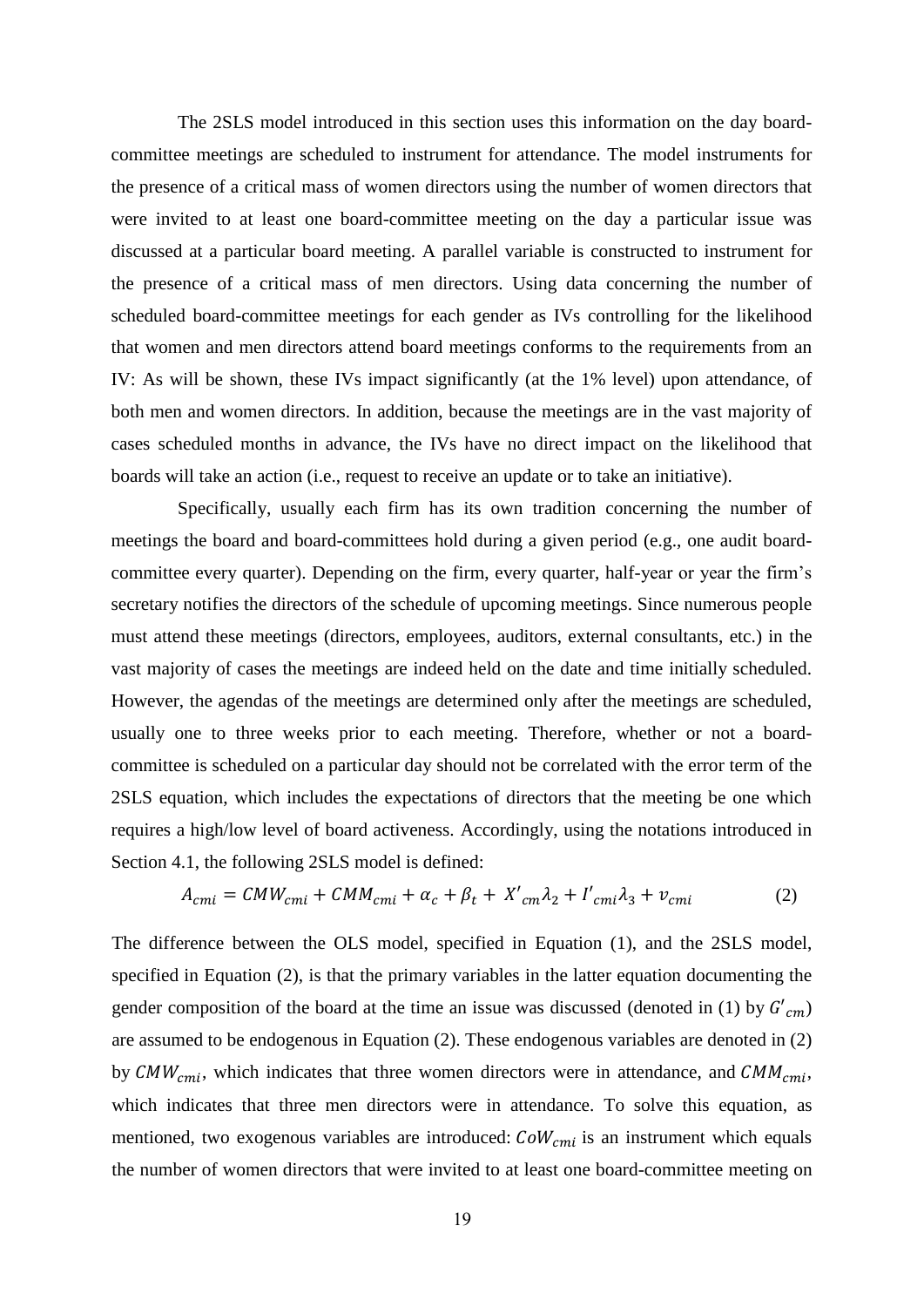The 2SLS model introduced in this section uses this information on the day board-committee meetings are scheduled to instrument for attendance. The model instruments for the presence of a critical mass of women directors using the number of women directors that were invited to at least one board-committee meeting on the day a particular issue was discussed at a particular board meeting. A parallel variable is constructed to instrument for the presence of a critical mass of men directors. Using data concerning the number of scheduled board-committee meetings for each gender as IVs controlling for the likelihood that women and men directors attend board meetings conforms to the requirements from an IV: As will be shown, these IVs impact significantly (at the 1% level) upon attendance, of both men and women directors. In addition, because the meetings are in the vast majority of cases scheduled months in advance, the IVs have no direct impact on the likelihood that boards will take an action (i.e., request to receive an update or to take an initiative).

Specifically, usually each firm has its own tradition concerning the number of meetings the board and board-committees hold during a given period (e.g., one audit board-committee every quarter). Depending on the firm, every quarter, half-year or year the firm's secretary notifies the directors of the schedule of upcoming meetings. Since numerous people must attend these meetings (directors, employees, auditors, external consultants, etc.) in the vast majority of cases the meetings are indeed held on the date and time initially scheduled. However, the agendas of the meetings are determined only after the meetings are scheduled, usually one to three weeks prior to each meeting. Therefore, whether or not a board-committee is scheduled on a particular day should not be correlated with the error term of the 2SLS equation, which includes the expectations of directors that the meeting be one which requires a high/low level of board activeness. Accordingly, using the notations introduced in Section 4.1, the following 2SLS model is defined:

$$A_{cmi} = CMW_{cmi} + CMM_{cmi} + \alpha_c + \beta_t + X'_{cm}\lambda_2 + I'_{cmi}\lambda_3 + v_{cmi} \qquad (2)$$

The difference between the OLS model, specified in Equation (1), and the 2SLS model, specified in Equation (2), is that the primary variables in the latter equation documenting the gender composition of the board at the time an issue was discussed (denoted in (1) by $G'_{cm}$) are assumed to be endogenous in Equation (2). These endogenous variables are denoted in (2) by $CMW_{cmi}$, which indicates that three women directors were in attendance, and $CMM_{cmi}$, which indicates that three men directors were in attendance. To solve this equation, as mentioned, two exogenous variables are introduced: $CoW_{cmi}$ is an instrument which equals the number of women directors that were invited to at least one board-committee meeting on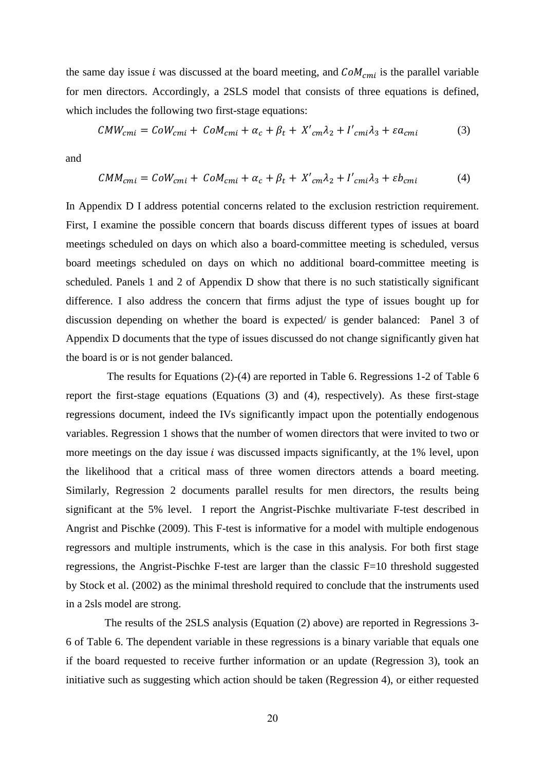the same day issue $i$ was discussed at the board meeting, and $CoM_{cmi}$ is the parallel variable for men directors. Accordingly, a 2SLS model that consists of three equations is defined, which includes the following two first-stage equations:

$$CMW_{cmi} = CoW_{cmi} + CoM_{cmi} + \alpha_c + \beta_t + X'_{cm}\lambda_2 + I'_{cmi}\lambda_3 + \varepsilon a_{cmi} \quad (3)$$

and

$$CMM_{cmi} = CoW_{cmi} + CoM_{cmi} + \alpha_c + \beta_t + X'_{cm}\lambda_2 + I'_{cmi}\lambda_3 + \varepsilon b_{cmi} \quad (4)$$

In Appendix D I address potential concerns related to the exclusion restriction requirement. First, I examine the possible concern that boards discuss different types of issues at board meetings scheduled on days on which also a board-committee meeting is scheduled, versus board meetings scheduled on days on which no additional board-committee meeting is scheduled. Panels 1 and 2 of Appendix D show that there is no such statistically significant difference. I also address the concern that firms adjust the type of issues bought up for discussion depending on whether the board is expected/ is gender balanced: Panel 3 of Appendix D documents that the type of issues discussed do not change significantly given hat the board is or is not gender balanced.

The results for Equations (2)-(4) are reported in Table 6. Regressions 1-2 of Table 6 report the first-stage equations (Equations (3) and (4), respectively). As these first-stage regressions document, indeed the IVs significantly impact upon the potentially endogenous variables. Regression 1 shows that the number of women directors that were invited to two or more meetings on the day issue $i$ was discussed impacts significantly, at the 1% level, upon the likelihood that a critical mass of three women directors attends a board meeting. Similarly, Regression 2 documents parallel results for men directors, the results being significant at the 5% level. I report the Angrist-Pischke multivariate F-test described in Angrist and Pischke (2009). This F-test is informative for a model with multiple endogenous regressors and multiple instruments, which is the case in this analysis. For both first stage regressions, the Angrist-Pischke F-test are larger than the classic F=10 threshold suggested by Stock et al. (2002) as the minimal threshold required to conclude that the instruments used in a 2sls model are strong.

The results of the 2SLS analysis (Equation (2) above) are reported in Regressions 3-6 of Table 6. The dependent variable in these regressions is a binary variable that equals one if the board requested to receive further information or an update (Regression 3), took an initiative such as suggesting which action should be taken (Regression 4), or either requested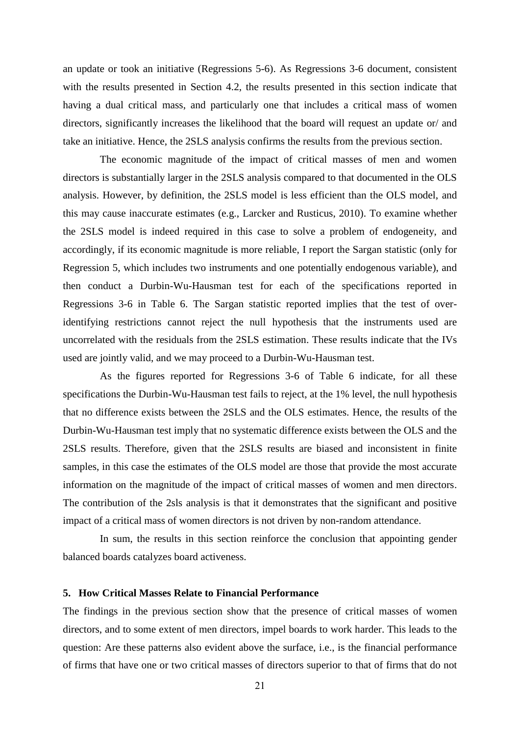an update or took an initiative (Regressions 5-6). As Regressions 3-6 document, consistent with the results presented in Section 4.2, the results presented in this section indicate that having a dual critical mass, and particularly one that includes a critical mass of women directors, significantly increases the likelihood that the board will request an update or/ and take an initiative. Hence, the 2SLS analysis confirms the results from the previous section.

The economic magnitude of the impact of critical masses of men and women directors is substantially larger in the 2SLS analysis compared to that documented in the OLS analysis. However, by definition, the 2SLS model is less efficient than the OLS model, and this may cause inaccurate estimates (e.g., Larcker and Rusticus, 2010). To examine whether the 2SLS model is indeed required in this case to solve a problem of endogeneity, and accordingly, if its economic magnitude is more reliable, I report the Sargan statistic (only for Regression 5, which includes two instruments and one potentially endogenous variable), and then conduct a Durbin-Wu-Hausman test for each of the specifications reported in Regressions 3-6 in Table 6. The Sargan statistic reported implies that the test of over-identifying restrictions cannot reject the null hypothesis that the instruments used are uncorrelated with the residuals from the 2SLS estimation. These results indicate that the IVs used are jointly valid, and we may proceed to a Durbin-Wu-Hausman test.

As the figures reported for Regressions 3-6 of Table 6 indicate, for all these specifications the Durbin-Wu-Hausman test fails to reject, at the 1% level, the null hypothesis that no difference exists between the 2SLS and the OLS estimates. Hence, the results of the Durbin-Wu-Hausman test imply that no systematic difference exists between the OLS and the 2SLS results. Therefore, given that the 2SLS results are biased and inconsistent in finite samples, in this case the estimates of the OLS model are those that provide the most accurate information on the magnitude of the impact of critical masses of women and men directors. The contribution of the 2sls analysis is that it demonstrates that the significant and positive impact of a critical mass of women directors is not driven by non-random attendance.

In sum, the results in this section reinforce the conclusion that appointing gender balanced boards catalyzes board activeness.

## 5. How Critical Masses Relate to Financial Performance

The findings in the previous section show that the presence of critical masses of women directors, and to some extent of men directors, impel boards to work harder. This leads to the question: Are these patterns also evident above the surface, i.e., is the financial performance of firms that have one or two critical masses of directors superior to that of firms that do not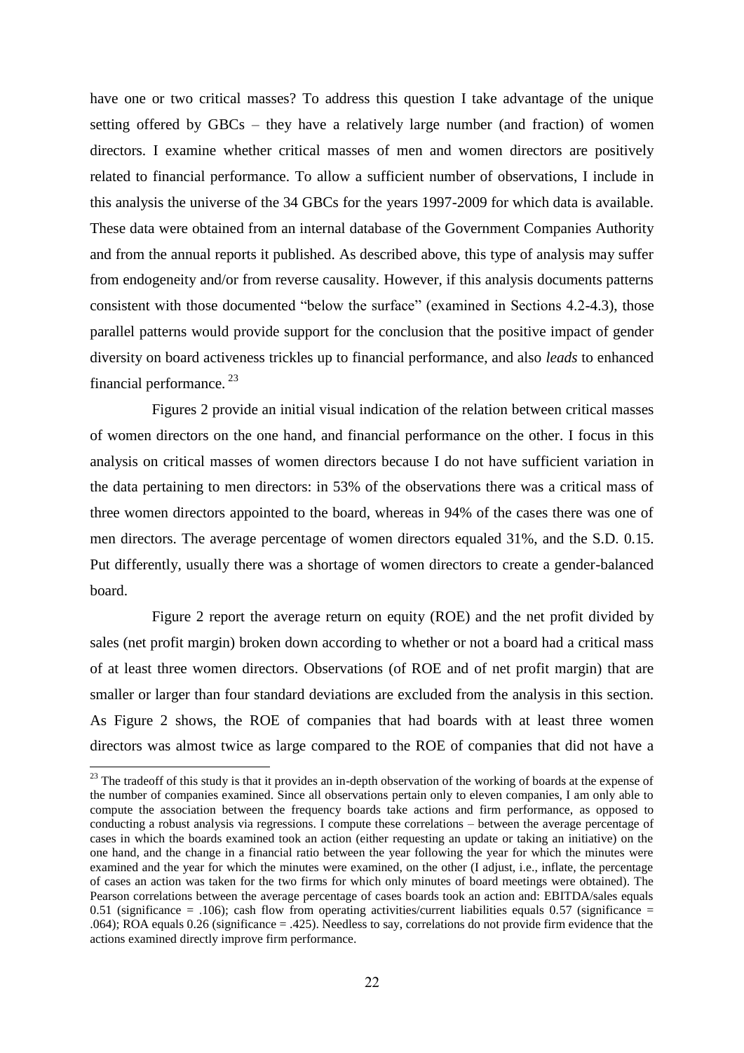have one or two critical masses? To address this question I take advantage of the unique setting offered by GBCs – they have a relatively large number (and fraction) of women directors. I examine whether critical masses of men and women directors are positively related to financial performance. To allow a sufficient number of observations, I include in this analysis the universe of the 34 GBCs for the years 1997-2009 for which data is available. These data were obtained from an internal database of the Government Companies Authority and from the annual reports it published. As described above, this type of analysis may suffer from endogeneity and/or from reverse causality. However, if this analysis documents patterns consistent with those documented "below the surface" (examined in Sections 4.2-4.3), those parallel patterns would provide support for the conclusion that the positive impact of gender diversity on board activeness trickles up to financial performance, and also *leads* to enhanced financial performance. [23]

Figures 2 provide an initial visual indication of the relation between critical masses of women directors on the one hand, and financial performance on the other. I focus in this analysis on critical masses of women directors because I do not have sufficient variation in the data pertaining to men directors: in 53% of the observations there was a critical mass of three women directors appointed to the board, whereas in 94% of the cases there was one of men directors. The average percentage of women directors equaled 31%, and the S.D. 0.15. Put differently, usually there was a shortage of women directors to create a gender-balanced board.

Figure 2 report the average return on equity (ROE) and the net profit divided by sales (net profit margin) broken down according to whether or not a board had a critical mass of at least three women directors. Observations (of ROE and of net profit margin) that are smaller or larger than four standard deviations are excluded from the analysis in this section. As Figure 2 shows, the ROE of companies that had boards with at least three women directors was almost twice as large compared to the ROE of companies that did not have a

[23] The tradeoff of this study is that it provides an in-depth observation of the working of boards at the expense of the number of companies examined. Since all observations pertain only to eleven companies, I am only able to compute the association between the frequency boards take actions and firm performance, as opposed to conducting a robust analysis via regressions. I compute these correlations – between the average percentage of cases in which the boards examined took an action (either requesting an update or taking an initiative) on the one hand, and the change in a financial ratio between the year following the year for which the minutes were examined and the year for which the minutes were examined, on the other (I adjust, i.e., inflate, the percentage of cases an action was taken for the two firms for which only minutes of board meetings were obtained). The Pearson correlations between the average percentage of cases boards took an action and: EBITDA/sales equals 0.51 (significance = .106); cash flow from operating activities/current liabilities equals 0.57 (significance = .064); ROA equals 0.26 (significance = .425). Needless to say, correlations do not provide firm evidence that the actions examined directly improve firm performance.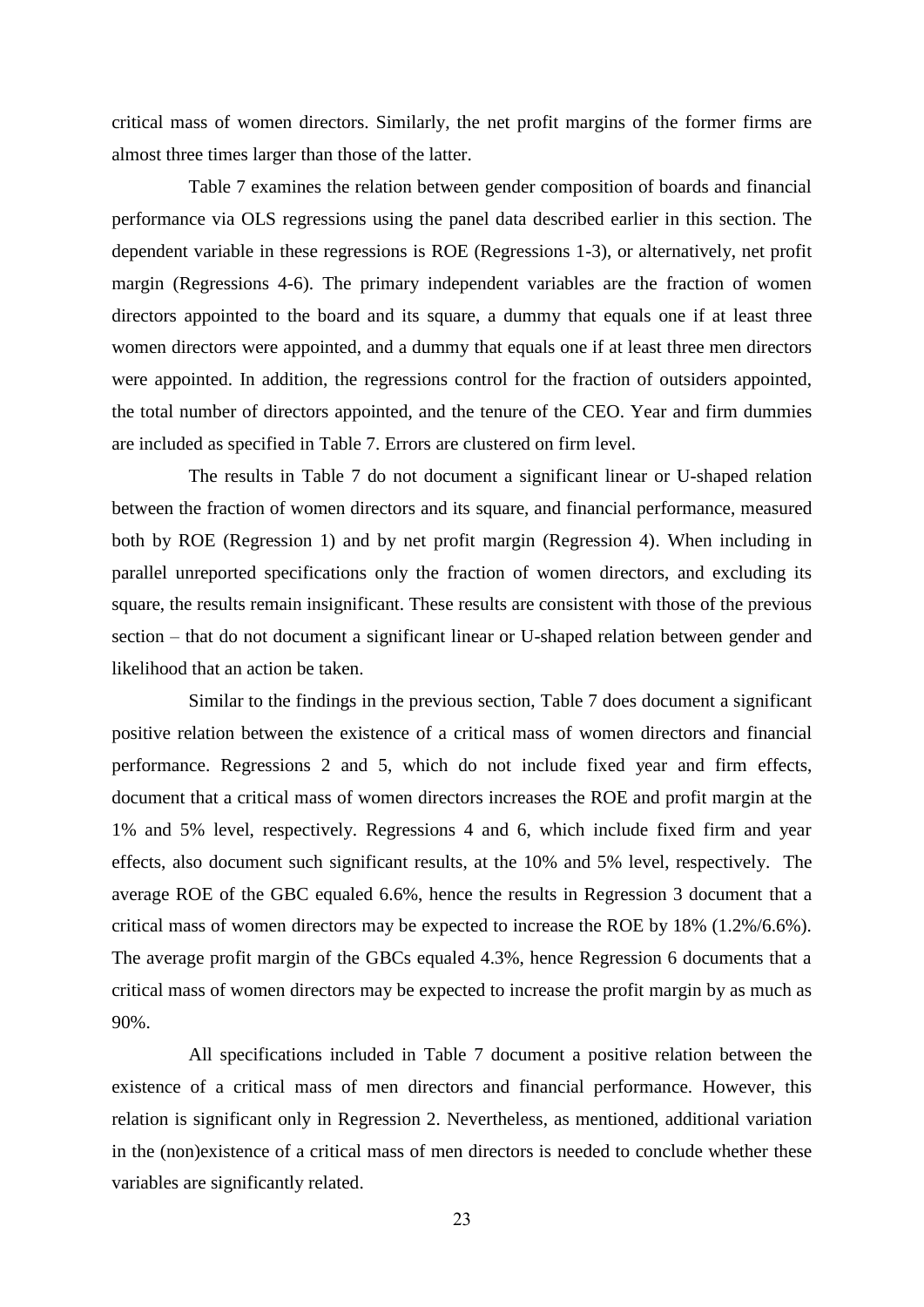critical mass of women directors. Similarly, the net profit margins of the former firms are almost three times larger than those of the latter.

Table 7 examines the relation between gender composition of boards and financial performance via OLS regressions using the panel data described earlier in this section. The dependent variable in these regressions is ROE (Regressions 1-3), or alternatively, net profit margin (Regressions 4-6). The primary independent variables are the fraction of women directors appointed to the board and its square, a dummy that equals one if at least three women directors were appointed, and a dummy that equals one if at least three men directors were appointed. In addition, the regressions control for the fraction of outsiders appointed, the total number of directors appointed, and the tenure of the CEO. Year and firm dummies are included as specified in Table 7. Errors are clustered on firm level.

The results in Table 7 do not document a significant linear or U-shaped relation between the fraction of women directors and its square, and financial performance, measured both by ROE (Regression 1) and by net profit margin (Regression 4). When including in parallel unreported specifications only the fraction of women directors, and excluding its square, the results remain insignificant. These results are consistent with those of the previous section – that do not document a significant linear or U-shaped relation between gender and likelihood that an action be taken.

Similar to the findings in the previous section, Table 7 does document a significant positive relation between the existence of a critical mass of women directors and financial performance. Regressions 2 and 5, which do not include fixed year and firm effects, document that a critical mass of women directors increases the ROE and profit margin at the 1% and 5% level, respectively. Regressions 4 and 6, which include fixed firm and year effects, also document such significant results, at the 10% and 5% level, respectively. The average ROE of the GBC equaled 6.6%, hence the results in Regression 3 document that a critical mass of women directors may be expected to increase the ROE by 18% (1.2%/6.6%). The average profit margin of the GBCs equaled 4.3%, hence Regression 6 documents that a critical mass of women directors may be expected to increase the profit margin by as much as 90%.

All specifications included in Table 7 document a positive relation between the existence of a critical mass of men directors and financial performance. However, this relation is significant only in Regression 2. Nevertheless, as mentioned, additional variation in the (non)existence of a critical mass of men directors is needed to conclude whether these variables are significantly related.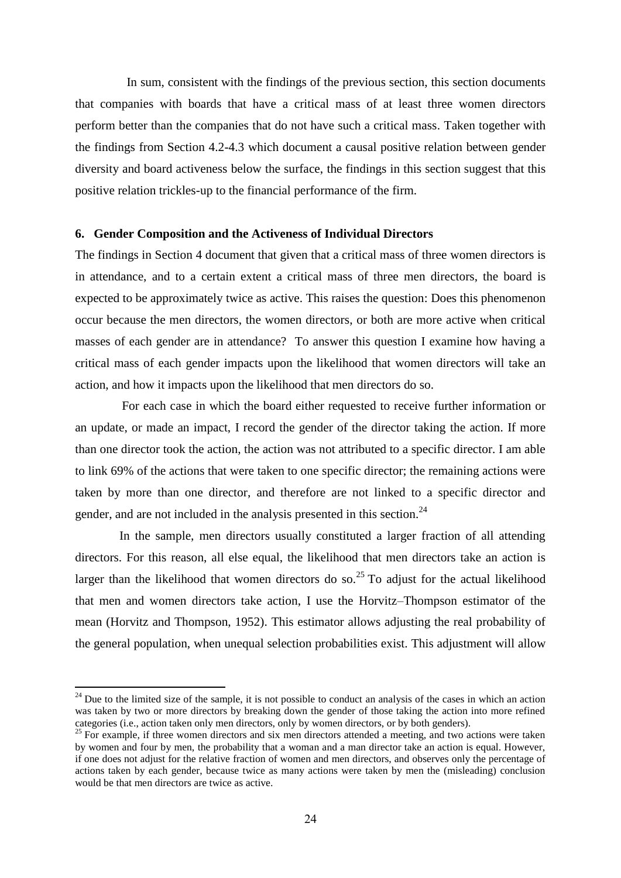In sum, consistent with the findings of the previous section, this section documents that companies with boards that have a critical mass of at least three women directors perform better than the companies that do not have such a critical mass. Taken together with the findings from Section 4.2-4.3 which document a causal positive relation between gender diversity and board activeness below the surface, the findings in this section suggest that this positive relation trickles-up to the financial performance of the firm.

## 6. Gender Composition and the Activeness of Individual Directors

The findings in Section 4 document that given that a critical mass of three women directors is in attendance, and to a certain extent a critical mass of three men directors, the board is expected to be approximately twice as active. This raises the question: Does this phenomenon occur because the men directors, the women directors, or both are more active when critical masses of each gender are in attendance? To answer this question I examine how having a critical mass of each gender impacts upon the likelihood that women directors will take an action, and how it impacts upon the likelihood that men directors do so.

For each case in which the board either requested to receive further information or an update, or made an impact, I record the gender of the director taking the action. If more than one director took the action, the action was not attributed to a specific director. I am able to link 69% of the actions that were taken to one specific director; the remaining actions were taken by more than one director, and therefore are not linked to a specific director and gender, and are not included in the analysis presented in this section.[24]

In the sample, men directors usually constituted a larger fraction of all attending directors. For this reason, all else equal, the likelihood that men directors take an action is larger than the likelihood that women directors do so.[25] To adjust for the actual likelihood that men and women directors take action, I use the Horvitz–Thompson estimator of the mean (Horvitz and Thompson, 1952). This estimator allows adjusting the real probability of the general population, when unequal selection probabilities exist. This adjustment will allow

[24] Due to the limited size of the sample, it is not possible to conduct an analysis of the cases in which an action was taken by two or more directors by breaking down the gender of those taking the action into more refined categories (i.e., action taken only men directors, only by women directors, or by both genders).

[25] For example, if three women directors and six men directors attended a meeting, and two actions were taken by women and four by men, the probability that a woman and a man director take an action is equal. However, if one does not adjust for the relative fraction of women and men directors, and observes only the percentage of actions taken by each gender, because twice as many actions were taken by men the (misleading) conclusion would be that men directors are twice as active.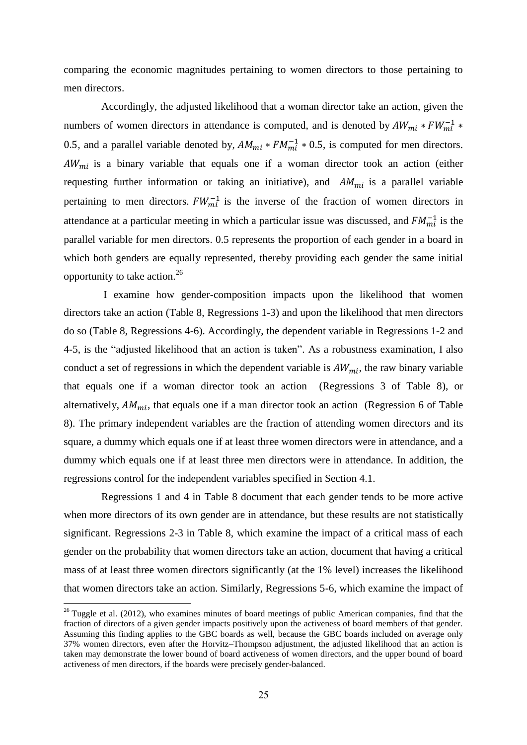comparing the economic magnitudes pertaining to women directors to those pertaining to men directors.

Accordingly, the adjusted likelihood that a woman director take an action, given the numbers of women directors in attendance is computed, and is denoted by $AW_{mi} * FW_{mi}^{-1} * 0.5$, and a parallel variable denoted by, $AM_{mi} * FM_{mi}^{-1} * 0.5$, is computed for men directors. $AW_{mi}$ is a binary variable that equals one if a woman director took an action (either requesting further information or taking an initiative), and $AM_{mi}$ is a parallel variable pertaining to men directors. $FW_{mi}^{-1}$ is the inverse of the fraction of women directors in attendance at a particular meeting in which a particular issue was discussed, and $FM_{mi}^{-1}$ is the parallel variable for men directors. 0.5 represents the proportion of each gender in a board in which both genders are equally represented, thereby providing each gender the same initial opportunity to take action.[26]

I examine how gender-composition impacts upon the likelihood that women directors take an action (Table 8, Regressions 1-3) and upon the likelihood that men directors do so (Table 8, Regressions 4-6). Accordingly, the dependent variable in Regressions 1-2 and 4-5, is the "adjusted likelihood that an action is taken". As a robustness examination, I also conduct a set of regressions in which the dependent variable is $AW_{mi}$, the raw binary variable that equals one if a woman director took an action (Regressions 3 of Table 8), or alternatively, $AM_{mi}$, that equals one if a man director took an action (Regression 6 of Table 8). The primary independent variables are the fraction of attending women directors and its square, a dummy which equals one if at least three women directors were in attendance, and a dummy which equals one if at least three men directors were in attendance. In addition, the regressions control for the independent variables specified in Section 4.1.

Regressions 1 and 4 in Table 8 document that each gender tends to be more active when more directors of its own gender are in attendance, but these results are not statistically significant. Regressions 2-3 in Table 8, which examine the impact of a critical mass of each gender on the probability that women directors take an action, document that having a critical mass of at least three women directors significantly (at the 1% level) increases the likelihood that women directors take an action. Similarly, Regressions 5-6, which examine the impact of

[26] Tuggle et al. (2012), who examines minutes of board meetings of public American companies, find that the fraction of directors of a given gender impacts positively upon the activeness of board members of that gender. Assuming this finding applies to the GBC boards as well, because the GBC boards included on average only 37% women directors, even after the Horvitz–Thompson adjustment, the adjusted likelihood that an action is taken may demonstrate the lower bound of board activeness of women directors, and the upper bound of board activeness of men directors, if the boards were precisely gender-balanced.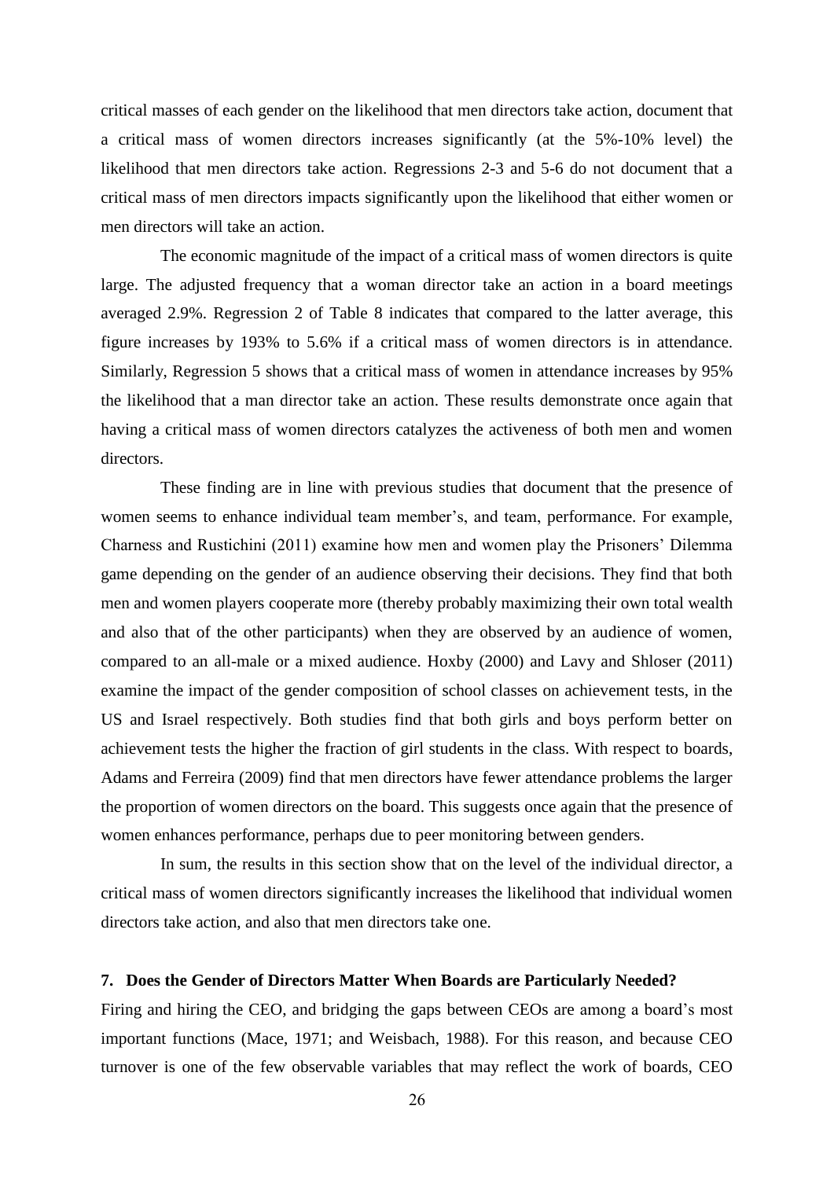critical masses of each gender on the likelihood that men directors take action, document that a critical mass of women directors increases significantly (at the 5%-10% level) the likelihood that men directors take action. Regressions 2-3 and 5-6 do not document that a critical mass of men directors impacts significantly upon the likelihood that either women or men directors will take an action.

The economic magnitude of the impact of a critical mass of women directors is quite large. The adjusted frequency that a woman director take an action in a board meetings averaged 2.9%. Regression 2 of Table 8 indicates that compared to the latter average, this figure increases by 193% to 5.6% if a critical mass of women directors is in attendance. Similarly, Regression 5 shows that a critical mass of women in attendance increases by 95% the likelihood that a man director take an action. These results demonstrate once again that having a critical mass of women directors catalyzes the activeness of both men and women directors.

These finding are in line with previous studies that document that the presence of women seems to enhance individual team member's, and team, performance. For example, Charness and Rustichini (2011) examine how men and women play the Prisoners' Dilemma game depending on the gender of an audience observing their decisions. They find that both men and women players cooperate more (thereby probably maximizing their own total wealth and also that of the other participants) when they are observed by an audience of women, compared to an all-male or a mixed audience. Hoxby (2000) and Lavy and Shloser (2011) examine the impact of the gender composition of school classes on achievement tests, in the US and Israel respectively. Both studies find that both girls and boys perform better on achievement tests the higher the fraction of girl students in the class. With respect to boards, Adams and Ferreira (2009) find that men directors have fewer attendance problems the larger the proportion of women directors on the board. This suggests once again that the presence of women enhances performance, perhaps due to peer monitoring between genders.

In sum, the results in this section show that on the level of the individual director, a critical mass of women directors significantly increases the likelihood that individual women directors take action, and also that men directors take one.

## 7. Does the Gender of Directors Matter When Boards are Particularly Needed?

Firing and hiring the CEO, and bridging the gaps between CEOs are among a board's most important functions (Mace, 1971; and Weisbach, 1988). For this reason, and because CEO turnover is one of the few observable variables that may reflect the work of boards, CEO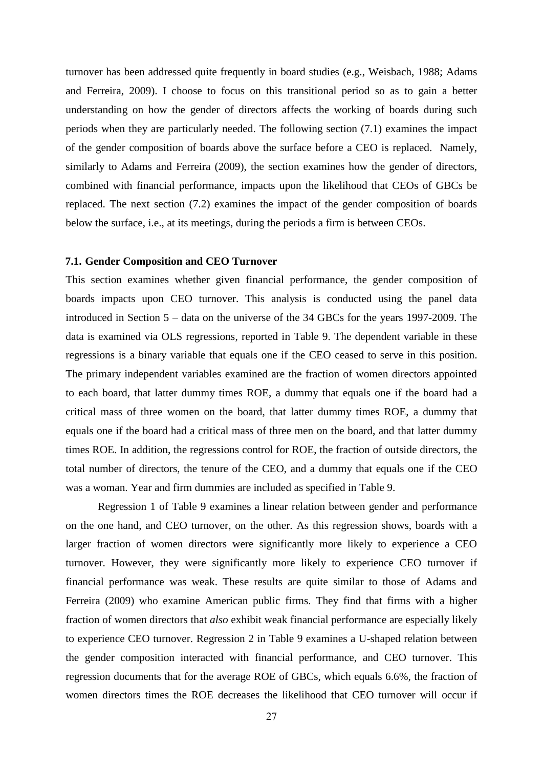turnover has been addressed quite frequently in board studies (e.g., Weisbach, 1988; Adams and Ferreira, 2009). I choose to focus on this transitional period so as to gain a better understanding on how the gender of directors affects the working of boards during such periods when they are particularly needed. The following section (7.1) examines the impact of the gender composition of boards above the surface before a CEO is replaced. Namely, similarly to Adams and Ferreira (2009), the section examines how the gender of directors, combined with financial performance, impacts upon the likelihood that CEOs of GBCs be replaced. The next section (7.2) examines the impact of the gender composition of boards below the surface, i.e., at its meetings, during the periods a firm is between CEOs.

### 7.1. Gender Composition and CEO Turnover

This section examines whether given financial performance, the gender composition of boards impacts upon CEO turnover. This analysis is conducted using the panel data introduced in Section 5 – data on the universe of the 34 GBCs for the years 1997-2009. The data is examined via OLS regressions, reported in Table 9. The dependent variable in these regressions is a binary variable that equals one if the CEO ceased to serve in this position. The primary independent variables examined are the fraction of women directors appointed to each board, that latter dummy times ROE, a dummy that equals one if the board had a critical mass of three women on the board, that latter dummy times ROE, a dummy that equals one if the board had a critical mass of three men on the board, and that latter dummy times ROE. In addition, the regressions control for ROE, the fraction of outside directors, the total number of directors, the tenure of the CEO, and a dummy that equals one if the CEO was a woman. Year and firm dummies are included as specified in Table 9.

Regression 1 of Table 9 examines a linear relation between gender and performance on the one hand, and CEO turnover, on the other. As this regression shows, boards with a larger fraction of women directors were significantly more likely to experience a CEO turnover. However, they were significantly more likely to experience CEO turnover if financial performance was weak. These results are quite similar to those of Adams and Ferreira (2009) who examine American public firms. They find that firms with a higher fraction of women directors that *also* exhibit weak financial performance are especially likely to experience CEO turnover. Regression 2 in Table 9 examines a U-shaped relation between the gender composition interacted with financial performance, and CEO turnover. This regression documents that for the average ROE of GBCs, which equals 6.6%, the fraction of women directors times the ROE decreases the likelihood that CEO turnover will occur if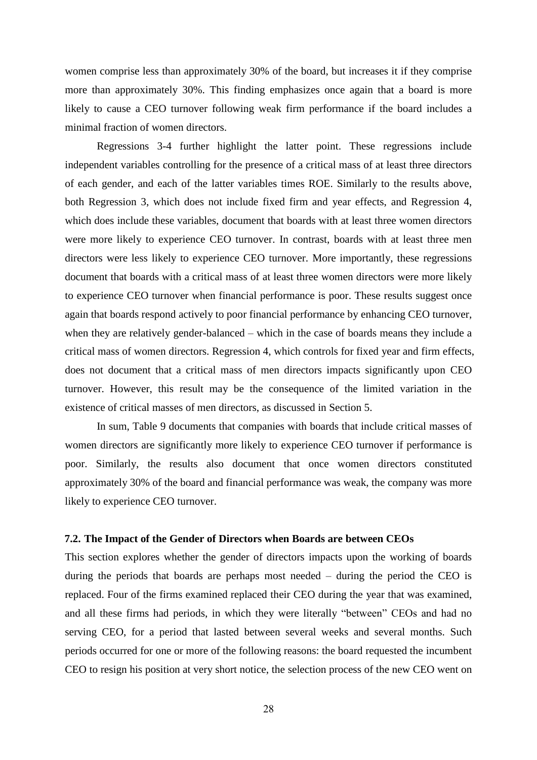women comprise less than approximately 30% of the board, but increases it if they comprise more than approximately 30%. This finding emphasizes once again that a board is more likely to cause a CEO turnover following weak firm performance if the board includes a minimal fraction of women directors.

Regressions 3-4 further highlight the latter point. These regressions include independent variables controlling for the presence of a critical mass of at least three directors of each gender, and each of the latter variables times ROE. Similarly to the results above, both Regression 3, which does not include fixed firm and year effects, and Regression 4, which does include these variables, document that boards with at least three women directors were more likely to experience CEO turnover. In contrast, boards with at least three men directors were less likely to experience CEO turnover. More importantly, these regressions document that boards with a critical mass of at least three women directors were more likely to experience CEO turnover when financial performance is poor. These results suggest once again that boards respond actively to poor financial performance by enhancing CEO turnover, when they are relatively gender-balanced – which in the case of boards means they include a critical mass of women directors. Regression 4, which controls for fixed year and firm effects, does not document that a critical mass of men directors impacts significantly upon CEO turnover. However, this result may be the consequence of the limited variation in the existence of critical masses of men directors, as discussed in Section 5.

In sum, Table 9 documents that companies with boards that include critical masses of women directors are significantly more likely to experience CEO turnover if performance is poor. Similarly, the results also document that once women directors constituted approximately 30% of the board and financial performance was weak, the company was more likely to experience CEO turnover.

### 7.2. The Impact of the Gender of Directors when Boards are between CEOs

This section explores whether the gender of directors impacts upon the working of boards during the periods that boards are perhaps most needed – during the period the CEO is replaced. Four of the firms examined replaced their CEO during the year that was examined, and all these firms had periods, in which they were literally "between" CEOs and had no serving CEO, for a period that lasted between several weeks and several months. Such periods occurred for one or more of the following reasons: the board requested the incumbent CEO to resign his position at very short notice, the selection process of the new CEO went on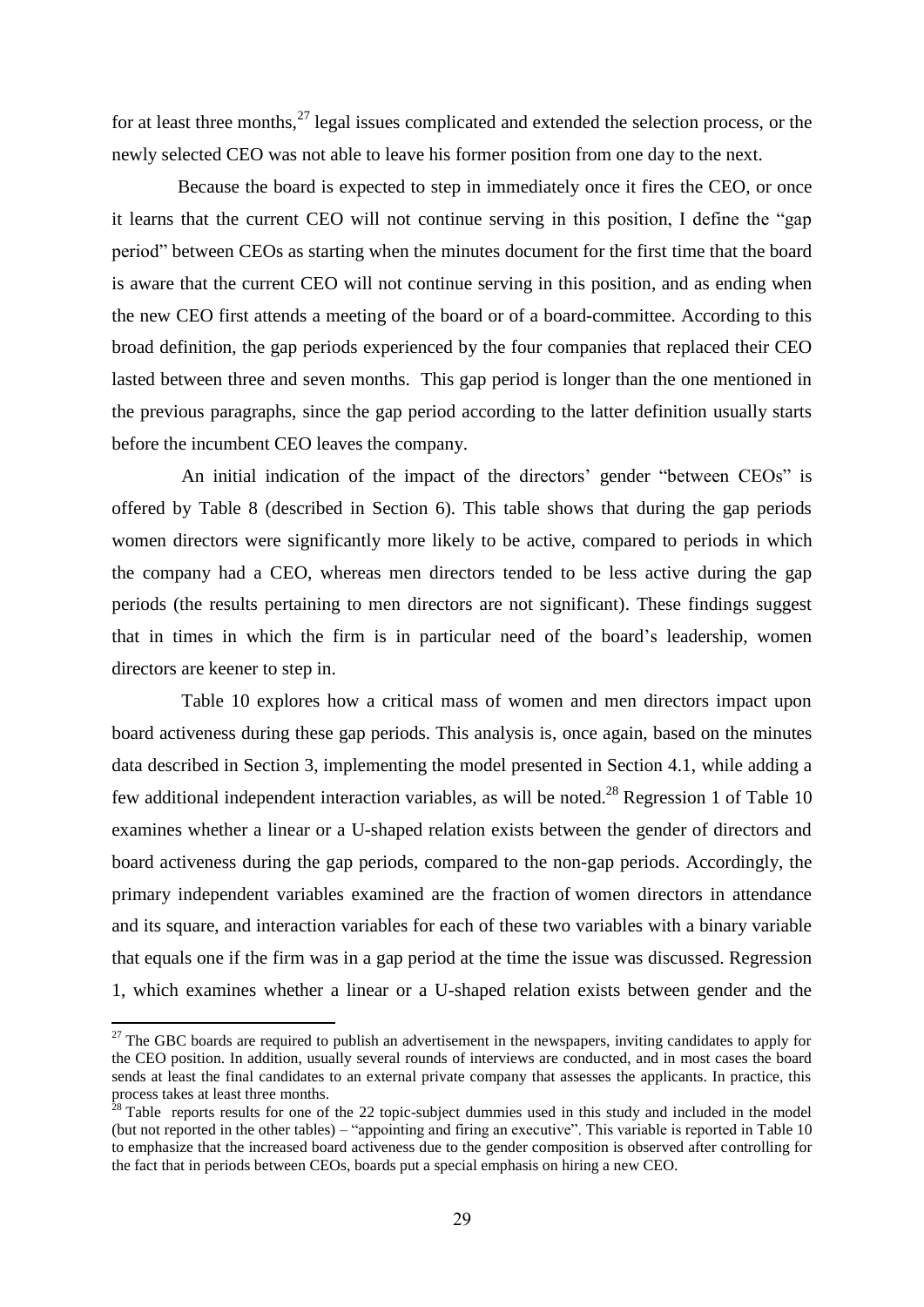for at least three months,[27] legal issues complicated and extended the selection process, or the newly selected CEO was not able to leave his former position from one day to the next.

Because the board is expected to step in immediately once it fires the CEO, or once it learns that the current CEO will not continue serving in this position, I define the "gap period" between CEOs as starting when the minutes document for the first time that the board is aware that the current CEO will not continue serving in this position, and as ending when the new CEO first attends a meeting of the board or of a board-committee. According to this broad definition, the gap periods experienced by the four companies that replaced their CEO lasted between three and seven months. This gap period is longer than the one mentioned in the previous paragraphs, since the gap period according to the latter definition usually starts before the incumbent CEO leaves the company.

An initial indication of the impact of the directors' gender "between CEOs" is offered by Table 8 (described in Section 6). This table shows that during the gap periods women directors were significantly more likely to be active, compared to periods in which the company had a CEO, whereas men directors tended to be less active during the gap periods (the results pertaining to men directors are not significant). These findings suggest that in times in which the firm is in particular need of the board's leadership, women directors are keener to step in.

Table 10 explores how a critical mass of women and men directors impact upon board activeness during these gap periods. This analysis is, once again, based on the minutes data described in Section 3, implementing the model presented in Section 4.1, while adding a few additional independent interaction variables, as will be noted.[28] Regression 1 of Table 10 examines whether a linear or a U-shaped relation exists between the gender of directors and board activeness during the gap periods, compared to the non-gap periods. Accordingly, the primary independent variables examined are the fraction of women directors in attendance and its square, and interaction variables for each of these two variables with a binary variable that equals one if the firm was in a gap period at the time the issue was discussed. Regression 1, which examines whether a linear or a U-shaped relation exists between gender and the

---

[27] The GBC boards are required to publish an advertisement in the newspapers, inviting candidates to apply for the CEO position. In addition, usually several rounds of interviews are conducted, and in most cases the board sends at least the final candidates to an external private company that assesses the applicants. In practice, this process takes at least three months.

[28] Table reports results for one of the 22 topic-subject dummies used in this study and included in the model (but not reported in the other tables) – "appointing and firing an executive". This variable is reported in Table 10 to emphasize that the increased board activeness due to the gender composition is observed after controlling for the fact that in periods between CEOs, boards put a special emphasis on hiring a new CEO.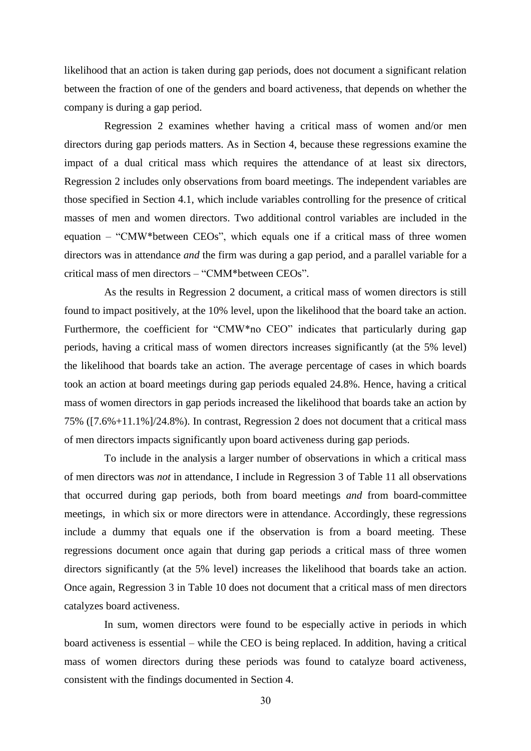likelihood that an action is taken during gap periods, does not document a significant relation between the fraction of one of the genders and board activeness, that depends on whether the company is during a gap period.

Regression 2 examines whether having a critical mass of women and/or men directors during gap periods matters. As in Section 4, because these regressions examine the impact of a dual critical mass which requires the attendance of at least six directors, Regression 2 includes only observations from board meetings. The independent variables are those specified in Section 4.1, which include variables controlling for the presence of critical masses of men and women directors. Two additional control variables are included in the equation – "CMW*between CEOs", which equals one if a critical mass of three women directors was in attendance *and* the firm was during a gap period, and a parallel variable for a critical mass of men directors – "CMM*between CEOs".

As the results in Regression 2 document, a critical mass of women directors is still found to impact positively, at the 10% level, upon the likelihood that the board take an action. Furthermore, the coefficient for "CMW*no CEO" indicates that particularly during gap periods, having a critical mass of women directors increases significantly (at the 5% level) the likelihood that boards take an action. The average percentage of cases in which boards took an action at board meetings during gap periods equaled 24.8%. Hence, having a critical mass of women directors in gap periods increased the likelihood that boards take an action by 75% ([7.6%+11.1%]/24.8%). In contrast, Regression 2 does not document that a critical mass of men directors impacts significantly upon board activeness during gap periods.

To include in the analysis a larger number of observations in which a critical mass of men directors was *not* in attendance, I include in Regression 3 of Table 11 all observations that occurred during gap periods, both from board meetings *and* from board-committee meetings, in which six or more directors were in attendance. Accordingly, these regressions include a dummy that equals one if the observation is from a board meeting. These regressions document once again that during gap periods a critical mass of three women directors significantly (at the 5% level) increases the likelihood that boards take an action. Once again, Regression 3 in Table 10 does not document that a critical mass of men directors catalyzes board activeness.

In sum, women directors were found to be especially active in periods in which board activeness is essential – while the CEO is being replaced. In addition, having a critical mass of women directors during these periods was found to catalyze board activeness, consistent with the findings documented in Section 4.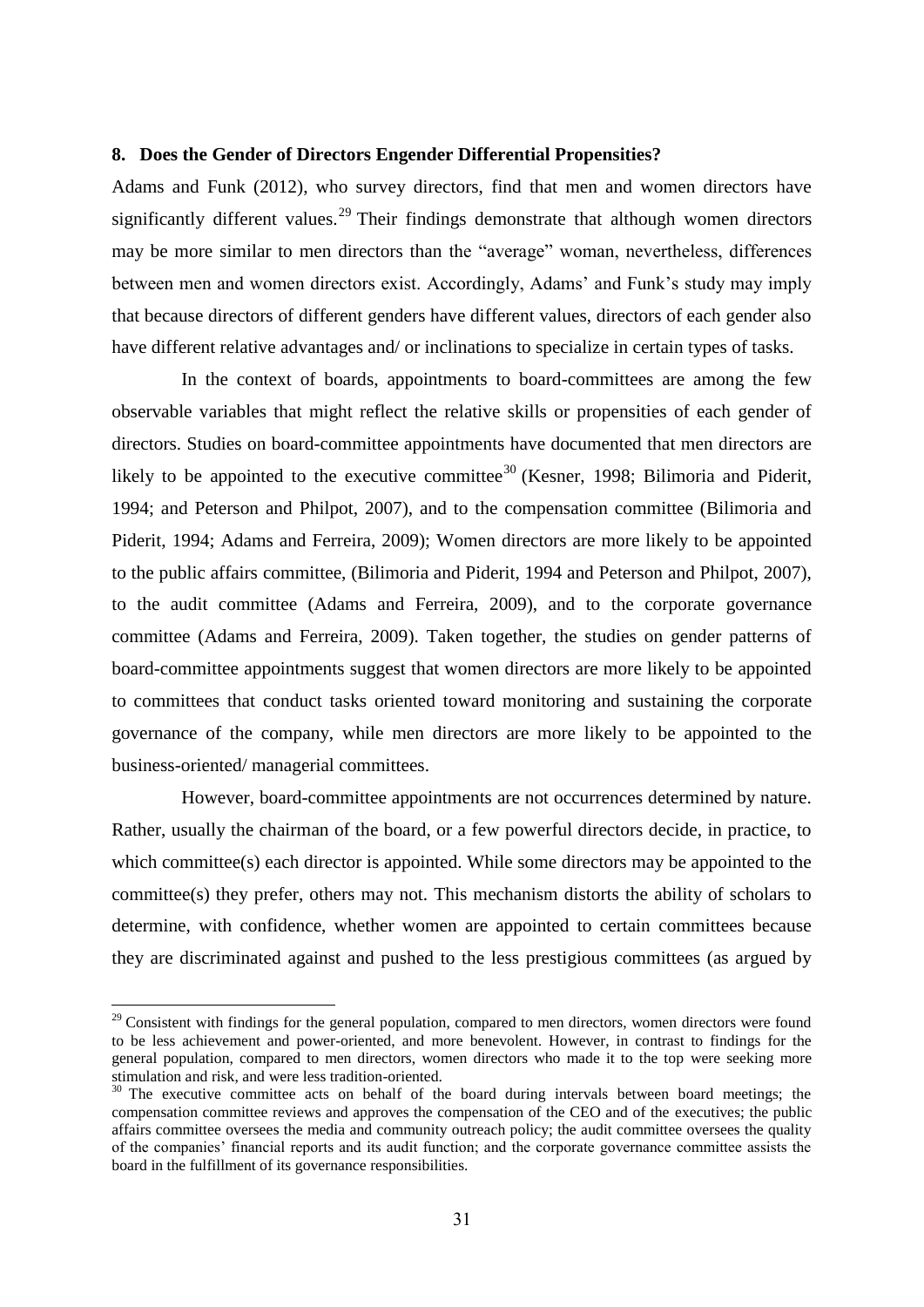## 8. Does the Gender of Directors Engender Differential Propensities?

Adams and Funk (2012), who survey directors, find that men and women directors have significantly different values.[29] Their findings demonstrate that although women directors may be more similar to men directors than the "average" woman, nevertheless, differences between men and women directors exist. Accordingly, Adams' and Funk's study may imply that because directors of different genders have different values, directors of each gender also have different relative advantages and/ or inclinations to specialize in certain types of tasks.

In the context of boards, appointments to board-committees are among the few observable variables that might reflect the relative skills or propensities of each gender of directors. Studies on board-committee appointments have documented that men directors are likely to be appointed to the executive committee[30] (Kesner, 1998; Bilimoria and Piderit, 1994; and Peterson and Philpot, 2007), and to the compensation committee (Bilimoria and Piderit, 1994; Adams and Ferreira, 2009); Women directors are more likely to be appointed to the public affairs committee, (Bilimoria and Piderit, 1994 and Peterson and Philpot, 2007), to the audit committee (Adams and Ferreira, 2009), and to the corporate governance committee (Adams and Ferreira, 2009). Taken together, the studies on gender patterns of board-committee appointments suggest that women directors are more likely to be appointed to committees that conduct tasks oriented toward monitoring and sustaining the corporate governance of the company, while men directors are more likely to be appointed to the business-oriented/ managerial committees.

However, board-committee appointments are not occurrences determined by nature. Rather, usually the chairman of the board, or a few powerful directors decide, in practice, to which committee(s) each director is appointed. While some directors may be appointed to the committee(s) they prefer, others may not. This mechanism distorts the ability of scholars to determine, with confidence, whether women are appointed to certain committees because they are discriminated against and pushed to the less prestigious committees (as argued by

[29] Consistent with findings for the general population, compared to men directors, women directors were found to be less achievement and power-oriented, and more benevolent. However, in contrast to findings for the general population, compared to men directors, women directors who made it to the top were seeking more stimulation and risk, and were less tradition-oriented.

[30] The executive committee acts on behalf of the board during intervals between board meetings; the compensation committee reviews and approves the compensation of the CEO and of the executives; the public affairs committee oversees the media and community outreach policy; the audit committee oversees the quality of the companies' financial reports and its audit function; and the corporate governance committee assists the board in the fulfillment of its governance responsibilities.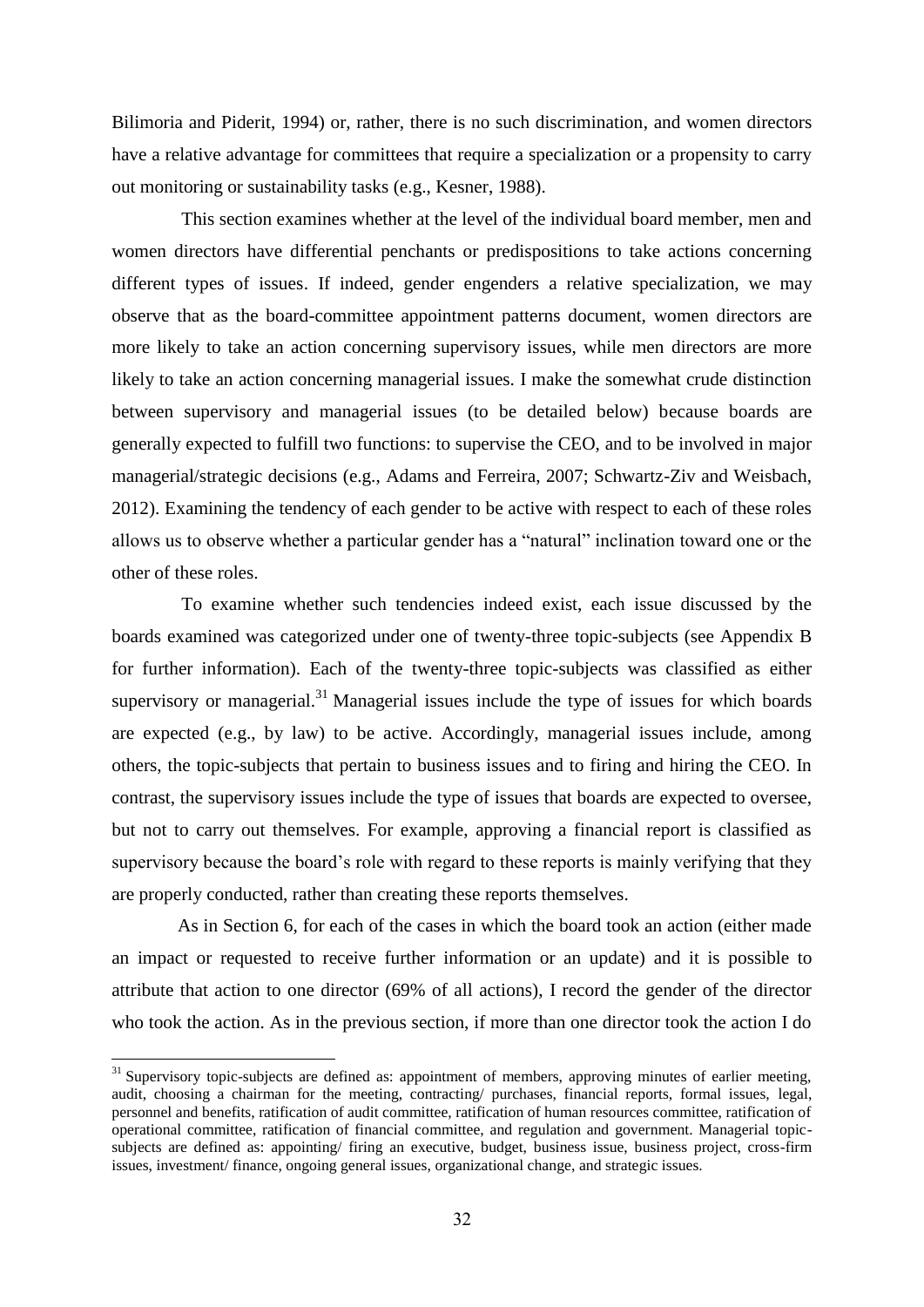Bilimoria and Piderit, 1994) or, rather, there is no such discrimination, and women directors have a relative advantage for committees that require a specialization or a propensity to carry out monitoring or sustainability tasks (e.g., Kesner, 1988).

This section examines whether at the level of the individual board member, men and women directors have differential penchants or predispositions to take actions concerning different types of issues. If indeed, gender engenders a relative specialization, we may observe that as the board-committee appointment patterns document, women directors are more likely to take an action concerning supervisory issues, while men directors are more likely to take an action concerning managerial issues. I make the somewhat crude distinction between supervisory and managerial issues (to be detailed below) because boards are generally expected to fulfill two functions: to supervise the CEO, and to be involved in major managerial/strategic decisions (e.g., Adams and Ferreira, 2007; Schwartz-Ziv and Weisbach, 2012). Examining the tendency of each gender to be active with respect to each of these roles allows us to observe whether a particular gender has a "natural" inclination toward one or the other of these roles.

To examine whether such tendencies indeed exist, each issue discussed by the boards examined was categorized under one of twenty-three topic-subjects (see Appendix B for further information). Each of the twenty-three topic-subjects was classified as either supervisory or managerial.[31] Managerial issues include the type of issues for which boards are expected (e.g., by law) to be active. Accordingly, managerial issues include, among others, the topic-subjects that pertain to business issues and to firing and hiring the CEO. In contrast, the supervisory issues include the type of issues that boards are expected to oversee, but not to carry out themselves. For example, approving a financial report is classified as supervisory because the board's role with regard to these reports is mainly verifying that they are properly conducted, rather than creating these reports themselves.

As in Section 6, for each of the cases in which the board took an action (either made an impact or requested to receive further information or an update) and it is possible to attribute that action to one director (69% of all actions), I record the gender of the director who took the action. As in the previous section, if more than one director took the action I do

[31] Supervisory topic-subjects are defined as: appointment of members, approving minutes of earlier meeting, audit, choosing a chairman for the meeting, contracting/ purchases, financial reports, formal issues, legal, personnel and benefits, ratification of audit committee, ratification of human resources committee, ratification of operational committee, ratification of financial committee, and regulation and government. Managerial topic-subjects are defined as: appointing/ firing an executive, budget, business issue, business project, cross-firm issues, investment/ finance, ongoing general issues, organizational change, and strategic issues.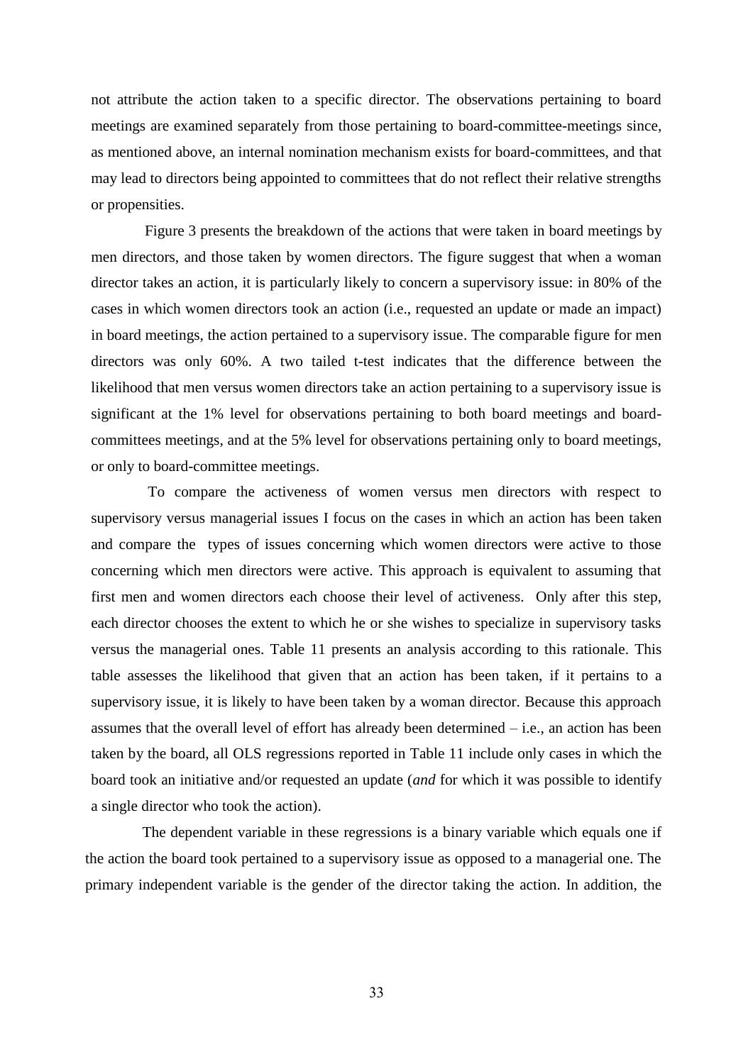not attribute the action taken to a specific director. The observations pertaining to board meetings are examined separately from those pertaining to board-committee-meetings since, as mentioned above, an internal nomination mechanism exists for board-committees, and that may lead to directors being appointed to committees that do not reflect their relative strengths or propensities.

Figure 3 presents the breakdown of the actions that were taken in board meetings by men directors, and those taken by women directors. The figure suggest that when a woman director takes an action, it is particularly likely to concern a supervisory issue: in 80% of the cases in which women directors took an action (i.e., requested an update or made an impact) in board meetings, the action pertained to a supervisory issue. The comparable figure for men directors was only 60%. A two tailed t-test indicates that the difference between the likelihood that men versus women directors take an action pertaining to a supervisory issue is significant at the 1% level for observations pertaining to both board meetings and board-committees meetings, and at the 5% level for observations pertaining only to board meetings, or only to board-committee meetings.

To compare the activeness of women versus men directors with respect to supervisory versus managerial issues I focus on the cases in which an action has been taken and compare the types of issues concerning which women directors were active to those concerning which men directors were active. This approach is equivalent to assuming that first men and women directors each choose their level of activeness. Only after this step, each director chooses the extent to which he or she wishes to specialize in supervisory tasks versus the managerial ones. Table 11 presents an analysis according to this rationale. This table assesses the likelihood that given that an action has been taken, if it pertains to a supervisory issue, it is likely to have been taken by a woman director. Because this approach assumes that the overall level of effort has already been determined – i.e., an action has been taken by the board, all OLS regressions reported in Table 11 include only cases in which the board took an initiative and/or requested an update (*and* for which it was possible to identify a single director who took the action).

The dependent variable in these regressions is a binary variable which equals one if the action the board took pertained to a supervisory issue as opposed to a managerial one. The primary independent variable is the gender of the director taking the action. In addition, the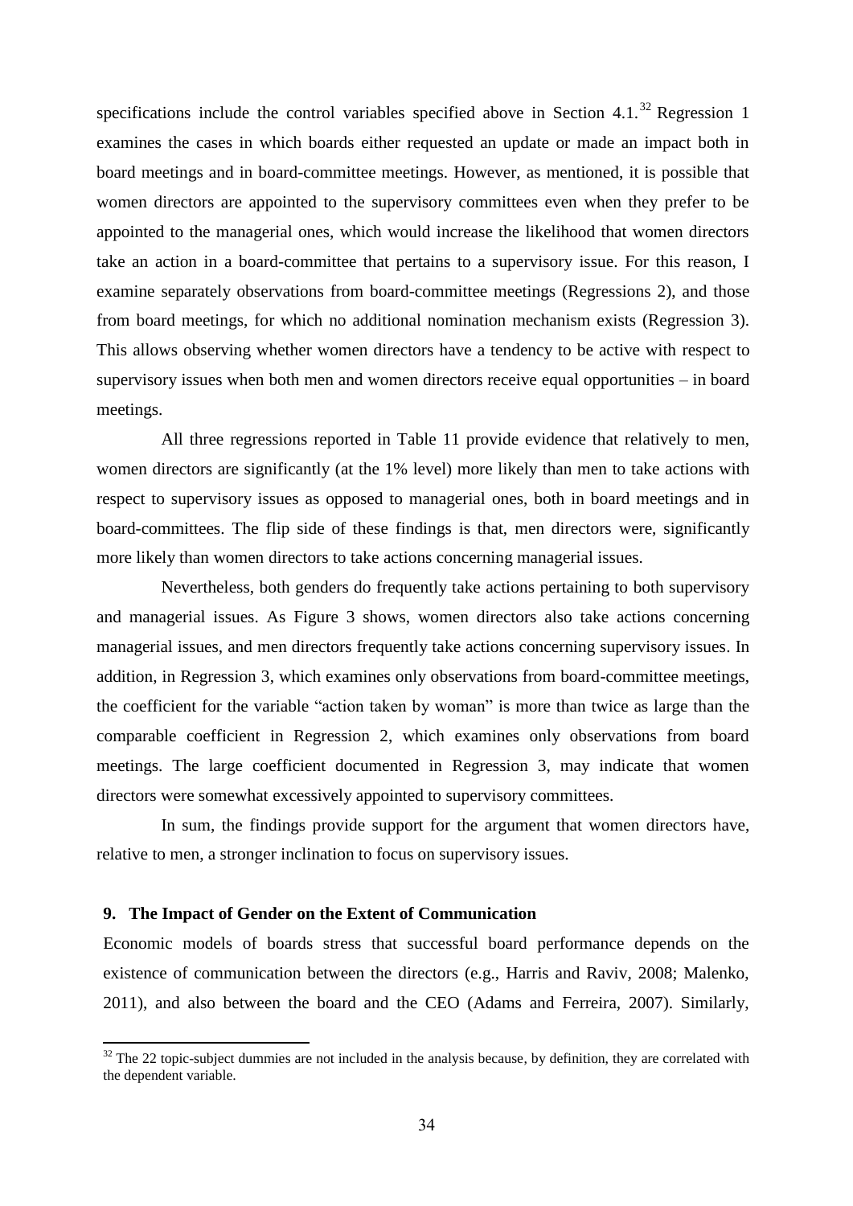specifications include the control variables specified above in Section 4.1.[32] Regression 1 examines the cases in which boards either requested an update or made an impact both in board meetings and in board-committee meetings. However, as mentioned, it is possible that women directors are appointed to the supervisory committees even when they prefer to be appointed to the managerial ones, which would increase the likelihood that women directors take an action in a board-committee that pertains to a supervisory issue. For this reason, I examine separately observations from board-committee meetings (Regressions 2), and those from board meetings, for which no additional nomination mechanism exists (Regression 3). This allows observing whether women directors have a tendency to be active with respect to supervisory issues when both men and women directors receive equal opportunities – in board meetings.

All three regressions reported in Table 11 provide evidence that relatively to men, women directors are significantly (at the 1% level) more likely than men to take actions with respect to supervisory issues as opposed to managerial ones, both in board meetings and in board-committees. The flip side of these findings is that, men directors were, significantly more likely than women directors to take actions concerning managerial issues.

Nevertheless, both genders do frequently take actions pertaining to both supervisory and managerial issues. As Figure 3 shows, women directors also take actions concerning managerial issues, and men directors frequently take actions concerning supervisory issues. In addition, in Regression 3, which examines only observations from board-committee meetings, the coefficient for the variable "action taken by woman" is more than twice as large than the comparable coefficient in Regression 2, which examines only observations from board meetings. The large coefficient documented in Regression 3, may indicate that women directors were somewhat excessively appointed to supervisory committees.

In sum, the findings provide support for the argument that women directors have, relative to men, a stronger inclination to focus on supervisory issues.

## 9. The Impact of Gender on the Extent of Communication

Economic models of boards stress that successful board performance depends on the existence of communication between the directors (e.g., Harris and Raviv, 2008; Malenko, 2011), and also between the board and the CEO (Adams and Ferreira, 2007). Similarly,

[32] The 22 topic-subject dummies are not included in the analysis because, by definition, they are correlated with the dependent variable.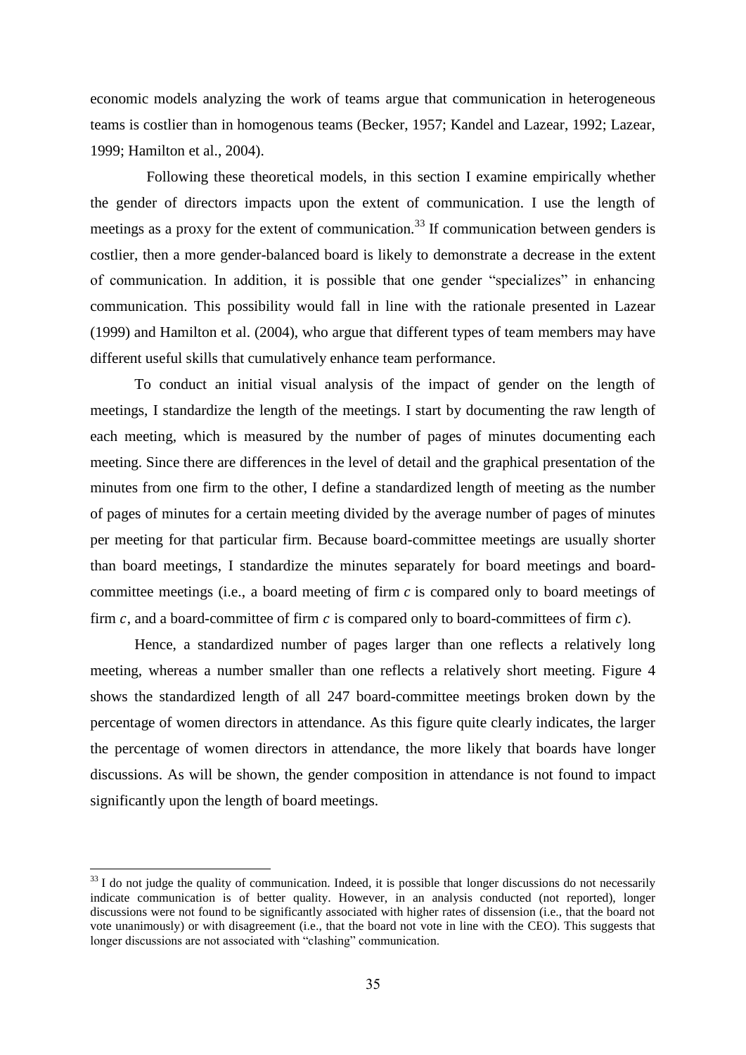economic models analyzing the work of teams argue that communication in heterogeneous teams is costlier than in homogenous teams (Becker, 1957; Kandel and Lazear, 1992; Lazear, 1999; Hamilton et al., 2004).

Following these theoretical models, in this section I examine empirically whether the gender of directors impacts upon the extent of communication. I use the length of meetings as a proxy for the extent of communication.[33] If communication between genders is costlier, then a more gender-balanced board is likely to demonstrate a decrease in the extent of communication. In addition, it is possible that one gender "specializes" in enhancing communication. This possibility would fall in line with the rationale presented in Lazear (1999) and Hamilton et al. (2004), who argue that different types of team members may have different useful skills that cumulatively enhance team performance.

To conduct an initial visual analysis of the impact of gender on the length of meetings, I standardize the length of the meetings. I start by documenting the raw length of each meeting, which is measured by the number of pages of minutes documenting each meeting. Since there are differences in the level of detail and the graphical presentation of the minutes from one firm to the other, I define a standardized length of meeting as the number of pages of minutes for a certain meeting divided by the average number of pages of minutes per meeting for that particular firm. Because board-committee meetings are usually shorter than board meetings, I standardize the minutes separately for board meetings and board-committee meetings (i.e., a board meeting of firm $c$ is compared only to board meetings of firm $c$, and a board-committee of firm $c$ is compared only to board-committees of firm $c$).

Hence, a standardized number of pages larger than one reflects a relatively long meeting, whereas a number smaller than one reflects a relatively short meeting. Figure 4 shows the standardized length of all 247 board-committee meetings broken down by the percentage of women directors in attendance. As this figure quite clearly indicates, the larger the percentage of women directors in attendance, the more likely that boards have longer discussions. As will be shown, the gender composition in attendance is not found to impact significantly upon the length of board meetings.

---

[33] I do not judge the quality of communication. Indeed, it is possible that longer discussions do not necessarily indicate communication is of better quality. However, in an analysis conducted (not reported), longer discussions were not found to be significantly associated with higher rates of dissension (i.e., that the board not vote unanimously) or with disagreement (i.e., that the board not vote in line with the CEO). This suggests that longer discussions are not associated with "clashing" communication.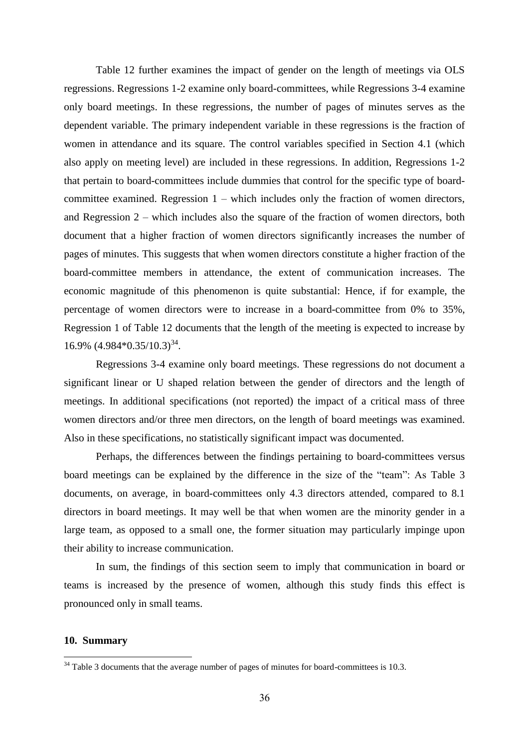Table 12 further examines the impact of gender on the length of meetings via OLS regressions. Regressions 1-2 examine only board-committees, while Regressions 3-4 examine only board meetings. In these regressions, the number of pages of minutes serves as the dependent variable. The primary independent variable in these regressions is the fraction of women in attendance and its square. The control variables specified in Section 4.1 (which also apply on meeting level) are included in these regressions. In addition, Regressions 1-2 that pertain to board-committees include dummies that control for the specific type of board-committee examined. Regression 1 – which includes only the fraction of women directors, and Regression 2 – which includes also the square of the fraction of women directors, both document that a higher fraction of women directors significantly increases the number of pages of minutes. This suggests that when women directors constitute a higher fraction of the board-committee members in attendance, the extent of communication increases. The economic magnitude of this phenomenon is quite substantial: Hence, if for example, the percentage of women directors were to increase in a board-committee from 0% to 35%, Regression 1 of Table 12 documents that the length of the meeting is expected to increase by 16.9% (4.984*0.35/10.3)[34].

Regressions 3-4 examine only board meetings. These regressions do not document a significant linear or U shaped relation between the gender of directors and the length of meetings. In additional specifications (not reported) the impact of a critical mass of three women directors and/or three men directors, on the length of board meetings was examined. Also in these specifications, no statistically significant impact was documented.

Perhaps, the differences between the findings pertaining to board-committees versus board meetings can be explained by the difference in the size of the "team": As Table 3 documents, on average, in board-committees only 4.3 directors attended, compared to 8.1 directors in board meetings. It may well be that when women are the minority gender in a large team, as opposed to a small one, the former situation may particularly impinge upon their ability to increase communication.

In sum, the findings of this section seem to imply that communication in board or teams is increased by the presence of women, although this study finds this effect is pronounced only in small teams.

## 10. Summary

[34] Table 3 documents that the average number of pages of minutes for board-committees is 10.3.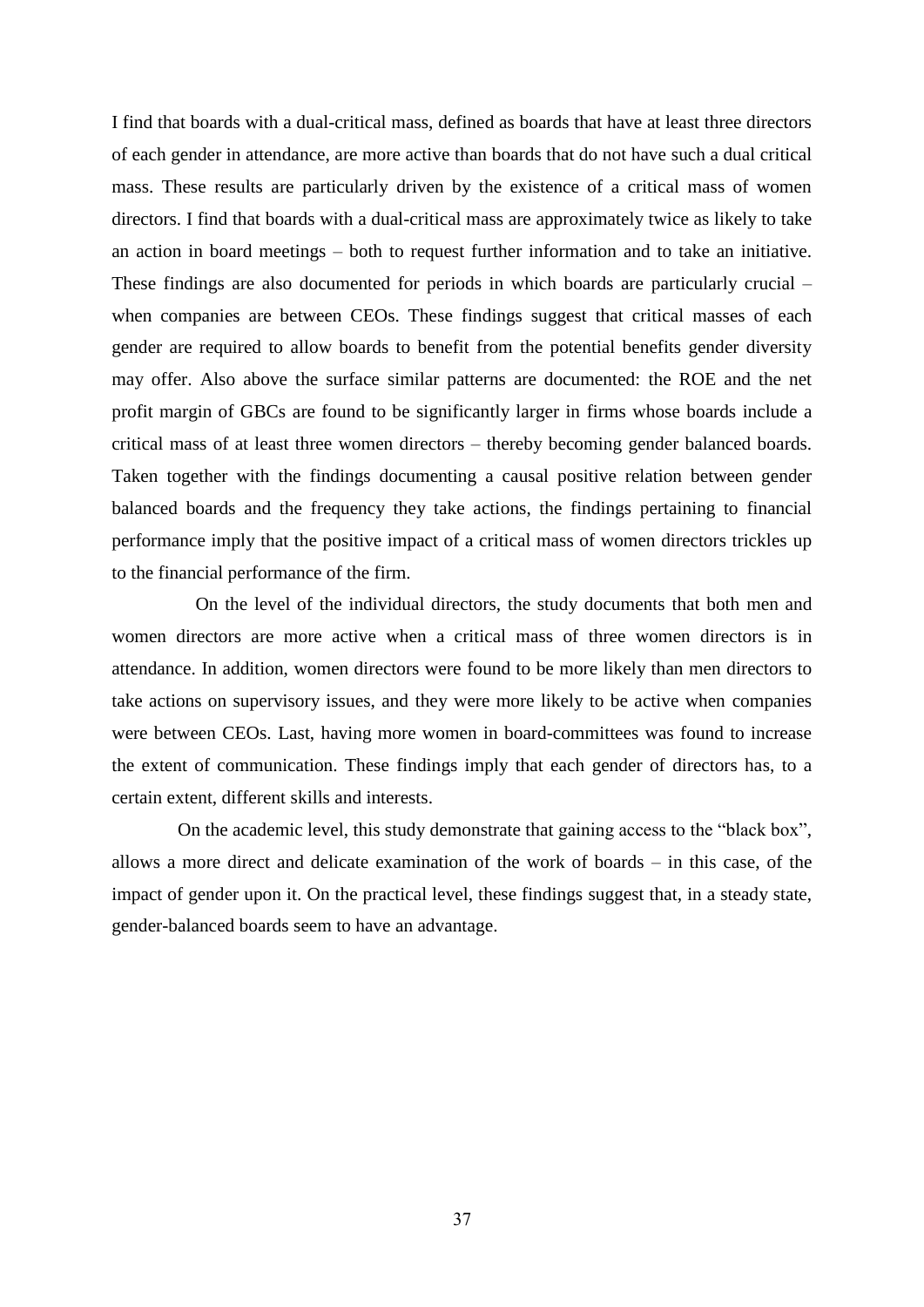I find that boards with a dual-critical mass, defined as boards that have at least three directors of each gender in attendance, are more active than boards that do not have such a dual critical mass. These results are particularly driven by the existence of a critical mass of women directors. I find that boards with a dual-critical mass are approximately twice as likely to take an action in board meetings – both to request further information and to take an initiative. These findings are also documented for periods in which boards are particularly crucial – when companies are between CEOs. These findings suggest that critical masses of each gender are required to allow boards to benefit from the potential benefits gender diversity may offer. Also above the surface similar patterns are documented: the ROE and the net profit margin of GBCs are found to be significantly larger in firms whose boards include a critical mass of at least three women directors – thereby becoming gender balanced boards. Taken together with the findings documenting a causal positive relation between gender balanced boards and the frequency they take actions, the findings pertaining to financial performance imply that the positive impact of a critical mass of women directors trickles up to the financial performance of the firm.

On the level of the individual directors, the study documents that both men and women directors are more active when a critical mass of three women directors is in attendance. In addition, women directors were found to be more likely than men directors to take actions on supervisory issues, and they were more likely to be active when companies were between CEOs. Last, having more women in board-committees was found to increase the extent of communication. These findings imply that each gender of directors has, to a certain extent, different skills and interests.

On the academic level, this study demonstrate that gaining access to the "black box", allows a more direct and delicate examination of the work of boards – in this case, of the impact of gender upon it. On the practical level, these findings suggest that, in a steady state, gender-balanced boards seem to have an advantage.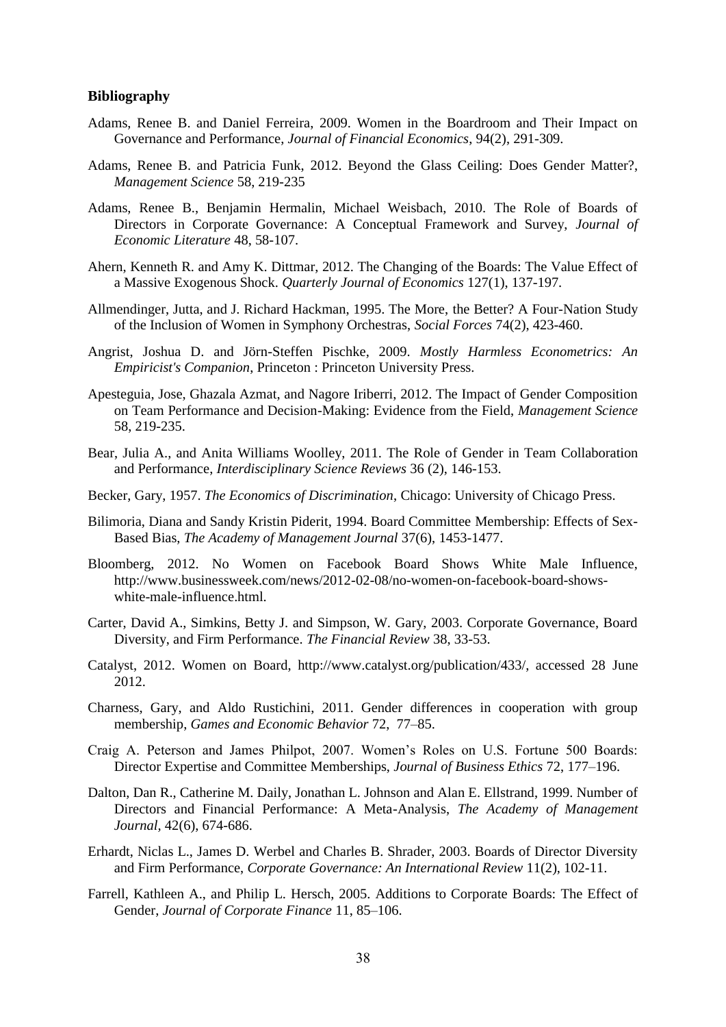**Bibliography**

Adams, Renee B. and Daniel Ferreira, 2009. Women in the Boardroom and Their Impact on Governance and Performance, *Journal of Financial Economics*, 94(2), 291-309.

Adams, Renee B. and Patricia Funk, 2012. Beyond the Glass Ceiling: Does Gender Matter?, *Management Science* 58, 219-235

Adams, Renee B., Benjamin Hermalin, Michael Weisbach, 2010. The Role of Boards of Directors in Corporate Governance: A Conceptual Framework and Survey, *Journal of Economic Literature* 48, 58-107.

Ahern, Kenneth R. and Amy K. Dittmar, 2012. The Changing of the Boards: The Value Effect of a Massive Exogenous Shock. *Quarterly Journal of Economics* 127(1), 137-197.

Allmendinger, Jutta, and J. Richard Hackman, 1995. The More, the Better? A Four-Nation Study of the Inclusion of Women in Symphony Orchestras, *Social Forces* 74(2), 423-460.

Angrist, Joshua D. and Jörn-Steffen Pischke, 2009. *Mostly Harmless Econometrics: An Empiricist's Companion*, Princeton : Princeton University Press.

Apesteguia, Jose, Ghazala Azmat, and Nagore Iriberri, 2012. The Impact of Gender Composition on Team Performance and Decision-Making: Evidence from the Field, *Management Science* 58, 219-235.

Bear, Julia A., and Anita Williams Woolley, 2011. The Role of Gender in Team Collaboration and Performance, *Interdisciplinary Science Reviews* 36 (2), 146-153.

Becker, Gary, 1957. *The Economics of Discrimination*, Chicago: University of Chicago Press.

Bilimoria, Diana and Sandy Kristin Piderit, 1994. Board Committee Membership: Effects of Sex-Based Bias, *The Academy of Management Journal* 37(6), 1453-1477.

Bloomberg, 2012. No Women on Facebook Board Shows White Male Influence, http://www.businessweek.com/news/2012-02-08/no-women-on-facebook-board-shows-white-male-influence.html.

Carter, David A., Simkins, Betty J. and Simpson, W. Gary, 2003. Corporate Governance, Board Diversity, and Firm Performance. *The Financial Review* 38, 33-53.

Catalyst, 2012. Women on Board, http://www.catalyst.org/publication/433/, accessed 28 June 2012.

Charness, Gary, and Aldo Rustichini, 2011. Gender differences in cooperation with group membership, *Games and Economic Behavior* 72, 77–85.

Craig A. Peterson and James Philpot, 2007. Women's Roles on U.S. Fortune 500 Boards: Director Expertise and Committee Memberships, *Journal of Business Ethics* 72, 177–196.

Dalton, Dan R., Catherine M. Daily, Jonathan L. Johnson and Alan E. Ellstrand, 1999. Number of Directors and Financial Performance: A Meta-Analysis, *The Academy of Management Journal*, 42(6), 674-686.

Erhardt, Niclas L., James D. Werbel and Charles B. Shrader, 2003. Boards of Director Diversity and Firm Performance, *Corporate Governance: An International Review* 11(2), 102-11.

Farrell, Kathleen A., and Philip L. Hersch, 2005. Additions to Corporate Boards: The Effect of Gender, *Journal of Corporate Finance* 11, 85–106.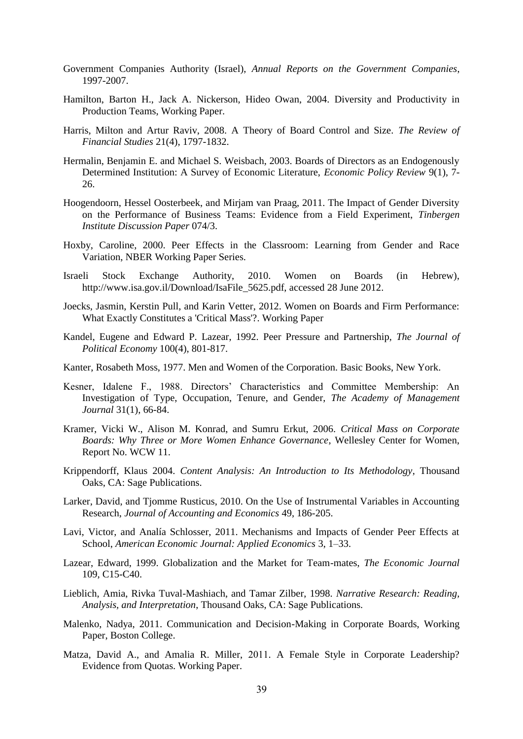Government Companies Authority (Israel), *Annual Reports on the Government Companies*, 1997-2007.

Hamilton, Barton H., Jack A. Nickerson, Hideo Owan, 2004. Diversity and Productivity in Production Teams, Working Paper.

Harris, Milton and Artur Raviv, 2008. A Theory of Board Control and Size. *The Review of Financial Studies* 21(4), 1797-1832.

Hermalin, Benjamin E. and Michael S. Weisbach, 2003. Boards of Directors as an Endogenously Determined Institution: A Survey of Economic Literature, *Economic Policy Review* 9(1), 7-26.

Hoogendoorn, Hessel Oosterbeek, and Mirjam van Praag, 2011. The Impact of Gender Diversity on the Performance of Business Teams: Evidence from a Field Experiment, *Tinbergen Institute Discussion Paper* 074/3.

Hoxby, Caroline, 2000. Peer Effects in the Classroom: Learning from Gender and Race Variation, NBER Working Paper Series.

Israeli Stock Exchange Authority, 2010. Women on Boards (in Hebrew), http://www.isa.gov.il/Download/IsaFile_5625.pdf, accessed 28 June 2012.

Joecks, Jasmin, Kerstin Pull, and Karin Vetter, 2012. Women on Boards and Firm Performance: What Exactly Constitutes a 'Critical Mass'?. Working Paper

Kandel, Eugene and Edward P. Lazear, 1992. Peer Pressure and Partnership, *The Journal of Political Economy* 100(4), 801-817.

Kanter, Rosabeth Moss, 1977. Men and Women of the Corporation. Basic Books, New York.

Kesner, Idalene F., 1988. Directors' Characteristics and Committee Membership: An Investigation of Type, Occupation, Tenure, and Gender, *The Academy of Management Journal* 31(1), 66-84.

Kramer, Vicki W., Alison M. Konrad, and Sumru Erkut, 2006. *Critical Mass on Corporate Boards: Why Three or More Women Enhance Governance*, Wellesley Center for Women, Report No. WCW 11.

Krippendorff, Klaus 2004. *Content Analysis: An Introduction to Its Methodology*, Thousand Oaks, CA: Sage Publications.

Larker, David, and Tjomme Rusticus, 2010. On the Use of Instrumental Variables in Accounting Research, *Journal of Accounting and Economics* 49, 186-205.

Lavi, Victor, and Analía Schlosser, 2011. Mechanisms and Impacts of Gender Peer Effects at School, *American Economic Journal: Applied Economics* 3, 1–33.

Lazear, Edward, 1999. Globalization and the Market for Team-mates, *The Economic Journal* 109, C15-C40.

Lieblich, Amia, Rivka Tuval-Mashiach, and Tamar Zilber, 1998. *Narrative Research: Reading, Analysis, and Interpretation*, Thousand Oaks, CA: Sage Publications.

Malenko, Nadya, 2011. Communication and Decision-Making in Corporate Boards, Working Paper, Boston College.

Matza, David A., and Amalia R. Miller, 2011. A Female Style in Corporate Leadership? Evidence from Quotas. Working Paper.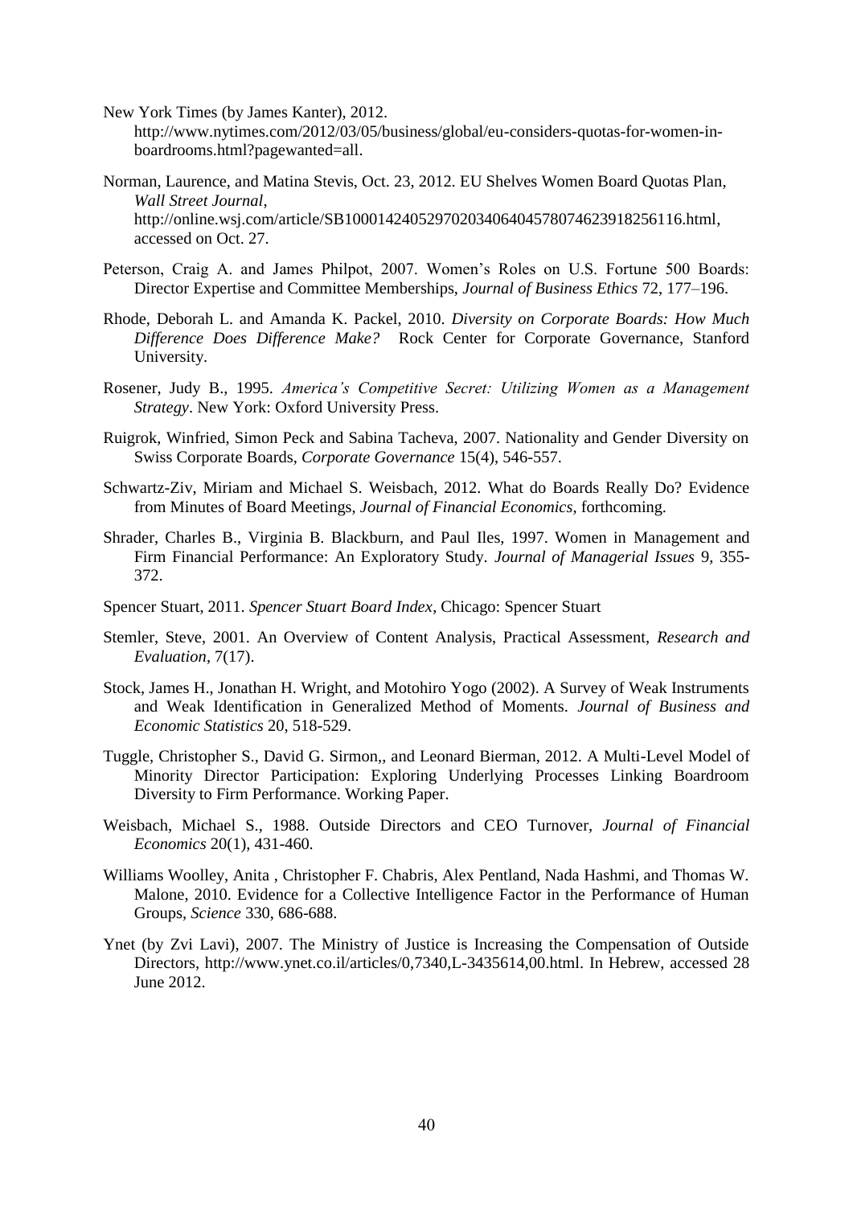New York Times (by James Kanter), 2012. http://www.nytimes.com/2012/03/05/business/global/eu-considers-quotas-for-women-in-boardrooms.html?pagewanted=all.

Norman, Laurence, and Matina Stevis, Oct. 23, 2012. EU Shelves Women Board Quotas Plan, *Wall Street Journal*, http://online.wsj.com/article/SB10001424052970203406404578074623918256116.html, accessed on Oct. 27.

Peterson, Craig A. and James Philpot, 2007. Women's Roles on U.S. Fortune 500 Boards: Director Expertise and Committee Memberships, *Journal of Business Ethics* 72, 177–196.

Rhode, Deborah L. and Amanda K. Packel, 2010. *Diversity on Corporate Boards: How Much Difference Does Difference Make?* Rock Center for Corporate Governance, Stanford University.

Rosener, Judy B., 1995. *America's Competitive Secret: Utilizing Women as a Management Strategy*. New York: Oxford University Press.

Ruigrok, Winfried, Simon Peck and Sabina Tacheva, 2007. Nationality and Gender Diversity on Swiss Corporate Boards, *Corporate Governance* 15(4), 546-557.

Schwartz-Ziv, Miriam and Michael S. Weisbach, 2012. What do Boards Really Do? Evidence from Minutes of Board Meetings, *Journal of Financial Economics*, forthcoming.

Shrader, Charles B., Virginia B. Blackburn, and Paul Iles, 1997. Women in Management and Firm Financial Performance: An Exploratory Study. *Journal of Managerial Issues* 9, 355-372.

Spencer Stuart, 2011. *Spencer Stuart Board Index*, Chicago: Spencer Stuart

Stemler, Steve, 2001. An Overview of Content Analysis, Practical Assessment, *Research and Evaluation*, 7(17).

Stock, James H., Jonathan H. Wright, and Motohiro Yogo (2002). A Survey of Weak Instruments and Weak Identification in Generalized Method of Moments. *Journal of Business and Economic Statistics* 20, 518-529.

Tuggle, Christopher S., David G. Sirmon,, and Leonard Bierman, 2012. A Multi-Level Model of Minority Director Participation: Exploring Underlying Processes Linking Boardroom Diversity to Firm Performance. Working Paper.

Weisbach, Michael S., 1988. Outside Directors and CEO Turnover, *Journal of Financial Economics* 20(1), 431-460.

Williams Woolley, Anita , Christopher F. Chabris, Alex Pentland, Nada Hashmi, and Thomas W. Malone, 2010. Evidence for a Collective Intelligence Factor in the Performance of Human Groups, *Science* 330, 686-688.

Ynet (by Zvi Lavi), 2007. The Ministry of Justice is Increasing the Compensation of Outside Directors, http://www.ynet.co.il/articles/0,7340,L-3435614,00.html. In Hebrew, accessed 28 June 2012.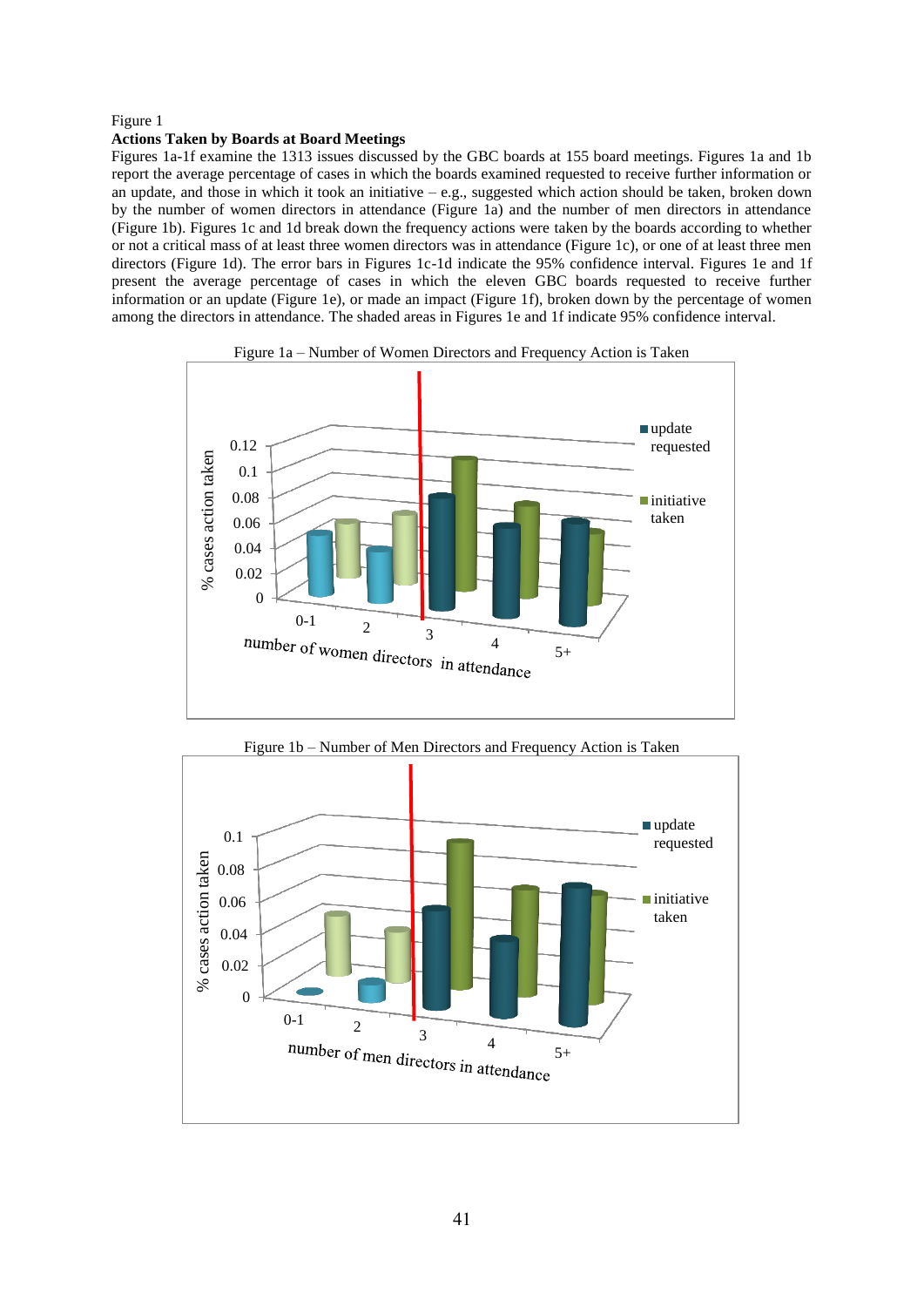Figure 1

**Actions Taken by Boards at Board Meetings**

Figures 1a-1f examine the 1313 issues discussed by the GBC boards at 155 board meetings. Figures 1a and 1b report the average percentage of cases in which the boards examined requested to receive further information or an update, and those in which it took an initiative – e.g., suggested which action should be taken, broken down by the number of women directors in attendance (Figure 1a) and the number of men directors in attendance (Figure 1b). Figures 1c and 1d break down the frequency actions were taken by the boards according to whether or not a critical mass of at least three women directors was in attendance (Figure 1c), or one of at least three men directors (Figure 1d). The error bars in Figures 1c-1d indicate the 95% confidence interval. Figures 1e and 1f present the average percentage of cases in which the eleven GBC boards requested to receive further information or an update (Figure 1e), or made an impact (Figure 1f), broken down by the percentage of women among the directors in attendance. The shaded areas in Figures 1e and 1f indicate 95% confidence interval.

Figure 1a – Number of Women Directors and Frequency Action is Taken

Figure 1b – Number of Men Directors and Frequency Action is Taken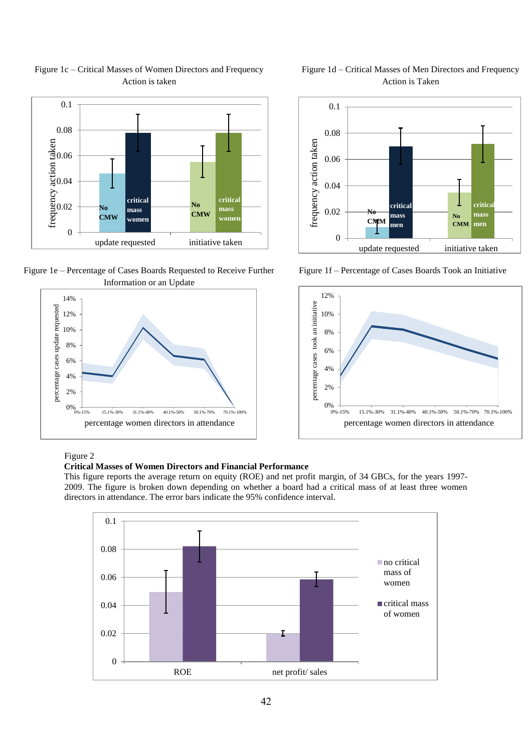Figure 1c – Critical Masses of Women Directors and Frequency Action is taken

Figure 1d – Critical Masses of Men Directors and Frequency Action is Taken

Figure 1e – Percentage of Cases Boards Requested to Receive Further Information or an Update

Figure 1f – Percentage of Cases Boards Took an Initiative

Figure 2

**Critical Masses of Women Directors and Financial Performance**

This figure reports the average return on equity (ROE) and net profit margin, of 34 GBCs, for the years 1997-2009. The figure is broken down depending on whether a board had a critical mass of at least three women directors in attendance. The error bars indicate the 95% confidence interval.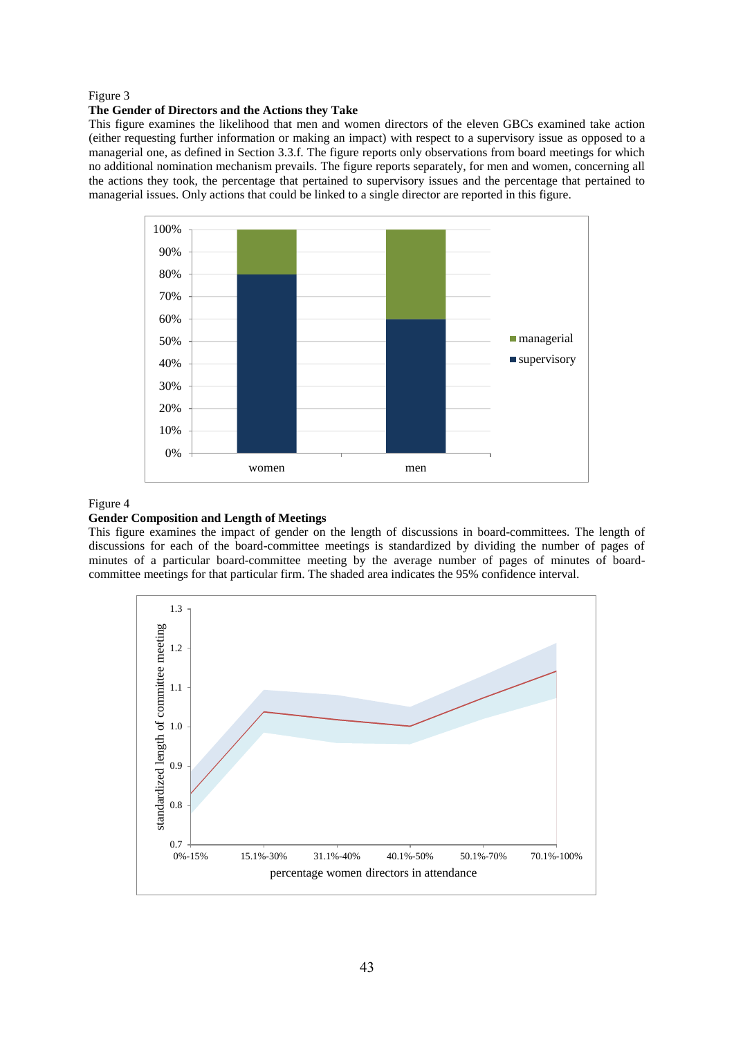Figure 3

**The Gender of Directors and the Actions they Take**

This figure examines the likelihood that men and women directors of the eleven GBCs examined take action (either requesting further information or making an impact) with respect to a supervisory issue as opposed to a managerial one, as defined in Section 3.3.f. The figure reports only observations from board meetings for which no additional nomination mechanism prevails. The figure reports separately, for men and women, concerning all the actions they took, the percentage that pertained to supervisory issues and the percentage that pertained to managerial issues. Only actions that could be linked to a single director are reported in this figure.

Figure 4

**Gender Composition and Length of Meetings**

This figure examines the impact of gender on the length of discussions in board-committees. The length of discussions for each of the board-committee meetings is standardized by dividing the number of pages of minutes of a particular board-committee meeting by the average number of pages of minutes of board-committee meetings for that particular firm. The shaded area indicates the 95% confidence interval.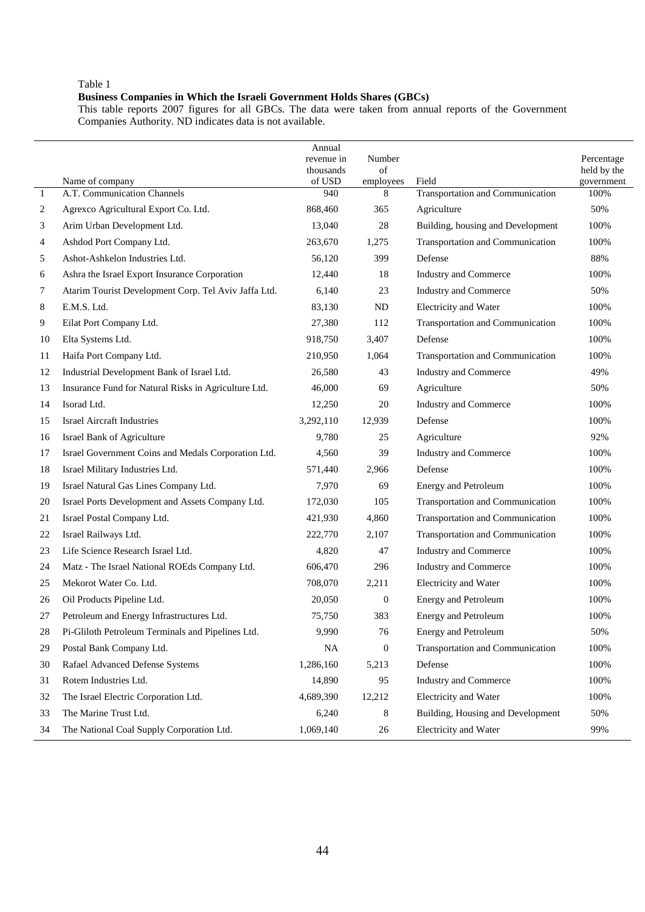Table 1

**Business Companies in Which the Israeli Government Holds Shares (GBCs)**

This table reports 2007 figures for all GBCs. The data were taken from annual reports of the Government Companies Authority. ND indicates data is not available.

| | Name of company | Annual revenue in thousands of USD | Number of employees | Field | Percentage held by the government |
|---|---|---|---|---|---|
| 1 | A.T. Communication Channels | 940 | 8 | Transportation and Communication | 100% |
| 2 | Agrexco Agricultural Export Co. Ltd. | 868,460 | 365 | Agriculture | 50% |
| 3 | Arim Urban Development Ltd. | 13,040 | 28 | Building, housing and Development | 100% |
| 4 | Ashdod Port Company Ltd. | 263,670 | 1,275 | Transportation and Communication | 100% |
| 5 | Ashot-Ashkelon Industries Ltd. | 56,120 | 399 | Defense | 88% |
| 6 | Ashra the Israel Export Insurance Corporation | 12,440 | 18 | Industry and Commerce | 100% |
| 7 | Atarim Tourist Development Corp. Tel Aviv Jaffa Ltd. | 6,140 | 23 | Industry and Commerce | 50% |
| 8 | E.M.S. Ltd. | 83,130 | ND | Electricity and Water | 100% |
| 9 | Eilat Port Company Ltd. | 27,380 | 112 | Transportation and Communication | 100% |
| 10 | Elta Systems Ltd. | 918,750 | 3,407 | Defense | 100% |
| 11 | Haifa Port Company Ltd. | 210,950 | 1,064 | Transportation and Communication | 100% |
| 12 | Industrial Development Bank of Israel Ltd. | 26,580 | 43 | Industry and Commerce | 49% |
| 13 | Insurance Fund for Natural Risks in Agriculture Ltd. | 46,000 | 69 | Agriculture | 50% |
| 14 | Isorad Ltd. | 12,250 | 20 | Industry and Commerce | 100% |
| 15 | Israel Aircraft Industries | 3,292,110 | 12,939 | Defense | 100% |
| 16 | Israel Bank of Agriculture | 9,780 | 25 | Agriculture | 92% |
| 17 | Israel Government Coins and Medals Corporation Ltd. | 4,560 | 39 | Industry and Commerce | 100% |
| 18 | Israel Military Industries Ltd. | 571,440 | 2,966 | Defense | 100% |
| 19 | Israel Natural Gas Lines Company Ltd. | 7,970 | 69 | Energy and Petroleum | 100% |
| 20 | Israel Ports Development and Assets Company Ltd. | 172,030 | 105 | Transportation and Communication | 100% |
| 21 | Israel Postal Company Ltd. | 421,930 | 4,860 | Transportation and Communication | 100% |
| 22 | Israel Railways Ltd. | 222,770 | 2,107 | Transportation and Communication | 100% |
| 23 | Life Science Research Israel Ltd. | 4,820 | 47 | Industry and Commerce | 100% |
| 24 | Matz - The Israel National ROEds Company Ltd. | 606,470 | 296 | Industry and Commerce | 100% |
| 25 | Mekorot Water Co. Ltd. | 708,070 | 2,211 | Electricity and Water | 100% |
| 26 | Oil Products Pipeline Ltd. | 20,050 | 0 | Energy and Petroleum | 100% |
| 27 | Petroleum and Energy Infrastructures Ltd. | 75,750 | 383 | Energy and Petroleum | 100% |
| 28 | Pi-Gliloth Petroleum Terminals and Pipelines Ltd. | 9,990 | 76 | Energy and Petroleum | 50% |
| 29 | Postal Bank Company Ltd. | NA | 0 | Transportation and Communication | 100% |
| 30 | Rafael Advanced Defense Systems | 1,286,160 | 5,213 | Defense | 100% |
| 31 | Rotem Industries Ltd. | 14,890 | 95 | Industry and Commerce | 100% |
| 32 | The Israel Electric Corporation Ltd. | 4,689,390 | 12,212 | Electricity and Water | 100% |
| 33 | The Marine Trust Ltd. | 6,240 | 8 | Building, Housing and Development | 50% |
| 34 | The National Coal Supply Corporation Ltd. | 1,069,140 | 26 | Electricity and Water | 99% |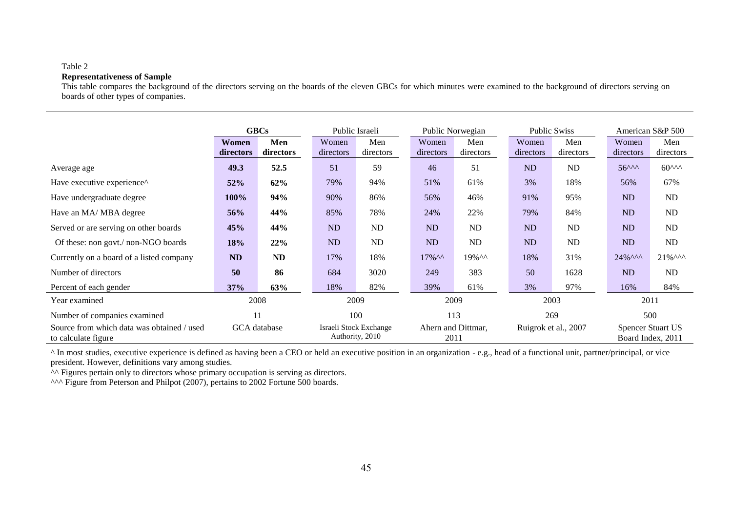Table 2

**Representativeness of Sample**

This table compares the background of the directors serving on the boards of the eleven GBCs for which minutes were examined to the background of directors serving on boards of other types of companies.

| | **GBCs** | | Public Israeli | | Public Norwegian | | Public Swiss | | American S&P 500 | |
|---|---|---|---|---|---|---|---|---|---|---|
| | **Women directors** | **Men directors** | Women directors | Men directors | Women directors | Men directors | Women directors | Men directors | Women directors | Men directors |
| Average age | **49.3** | **52.5** | 51 | 59 | 46 | 51 | ND | ND | 56^^^ | 60^^^ |
| Have executive experience^ | **52%** | **62%** | 79% | 94% | 51% | 61% | 3% | 18% | 56% | 67% |
| Have undergraduate degree | **100%** | **94%** | 90% | 86% | 56% | 46% | 91% | 95% | ND | ND |
| Have an MA/ MBA degree | **56%** | **44%** | 85% | 78% | 24% | 22% | 79% | 84% | ND | ND |
| Served or are serving on other boards | **45%** | **44%** | ND | ND | ND | ND | ND | ND | ND | ND |
| Of these: non govt./ non-NGO boards | **18%** | **22%** | ND | ND | ND | ND | ND | ND | ND | ND |
| Currently on a board of a listed company | **ND** | **ND** | 17% | 18% | 17%^^ | 19%^^ | 18% | 31% | 24%^^^ | 21%^^^ |
| Number of directors | **50** | **86** | 684 | 3020 | 249 | 383 | 50 | 1628 | ND | ND |
| Percent of each gender | **37%** | **63%** | 18% | 82% | 39% | 61% | 3% | 97% | 16% | 84% |
| Year examined | 2008 | | 2009 | | 2009 | | 2003 | | 2011 | |
| Number of companies examined | 11 | | 100 | | 113 | | 269 | | 500 | |
| Source from which data was obtained / used to calculate figure | GCA database | | Israeli Stock Exchange Authority, 2010 | | Ahern and Dittmar, 2011 | | Ruigrok et al., 2007 | | Spencer Stuart US Board Index, 2011 | |

^ In most studies, executive experience is defined as having been a CEO or held an executive position in an organization - e.g., head of a functional unit, partner/principal, or vice president. However, definitions vary among studies.

^^ Figures pertain only to directors whose primary occupation is serving as directors.

^^^ Figure from Peterson and Philpot (2007), pertains to 2002 Fortune 500 boards.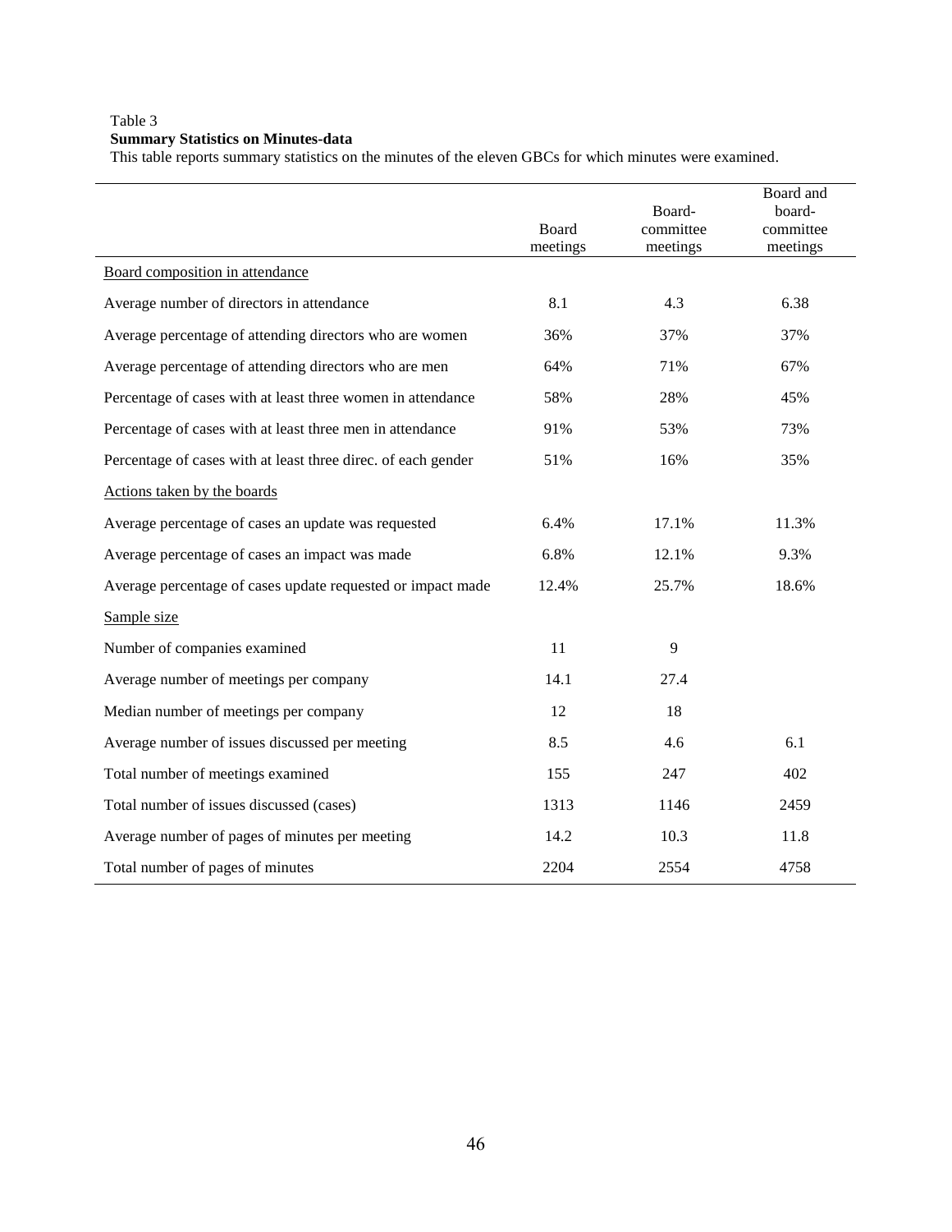Table 3

**Summary Statistics on Minutes-data**

This table reports summary statistics on the minutes of the eleven GBCs for which minutes were examined.

| | Board meetings | Board-committee meetings | Board and board-committee meetings |
|---|---|---|---|
| Board composition in attendance | | | |
| Average number of directors in attendance | 8.1 | 4.3 | 6.38 |
| Average percentage of attending directors who are women | 36% | 37% | 37% |
| Average percentage of attending directors who are men | 64% | 71% | 67% |
| Percentage of cases with at least three women in attendance | 58% | 28% | 45% |
| Percentage of cases with at least three men in attendance | 91% | 53% | 73% |
| Percentage of cases with at least three direc. of each gender | 51% | 16% | 35% |
| Actions taken by the boards | | | |
| Average percentage of cases an update was requested | 6.4% | 17.1% | 11.3% |
| Average percentage of cases an impact was made | 6.8% | 12.1% | 9.3% |
| Average percentage of cases update requested or impact made | 12.4% | 25.7% | 18.6% |
| Sample size | | | |
| Number of companies examined | 11 | 9 | |
| Average number of meetings per company | 14.1 | 27.4 | |
| Median number of meetings per company | 12 | 18 | |
| Average number of issues discussed per meeting | 8.5 | 4.6 | 6.1 |
| Total number of meetings examined | 155 | 247 | 402 |
| Total number of issues discussed (cases) | 1313 | 1146 | 2459 |
| Average number of pages of minutes per meeting | 14.2 | 10.3 | 11.8 |
| Total number of pages of minutes | 2204 | 2554 | 4758 |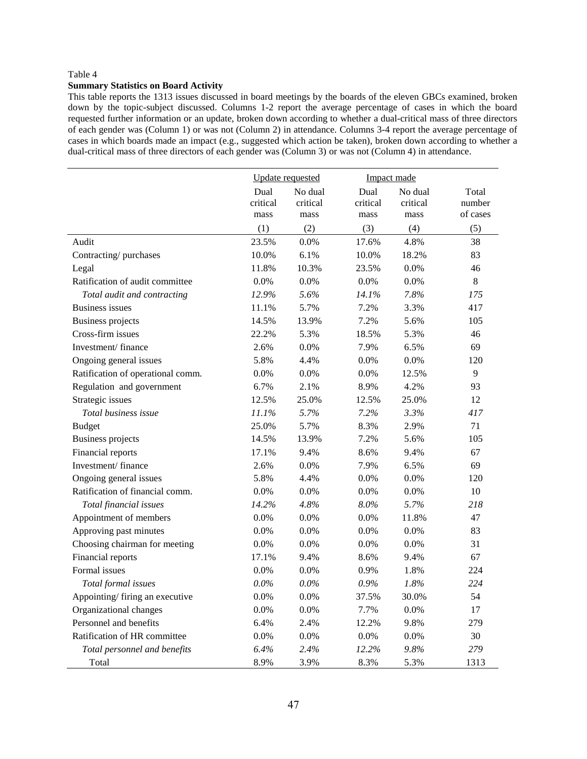Table 4

**Summary Statistics on Board Activity**

This table reports the 1313 issues discussed in board meetings by the boards of the eleven GBCs examined, broken down by the topic-subject discussed. Columns 1-2 report the average percentage of cases in which the board requested further information or an update, broken down according to whether a dual-critical mass of three directors of each gender was (Column 1) or was not (Column 2) in attendance. Columns 3-4 report the average percentage of cases in which boards made an impact (e.g., suggested which action be taken), broken down according to whether a dual-critical mass of three directors of each gender was (Column 3) or was not (Column 4) in attendance.

| | Update requested | | Impact made | | |
|---|---|---|---|---|---|
| | Dual critical mass | No dual critical mass | Dual critical mass | No dual critical mass | Total number of cases |
| | (1) | (2) | (3) | (4) | (5) |
| Audit | 23.5% | 0.0% | 17.6% | 4.8% | 38 |
| Contracting/ purchases | 10.0% | 6.1% | 10.0% | 18.2% | 83 |
| Legal | 11.8% | 10.3% | 23.5% | 0.0% | 46 |
| Ratification of audit committee | 0.0% | 0.0% | 0.0% | 0.0% | 8 |
| *Total audit and contracting* | *12.9%* | *5.6%* | *14.1%* | *7.8%* | *175* |
| Business issues | 11.1% | 5.7% | 7.2% | 3.3% | 417 |
| Business projects | 14.5% | 13.9% | 7.2% | 5.6% | 105 |
| Cross-firm issues | 22.2% | 5.3% | 18.5% | 5.3% | 46 |
| Investment/ finance | 2.6% | 0.0% | 7.9% | 6.5% | 69 |
| Ongoing general issues | 5.8% | 4.4% | 0.0% | 0.0% | 120 |
| Ratification of operational comm. | 0.0% | 0.0% | 0.0% | 12.5% | 9 |
| Regulation and government | 6.7% | 2.1% | 8.9% | 4.2% | 93 |
| Strategic issues | 12.5% | 25.0% | 12.5% | 25.0% | 12 |
| *Total business issue* | *11.1%* | *5.7%* | *7.2%* | *3.3%* | *417* |
| Budget | 25.0% | 5.7% | 8.3% | 2.9% | 71 |
| Business projects | 14.5% | 13.9% | 7.2% | 5.6% | 105 |
| Financial reports | 17.1% | 9.4% | 8.6% | 9.4% | 67 |
| Investment/ finance | 2.6% | 0.0% | 7.9% | 6.5% | 69 |
| Ongoing general issues | 5.8% | 4.4% | 0.0% | 0.0% | 120 |
| Ratification of financial comm. | 0.0% | 0.0% | 0.0% | 0.0% | 10 |
| *Total financial issues* | *14.2%* | *4.8%* | *8.0%* | *5.7%* | *218* |
| Appointment of members | 0.0% | 0.0% | 0.0% | 11.8% | 47 |
| Approving past minutes | 0.0% | 0.0% | 0.0% | 0.0% | 83 |
| Choosing chairman for meeting | 0.0% | 0.0% | 0.0% | 0.0% | 31 |
| Financial reports | 17.1% | 9.4% | 8.6% | 9.4% | 67 |
| Formal issues | 0.0% | 0.0% | 0.9% | 1.8% | 224 |
| *Total formal issues* | *0.0%* | *0.0%* | *0.9%* | *1.8%* | *224* |
| Appointing/ firing an executive | 0.0% | 0.0% | 37.5% | 30.0% | 54 |
| Organizational changes | 0.0% | 0.0% | 7.7% | 0.0% | 17 |
| Personnel and benefits | 6.4% | 2.4% | 12.2% | 9.8% | 279 |
| Ratification of HR committee | 0.0% | 0.0% | 0.0% | 0.0% | 30 |
| *Total personnel and benefits* | *6.4%* | *2.4%* | *12.2%* | *9.8%* | *279* |
| Total | 8.9% | 3.9% | 8.3% | 5.3% | 1313 |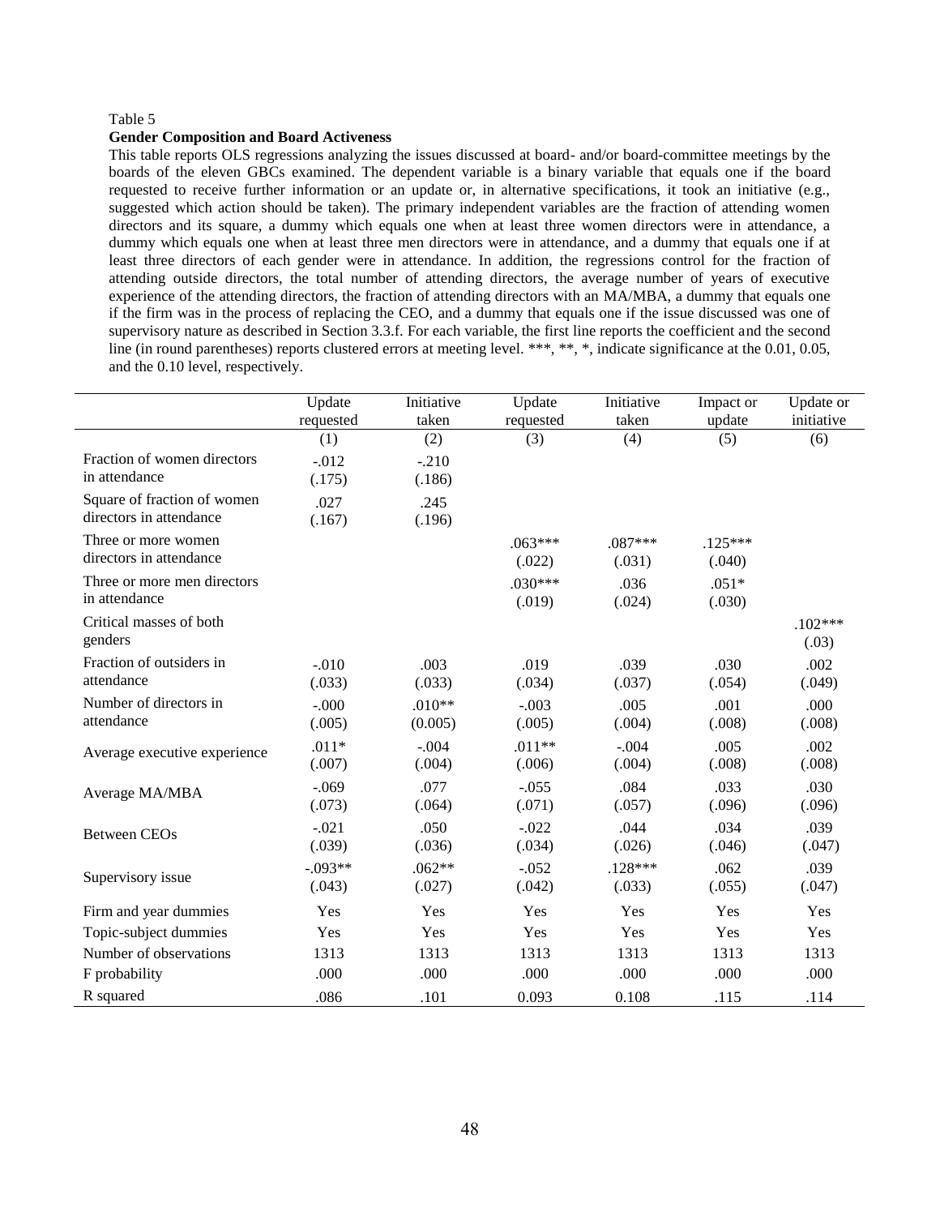Table 5

**Gender Composition and Board Activeness**

This table reports OLS regressions analyzing the issues discussed at board- and/or board-committee meetings by the boards of the eleven GBCs examined. The dependent variable is a binary variable that equals one if the board requested to receive further information or an update or, in alternative specifications, it took an initiative (e.g., suggested which action should be taken). The primary independent variables are the fraction of attending women directors and its square, a dummy which equals one when at least three women directors were in attendance, a dummy which equals one when at least three men directors were in attendance, and a dummy that equals one if at least three directors of each gender were in attendance. In addition, the regressions control for the fraction of attending outside directors, the total number of attending directors, the average number of years of executive experience of the attending directors, the fraction of attending directors with an MA/MBA, a dummy that equals one if the firm was in the process of replacing the CEO, and a dummy that equals one if the issue discussed was one of supervisory nature as described in Section 3.3.f. For each variable, the first line reports the coefficient and the second line (in round parentheses) reports clustered errors at meeting level. ***, **, *, indicate significance at the 0.01, 0.05, and the 0.10 level, respectively.

| | Update requested | Initiative taken | Update requested | Initiative taken | Impact or update | Update or initiative |
|---|---|---|---|---|---|---|
| | (1) | (2) | (3) | (4) | (5) | (6) |
| Fraction of women directors in attendance | -.012 | -.210 | | | | |
| | (.175) | (.186) | | | | |
| Square of fraction of women directors in attendance | .027 | .245 | | | | |
| | (.167) | (.196) | | | | |
| Three or more women directors in attendance | | | .063*** | .087*** | .125*** | |
| | | | (.022) | (.031) | (.040) | |
| Three or more men directors in attendance | | | .030*** | .036 | .051* | |
| | | | (.019) | (.024) | (.030) | |
| Critical masses of both genders | | | | | | .102*** |
| | | | | | | (.03) |
| Fraction of outsiders in attendance | -.010 | .003 | .019 | .039 | .030 | .002 |
| | (.033) | (.033) | (.034) | (.037) | (.054) | (.049) |
| Number of directors in attendance | -.000 | .010** | -.003 | .005 | .001 | .000 |
| | (.005) | (0.005) | (.005) | (.004) | (.008) | (.008) |
| Average executive experience | .011* | -.004 | .011** | -.004 | .005 | .002 |
| | (.007) | (.004) | (.006) | (.004) | (.008) | (.008) |
| Average MA/MBA | -.069 | .077 | -.055 | .084 | .033 | .030 |
| | (.073) | (.064) | (.071) | (.057) | (.096) | (.096) |
| Between CEOs | -.021 | .050 | -.022 | .044 | .034 | .039 |
| | (.039) | (.036) | (.034) | (.026) | (.046) | (.047) |
| Supervisory issue | -.093** | .062** | -.052 | .128*** | .062 | .039 |
| | (.043) | (.027) | (.042) | (.033) | (.055) | (.047) |
| Firm and year dummies | Yes | Yes | Yes | Yes | Yes | Yes |
| Topic-subject dummies | Yes | Yes | Yes | Yes | Yes | Yes |
| Number of observations | 1313 | 1313 | 1313 | 1313 | 1313 | 1313 |
| F probability | .000 | .000 | .000 | .000 | .000 | .000 |
| R squared | .086 | .101 | 0.093 | 0.108 | .115 | .114 |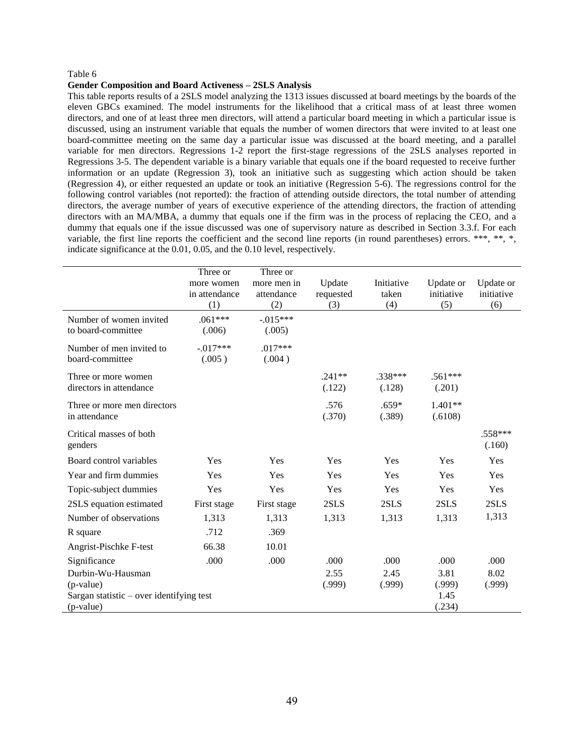Table 6

**Gender Composition and Board Activeness – 2SLS Analysis**

This table reports results of a 2SLS model analyzing the 1313 issues discussed at board meetings by the boards of the eleven GBCs examined. The model instruments for the likelihood that a critical mass of at least three women directors, and one of at least three men directors, will attend a particular board meeting in which a particular issue is discussed, using an instrument variable that equals the number of women directors that were invited to at least one board-committee meeting on the same day a particular issue was discussed at the board meeting, and a parallel variable for men directors. Regressions 1-2 report the first-stage regressions of the 2SLS analyses reported in Regressions 3-5. The dependent variable is a binary variable that equals one if the board requested to receive further information or an update (Regression 3), took an initiative such as suggesting which action should be taken (Regression 4), or either requested an update or took an initiative (Regression 5-6). The regressions control for the following control variables (not reported): the fraction of attending outside directors, the total number of attending directors, the average number of years of executive experience of the attending directors, the fraction of attending directors with an MA/MBA, a dummy that equals one if the firm was in the process of replacing the CEO, and a dummy that equals one if the issue discussed was one of supervisory nature as described in Section 3.3.f. For each variable, the first line reports the coefficient and the second line reports (in round parentheses) errors. ***, **, *, indicate significance at the 0.01, 0.05, and the 0.10 level, respectively.

| | Three or more women in attendance (1) | Three or more men in attendance (2) | Update requested (3) | Initiative taken (4) | Update or initiative (5) | Update or initiative (6) |
|---|---|---|---|---|---|---|
| Number of women invited to board-committee | .061*** (.006) | -.015*** (.005) | | | | |
| Number of men invited to board-committee | -.017*** (.005 ) | .017*** (.004 ) | | | | |
| Three or more women directors in attendance | | | .241** (.122) | .338*** (.128) | .561*** (.201) | |
| Three or more men directors in attendance | | | .576 (.370) | .659* (.389) | 1.401** (.6108) | |
| Critical masses of both genders | | | | | | .558*** (.160) |
| Board control variables | Yes | Yes | Yes | Yes | Yes | Yes |
| Year and firm dummies | Yes | Yes | Yes | Yes | Yes | Yes |
| Topic-subject dummies | Yes | Yes | Yes | Yes | Yes | Yes |
| 2SLS equation estimated | First stage | First stage | 2SLS | 2SLS | 2SLS | 2SLS |
| Number of observations | 1,313 | 1,313 | 1,313 | 1,313 | 1,313 | 1,313 |
| R square | .712 | .369 | | | | |
| Angrist-Pischke F-test | 66.38 | 10.01 | | | | |
| Significance | .000 | .000 | .000 | .000 | .000 | .000 |
| Durbin-Wu-Hausman (p-value) | | | 2.55 (.999) | 2.45 (.999) | 3.81 (.999) | 8.02 (.999) |
| Sargan statistic – over identifying test (p-value) | | | | | 1.45 (.234) | |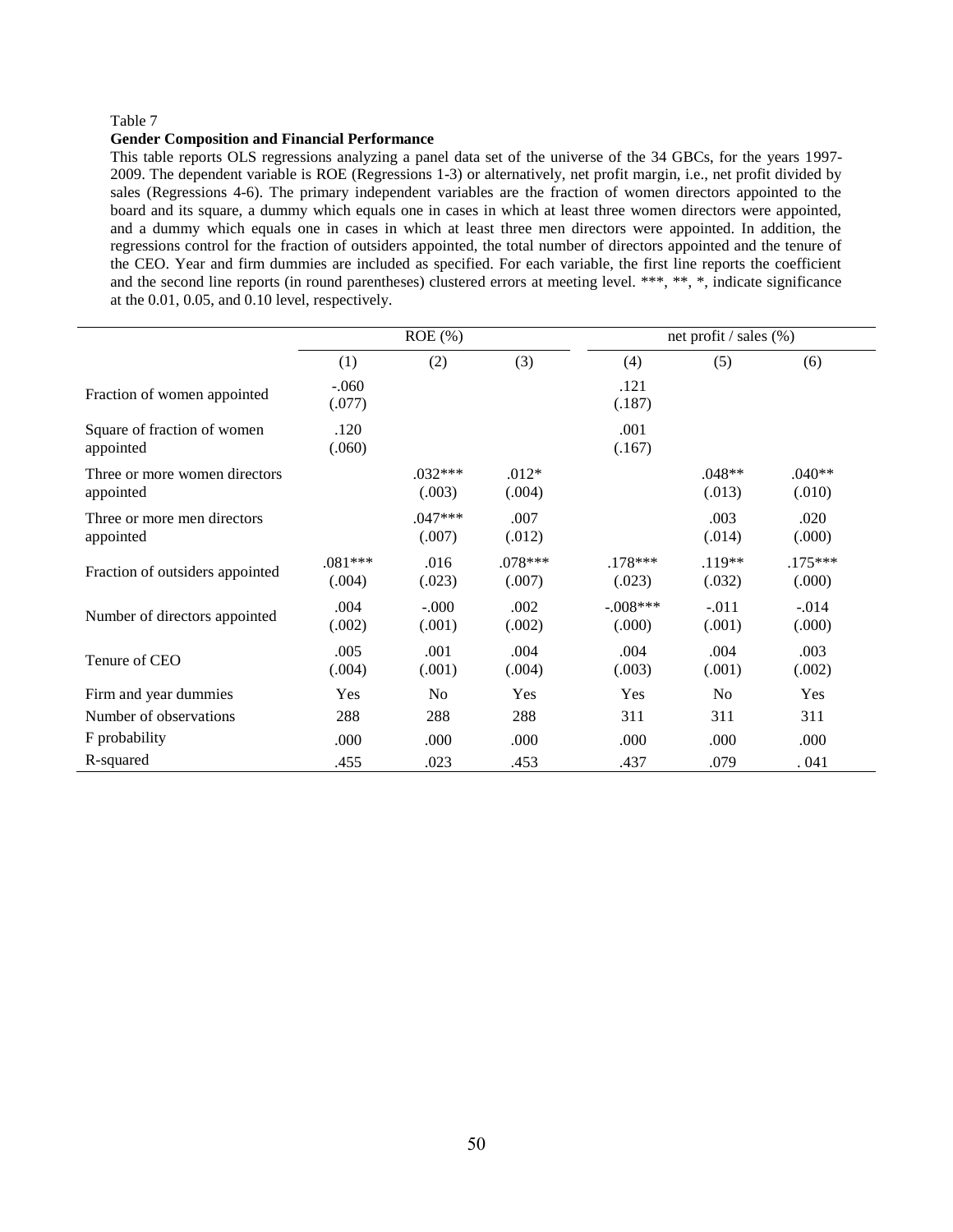Table 7

**Gender Composition and Financial Performance**

This table reports OLS regressions analyzing a panel data set of the universe of the 34 GBCs, for the years 1997-2009. The dependent variable is ROE (Regressions 1-3) or alternatively, net profit margin, i.e., net profit divided by sales (Regressions 4-6). The primary independent variables are the fraction of women directors appointed to the board and its square, a dummy which equals one in cases in which at least three women directors were appointed, and a dummy which equals one in cases in which at least three men directors were appointed. In addition, the regressions control for the fraction of outsiders appointed, the total number of directors appointed and the tenure of the CEO. Year and firm dummies are included as specified. For each variable, the first line reports the coefficient and the second line reports (in round parentheses) clustered errors at meeting level. ***, **, *, indicate significance at the 0.01, 0.05, and 0.10 level, respectively.

| | ROE (%) | | | net profit / sales (%) | | |
|---|---|---|---|---|---|---|
| | (1) | (2) | (3) | (4) | (5) | (6) |
| Fraction of women appointed | -.060<br>(.077) | | | .121<br>(.187) | | |
| Square of fraction of women appointed | .120<br>(.060) | | | .001<br>(.167) | | |
| Three or more women directors appointed | | .032***<br>(.003) | .012*<br>(.004) | | .048**<br>(.013) | .040**<br>(.010) |
| Three or more men directors appointed | | .047***<br>(.007) | .007<br>(.012) | | .003<br>(.014) | .020<br>(.000) |
| Fraction of outsiders appointed | .081***<br>(.004) | .016<br>(.023) | .078***<br>(.007) | .178***<br>(.023) | .119**<br>(.032) | .175***<br>(.000) |
| Number of directors appointed | .004<br>(.002) | -.000<br>(.001) | .002<br>(.002) | -.008***<br>(.000) | -.011<br>(.001) | -.014<br>(.000) |
| Tenure of CEO | .005<br>(.004) | .001<br>(.001) | .004<br>(.004) | .004<br>(.003) | .004<br>(.001) | .003<br>(.002) |
| Firm and year dummies | Yes | No | Yes | Yes | No | Yes |
| Number of observations | 288 | 288 | 288 | 311 | 311 | 311 |
| F probability | .000 | .000 | .000 | .000 | .000 | .000 |
| R-squared | .455 | .023 | .453 | .437 | .079 | . 041 |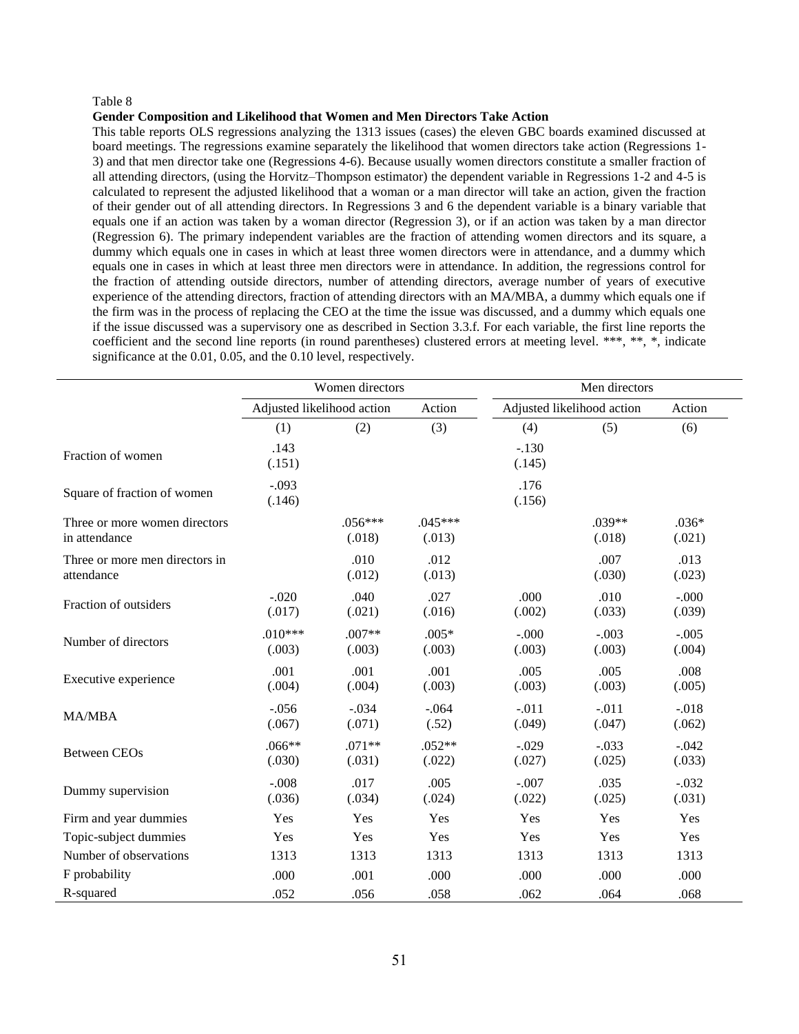Table 8

**Gender Composition and Likelihood that Women and Men Directors Take Action**

This table reports OLS regressions analyzing the 1313 issues (cases) the eleven GBC boards examined discussed at board meetings. The regressions examine separately the likelihood that women directors take action (Regressions 1-3) and that men director take one (Regressions 4-6). Because usually women directors constitute a smaller fraction of all attending directors, (using the Horvitz–Thompson estimator) the dependent variable in Regressions 1-2 and 4-5 is calculated to represent the adjusted likelihood that a woman or a man director will take an action, given the fraction of their gender out of all attending directors. In Regressions 3 and 6 the dependent variable is a binary variable that equals one if an action was taken by a woman director (Regression 3), or if an action was taken by a man director (Regression 6). The primary independent variables are the fraction of attending women directors and its square, a dummy which equals one in cases in which at least three women directors were in attendance, and a dummy which equals one in cases in which at least three men directors were in attendance. In addition, the regressions control for the fraction of attending outside directors, number of attending directors, average number of years of executive experience of the attending directors, fraction of attending directors with an MA/MBA, a dummy which equals one if the firm was in the process of replacing the CEO at the time the issue was discussed, and a dummy which equals one if the issue discussed was a supervisory one as described in Section 3.3.f. For each variable, the first line reports the coefficient and the second line reports (in round parentheses) clustered errors at meeting level. ***, **, *, indicate significance at the 0.01, 0.05, and the 0.10 level, respectively.

| | Women directors | | | Men directors | | |
|---|---|---|---|---|---|---|
| | Adjusted likelihood action | | Action | Adjusted likelihood action | | Action |
| | (1) | (2) | (3) | (4) | (5) | (6) |
| Fraction of women | .143<br>(.151) | | | -.130<br>(.145) | | |
| Square of fraction of women | -.093<br>(.146) | | | .176<br>(.156) | | |
| Three or more women directors in attendance | | .056***<br>(.018) | .045***<br>(.013) | | .039**<br>(.018) | .036*<br>(.021) |
| Three or more men directors in attendance | | .010<br>(.012) | .012<br>(.013) | | .007<br>(.030) | .013<br>(.023) |
| Fraction of outsiders | -.020<br>(.017) | .040<br>(.021) | .027<br>(.016) | .000<br>(.002) | .010<br>(.033) | -.000<br>(.039) |
| Number of directors | .010***<br>(.003) | .007**<br>(.003) | .005*<br>(.003) | -.000<br>(.003) | -.003<br>(.003) | -.005<br>(.004) |
| Executive experience | .001<br>(.004) | .001<br>(.004) | .001<br>(.003) | .005<br>(.003) | .005<br>(.003) | .008<br>(.005) |
| MA/MBA | -.056<br>(.067) | -.034<br>(.071) | -.064<br>(.52) | -.011<br>(.049) | -.011<br>(.047) | -.018<br>(.062) |
| Between CEOs | .066**<br>(.030) | .071**<br>(.031) | .052**<br>(.022) | -.029<br>(.027) | -.033<br>(.025) | -.042<br>(.033) |
| Dummy supervision | -.008<br>(.036) | .017<br>(.034) | .005<br>(.024) | -.007<br>(.022) | .035<br>(.025) | -.032<br>(.031) |
| Firm and year dummies | Yes | Yes | Yes | Yes | Yes | Yes |
| Topic-subject dummies | Yes | Yes | Yes | Yes | Yes | Yes |
| Number of observations | 1313 | 1313 | 1313 | 1313 | 1313 | 1313 |
| F probability | .000 | .001 | .000 | .000 | .000 | .000 |
| R-squared | .052 | .056 | .058 | .062 | .064 | .068 |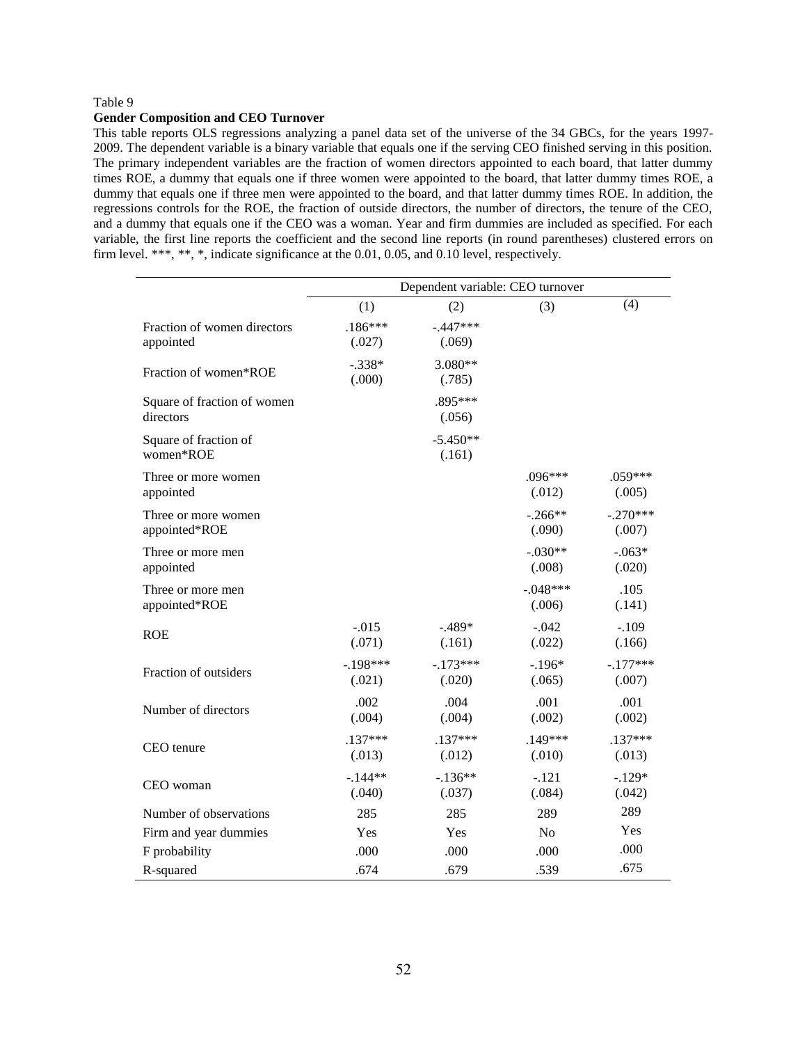Table 9

**Gender Composition and CEO Turnover**

This table reports OLS regressions analyzing a panel data set of the universe of the 34 GBCs, for the years 1997-2009. The dependent variable is a binary variable that equals one if the serving CEO finished serving in this position. The primary independent variables are the fraction of women directors appointed to each board, that latter dummy times ROE, a dummy that equals one if three women were appointed to the board, that latter dummy times ROE, a dummy that equals one if three men were appointed to the board, and that latter dummy times ROE. In addition, the regressions controls for the ROE, the fraction of outside directors, the number of directors, the tenure of the CEO, and a dummy that equals one if the CEO was a woman. Year and firm dummies are included as specified. For each variable, the first line reports the coefficient and the second line reports (in round parentheses) clustered errors on firm level. ***, **, *, indicate significance at the 0.01, 0.05, and 0.10 level, respectively.

| | Dependent variable: CEO turnover | | | |
|---|---|---|---|---|
| | (1) | (2) | (3) | (4) |
| Fraction of women directors appointed | .186*** | -.447*** | | |
| | (.027) | (.069) | | |
| Fraction of women*ROE | -.338* | 3.080** | | |
| | (.000) | (.785) | | |
| Square of fraction of women directors | | .895*** | | |
| | | (.056) | | |
| Square of fraction of women*ROE | | -5.450** | | |
| | | (.161) | | |
| Three or more women appointed | | | .096*** | .059*** |
| | | | (.012) | (.005) |
| Three or more women appointed*ROE | | | -.266** | -.270*** |
| | | | (.090) | (.007) |
| Three or more men appointed | | | -.030** | -.063* |
| | | | (.008) | (.020) |
| Three or more men appointed*ROE | | | -.048*** | .105 |
| | | | (.006) | (.141) |
| ROE | -.015 | -.489* | -.042 | -.109 |
| | (.071) | (.161) | (.022) | (.166) |
| Fraction of outsiders | -.198*** | -.173*** | -.196* | -.177*** |
| | (.021) | (.020) | (.065) | (.007) |
| Number of directors | .002 | .004 | .001 | .001 |
| | (.004) | (.004) | (.002) | (.002) |
| CEO tenure | .137*** | .137*** | .149*** | .137*** |
| | (.013) | (.012) | (.010) | (.013) |
| CEO woman | -.144** | -.136** | -.121 | -.129* |
| | (.040) | (.037) | (.084) | (.042) |
| Number of observations | 285 | 285 | 289 | 289 |
| Firm and year dummies | Yes | Yes | No | Yes |
| F probability | .000 | .000 | .000 | .000 |
| R-squared | .674 | .679 | .539 | .675 |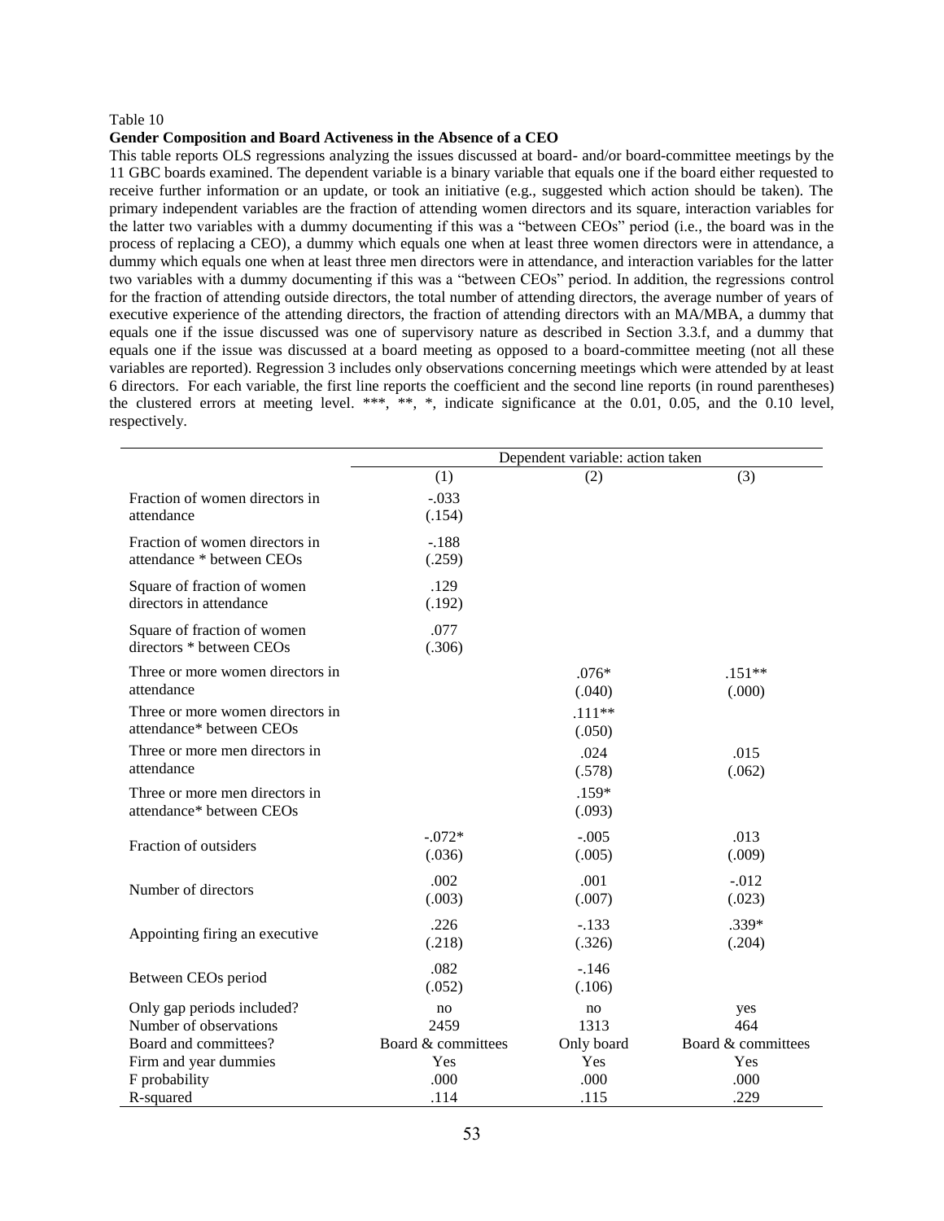Table 10

**Gender Composition and Board Activeness in the Absence of a CEO**

This table reports OLS regressions analyzing the issues discussed at board- and/or board-committee meetings by the 11 GBC boards examined. The dependent variable is a binary variable that equals one if the board either requested to receive further information or an update, or took an initiative (e.g., suggested which action should be taken). The primary independent variables are the fraction of attending women directors and its square, interaction variables for the latter two variables with a dummy documenting if this was a "between CEOs" period (i.e., the board was in the process of replacing a CEO), a dummy which equals one when at least three women directors were in attendance, a dummy which equals one when at least three men directors were in attendance, and interaction variables for the latter two variables with a dummy documenting if this was a "between CEOs" period. In addition, the regressions control for the fraction of attending outside directors, the total number of attending directors, the average number of years of executive experience of the attending directors, the fraction of attending directors with an MA/MBA, a dummy that equals one if the issue discussed was one of supervisory nature as described in Section 3.3.f, and a dummy that equals one if the issue was discussed at a board meeting as opposed to a board-committee meeting (not all these variables are reported). Regression 3 includes only observations concerning meetings which were attended by at least 6 directors. For each variable, the first line reports the coefficient and the second line reports (in round parentheses) the clustered errors at meeting level. \*\*\*, \*\*, \*, indicate significance at the 0.01, 0.05, and the 0.10 level, respectively.

| | Dependent variable: action taken | | |
|---|---|---|---|
| | (1) | (2) | (3) |
| Fraction of women directors in attendance | -.033<br>(.154) | | |
| Fraction of women directors in attendance * between CEOs | -.188<br>(.259) | | |
| Square of fraction of women directors in attendance | .129<br>(.192) | | |
| Square of fraction of women directors * between CEOs | .077<br>(.306) | | |
| Three or more women directors in attendance | | .076*<br>(.040) | .151**<br>(.000) |
| Three or more women directors in attendance* between CEOs | | .111**<br>(.050) | |
| Three or more men directors in attendance | | .024<br>(.578) | .015<br>(.062) |
| Three or more men directors in attendance* between CEOs | | .159*<br>(.093) | |
| Fraction of outsiders | -.072*<br>(.036) | -.005<br>(.005) | .013<br>(.009) |
| Number of directors | .002<br>(.003) | .001<br>(.007) | -.012<br>(.023) |
| Appointing firing an executive | .226<br>(.218) | -.133<br>(.326) | .339*<br>(.204) |
| Between CEOs period | .082<br>(.052) | -.146<br>(.106) | |
| Only gap periods included? | no | no | yes |
| Number of observations | 2459 | 1313 | 464 |
| Board and committees? | Board & committees | Only board | Board & committees |
| Firm and year dummies | Yes | Yes | Yes |
| F probability | .000 | .000 | .000 |
| R-squared | .114 | .115 | .229 |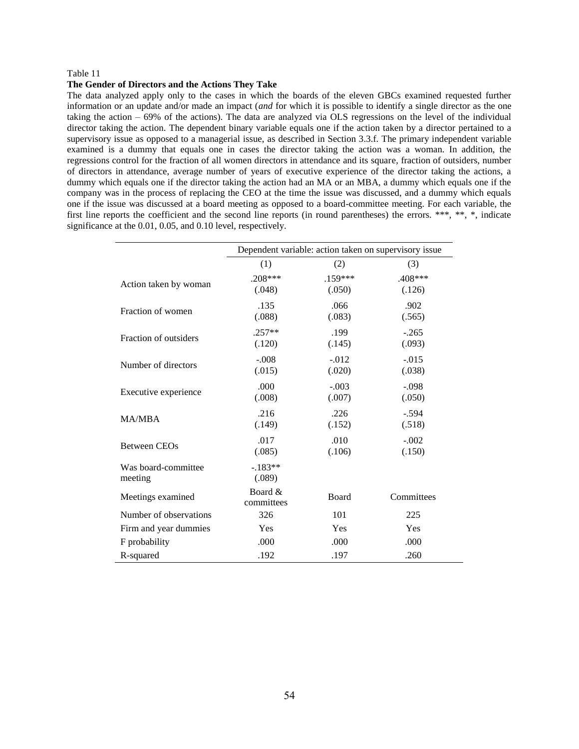Table 11

**The Gender of Directors and the Actions They Take**

The data analyzed apply only to the cases in which the boards of the eleven GBCs examined requested further information or an update and/or made an impact (*and* for which it is possible to identify a single director as the one taking the action – 69% of the actions). The data are analyzed via OLS regressions on the level of the individual director taking the action. The dependent binary variable equals one if the action taken by a director pertained to a supervisory issue as opposed to a managerial issue, as described in Section 3.3.f. The primary independent variable examined is a dummy that equals one in cases the director taking the action was a woman. In addition, the regressions control for the fraction of all women directors in attendance and its square, fraction of outsiders, number of directors in attendance, average number of years of executive experience of the director taking the actions, a dummy which equals one if the director taking the action had an MA or an MBA, a dummy which equals one if the company was in the process of replacing the CEO at the time the issue was discussed, and a dummy which equals one if the issue was discussed at a board meeting as opposed to a board-committee meeting. For each variable, the first line reports the coefficient and the second line reports (in round parentheses) the errors. ***, **, *, indicate significance at the 0.01, 0.05, and 0.10 level, respectively.

| | Dependent variable: action taken on supervisory issue | | |
|---|---|---|---|
| | (1) | (2) | (3) |
| Action taken by woman | .208***<br>(.048) | .159***<br>(.050) | .408***<br>(.126) |
| Fraction of women | .135<br>(.088) | .066<br>(.083) | .902<br>(.565) |
| Fraction of outsiders | .257**<br>(.120) | .199<br>(.145) | -.265<br>(.093) |
| Number of directors | -.008<br>(.015) | -.012<br>(.020) | -.015<br>(.038) |
| Executive experience | .000<br>(.008) | -.003<br>(.007) | -.098<br>(.050) |
| MA/MBA | .216<br>(.149) | .226<br>(.152) | -.594<br>(.518) |
| Between CEOs | .017<br>(.085) | .010<br>(.106) | -.002<br>(.150) |
| Was board-committee meeting | -.183**<br>(.089) | | |
| Meetings examined | Board & committees | Board | Committees |
| Number of observations | 326 | 101 | 225 |
| Firm and year dummies | Yes | Yes | Yes |
| F probability | .000 | .000 | .000 |
| R-squared | .192 | .197 | .260 |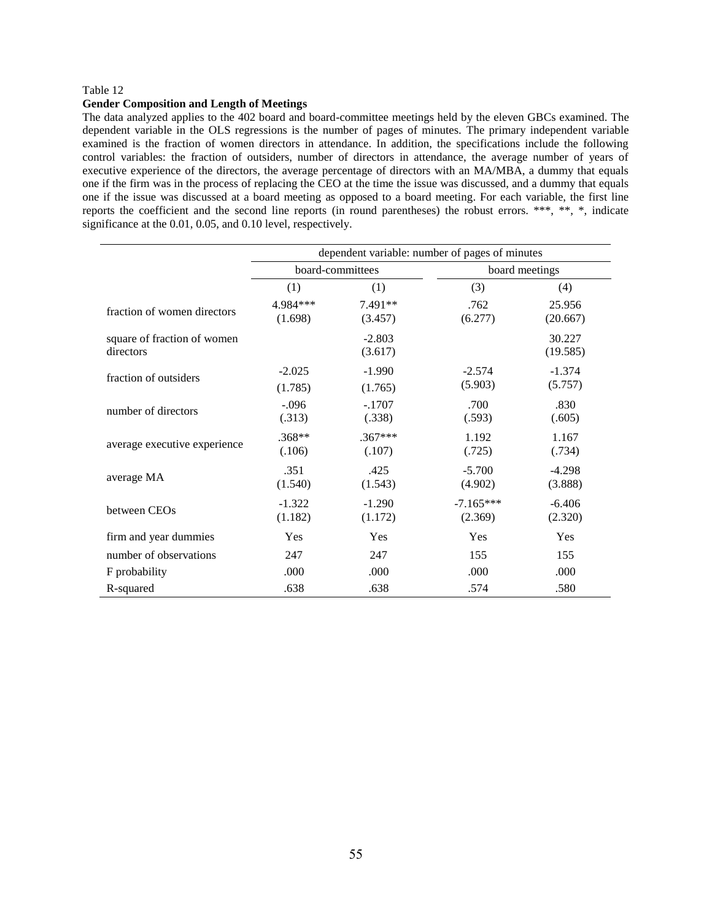Table 12

**Gender Composition and Length of Meetings**

The data analyzed applies to the 402 board and board-committee meetings held by the eleven GBCs examined. The dependent variable in the OLS regressions is the number of pages of minutes. The primary independent variable examined is the fraction of women directors in attendance. In addition, the specifications include the following control variables: the fraction of outsiders, number of directors in attendance, the average number of years of executive experience of the directors, the average percentage of directors with an MA/MBA, a dummy that equals one if the firm was in the process of replacing the CEO at the time the issue was discussed, and a dummy that equals one if the issue was discussed at a board meeting as opposed to a board meeting. For each variable, the first line reports the coefficient and the second line reports (in round parentheses) the robust errors. ***, **, *, indicate significance at the 0.01, 0.05, and 0.10 level, respectively.

| | dependent variable: number of pages of minutes | | | |
|---|---|---|---|---|
| | board-committees | | board meetings | |
| | (1) | (1) | (3) | (4) |
| fraction of women directors | 4.984***<br>(1.698) | 7.491**<br>(3.457) | .762<br>(6.277) | 25.956<br>(20.667) |
| square of fraction of women directors | | -2.803<br>(3.617) | | 30.227<br>(19.585) |
| fraction of outsiders | -2.025<br>(1.785) | -1.990<br>(1.765) | -2.574<br>(5.903) | -1.374<br>(5.757) |
| number of directors | -.096<br>(.313) | -.1707<br>(.338) | .700<br>(.593) | .830<br>(.605) |
| average executive experience | .368**<br>(.106) | .367***<br>(.107) | 1.192<br>(.725) | 1.167<br>(.734) |
| average MA | .351<br>(1.540) | .425<br>(1.543) | -5.700<br>(4.902) | -4.298<br>(3.888) |
| between CEOs | -1.322<br>(1.182) | -1.290<br>(1.172) | -7.165***<br>(2.369) | -6.406<br>(2.320) |
| firm and year dummies | Yes | Yes | Yes | Yes |
| number of observations | 247 | 247 | 155 | 155 |
| F probability | .000 | .000 | .000 | .000 |
| R-squared | .638 | .638 | .574 | .580 |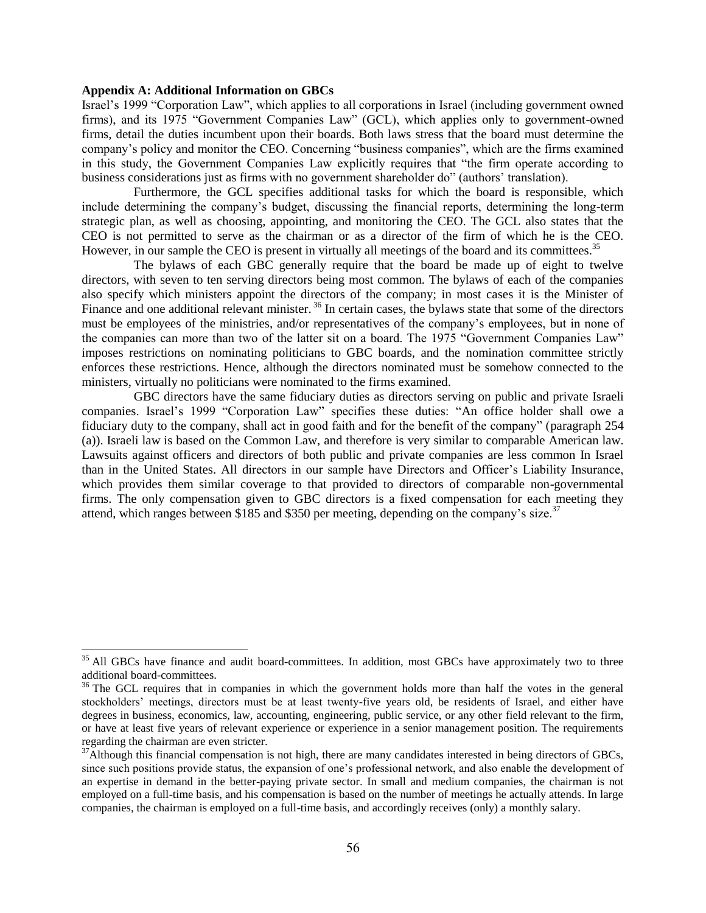**Appendix A: Additional Information on GBCs**

Israel's 1999 "Corporation Law", which applies to all corporations in Israel (including government owned firms), and its 1975 "Government Companies Law" (GCL), which applies only to government-owned firms, detail the duties incumbent upon their boards. Both laws stress that the board must determine the company's policy and monitor the CEO. Concerning "business companies", which are the firms examined in this study, the Government Companies Law explicitly requires that "the firm operate according to business considerations just as firms with no government shareholder do" (authors' translation).

Furthermore, the GCL specifies additional tasks for which the board is responsible, which include determining the company's budget, discussing the financial reports, determining the long-term strategic plan, as well as choosing, appointing, and monitoring the CEO. The GCL also states that the CEO is not permitted to serve as the chairman or as a director of the firm of which he is the CEO. However, in our sample the CEO is present in virtually all meetings of the board and its committees.[35]

The bylaws of each GBC generally require that the board be made up of eight to twelve directors, with seven to ten serving directors being most common. The bylaws of each of the companies also specify which ministers appoint the directors of the company; in most cases it is the Minister of Finance and one additional relevant minister.[36] In certain cases, the bylaws state that some of the directors must be employees of the ministries, and/or representatives of the company's employees, but in none of the companies can more than two of the latter sit on a board. The 1975 "Government Companies Law" imposes restrictions on nominating politicians to GBC boards, and the nomination committee strictly enforces these restrictions. Hence, although the directors nominated must be somehow connected to the ministers, virtually no politicians were nominated to the firms examined.

GBC directors have the same fiduciary duties as directors serving on public and private Israeli companies. Israel's 1999 "Corporation Law" specifies these duties: "An office holder shall owe a fiduciary duty to the company, shall act in good faith and for the benefit of the company" (paragraph 254 (a)). Israeli law is based on the Common Law, and therefore is very similar to comparable American law. Lawsuits against officers and directors of both public and private companies are less common In Israel than in the United States. All directors in our sample have Directors and Officer's Liability Insurance, which provides them similar coverage to that provided to directors of comparable non-governmental firms. The only compensation given to GBC directors is a fixed compensation for each meeting they attend, which ranges between \$185 and \$350 per meeting, depending on the company's size.[37]

---

[35] All GBCs have finance and audit board-committees. In addition, most GBCs have approximately two to three additional board-committees.

[36] The GCL requires that in companies in which the government holds more than half the votes in the general stockholders' meetings, directors must be at least twenty-five years old, be residents of Israel, and either have degrees in business, economics, law, accounting, engineering, public service, or any other field relevant to the firm, or have at least five years of relevant experience or experience in a senior management position. The requirements regarding the chairman are even stricter.

[37] Although this financial compensation is not high, there are many candidates interested in being directors of GBCs, since such positions provide status, the expansion of one's professional network, and also enable the development of an expertise in demand in the better-paying private sector. In small and medium companies, the chairman is not employed on a full-time basis, and his compensation is based on the number of meetings he actually attends. In large companies, the chairman is employed on a full-time basis, and accordingly receives (only) a monthly salary.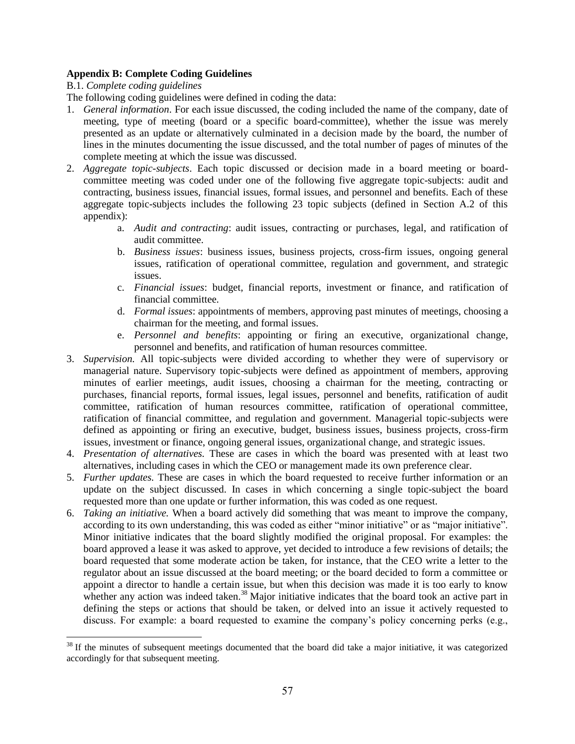**Appendix B: Complete Coding Guidelines**

B.1. *Complete coding guidelines*

The following coding guidelines were defined in coding the data:

1. *General information*. For each issue discussed, the coding included the name of the company, date of meeting, type of meeting (board or a specific board-committee), whether the issue was merely presented as an update or alternatively culminated in a decision made by the board, the number of lines in the minutes documenting the issue discussed, and the total number of pages of minutes of the complete meeting at which the issue was discussed.
2. *Aggregate topic-subjects*. Each topic discussed or decision made in a board meeting or board-committee meeting was coded under one of the following five aggregate topic-subjects: audit and contracting, business issues, financial issues, formal issues, and personnel and benefits. Each of these aggregate topic-subjects includes the following 23 topic subjects (defined in Section A.2 of this appendix):
    a. *Audit and contracting*: audit issues, contracting or purchases, legal, and ratification of audit committee.
    b. *Business issues*: business issues, business projects, cross-firm issues, ongoing general issues, ratification of operational committee, regulation and government, and strategic issues.
    c. *Financial issues*: budget, financial reports, investment or finance, and ratification of financial committee.
    d. *Formal issues*: appointments of members, approving past minutes of meetings, choosing a chairman for the meeting, and formal issues.
    e. *Personnel and benefits*: appointing or firing an executive, organizational change, personnel and benefits, and ratification of human resources committee.
3. *Supervision.* All topic-subjects were divided according to whether they were of supervisory or managerial nature. Supervisory topic-subjects were defined as appointment of members, approving minutes of earlier meetings, audit issues, choosing a chairman for the meeting, contracting or purchases, financial reports, formal issues, legal issues, personnel and benefits, ratification of audit committee, ratification of human resources committee, ratification of operational committee, ratification of financial committee, and regulation and government. Managerial topic-subjects were defined as appointing or firing an executive, budget, business issues, business projects, cross-firm issues, investment or finance, ongoing general issues, organizational change, and strategic issues.
4. *Presentation of alternatives.* These are cases in which the board was presented with at least two alternatives, including cases in which the CEO or management made its own preference clear.
5. *Further updates.* These are cases in which the board requested to receive further information or an update on the subject discussed. In cases in which concerning a single topic-subject the board requested more than one update or further information, this was coded as one request.
6. *Taking an initiative.* When a board actively did something that was meant to improve the company, according to its own understanding, this was coded as either "minor initiative" or as "major initiative". Minor initiative indicates that the board slightly modified the original proposal. For examples: the board approved a lease it was asked to approve, yet decided to introduce a few revisions of details; the board requested that some moderate action be taken, for instance, that the CEO write a letter to the regulator about an issue discussed at the board meeting; or the board decided to form a committee or appoint a director to handle a certain issue, but when this decision was made it is too early to know whether any action was indeed taken.[38] Major initiative indicates that the board took an active part in defining the steps or actions that should be taken, or delved into an issue it actively requested to discuss. For example: a board requested to examine the company's policy concerning perks (e.g.,

[38] If the minutes of subsequent meetings documented that the board did take a major initiative, it was categorized accordingly for that subsequent meeting.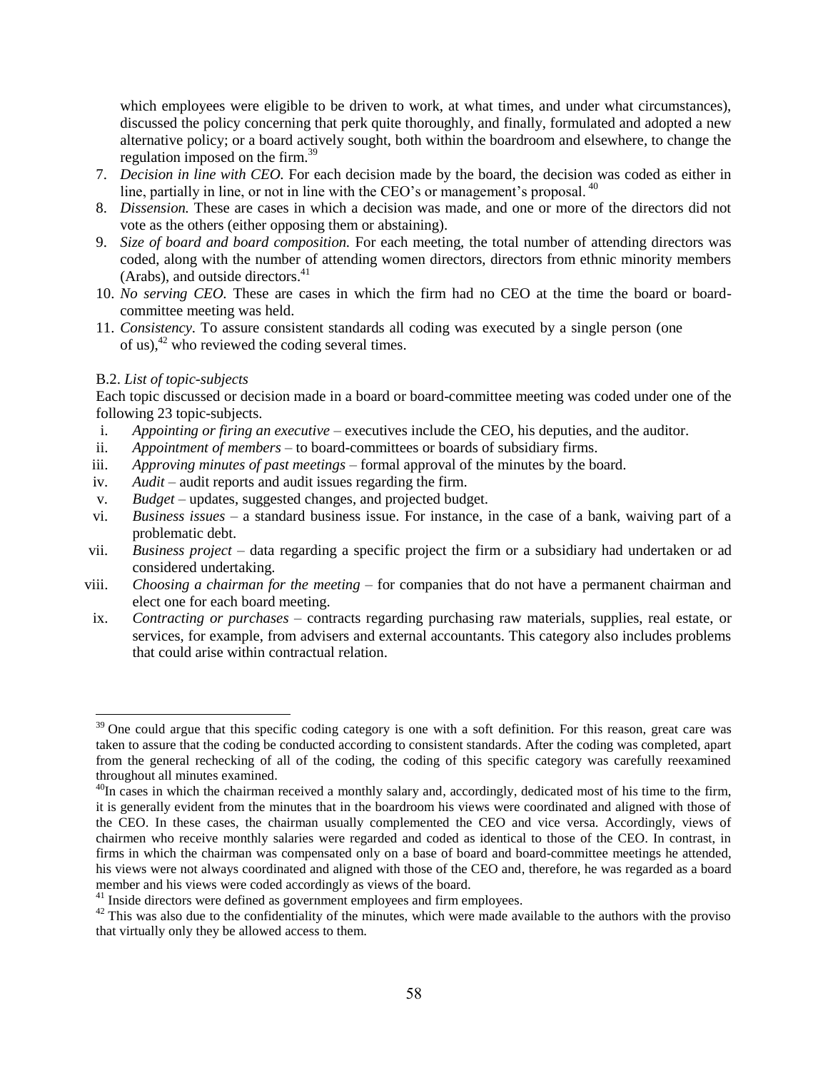which employees were eligible to be driven to work, at what times, and under what circumstances), discussed the policy concerning that perk quite thoroughly, and finally, formulated and adopted a new alternative policy; or a board actively sought, both within the boardroom and elsewhere, to change the regulation imposed on the firm.[39]

7. *Decision in line with CEO.* For each decision made by the board, the decision was coded as either in line, partially in line, or not in line with the CEO's or management's proposal.[40]
8. *Dissension.* These are cases in which a decision was made, and one or more of the directors did not vote as the others (either opposing them or abstaining).
9. *Size of board and board composition.* For each meeting, the total number of attending directors was coded, along with the number of attending women directors, directors from ethnic minority members (Arabs), and outside directors.[41]
10. *No serving CEO.* These are cases in which the firm had no CEO at the time the board or board-committee meeting was held.
11. *Consistency.* To assure consistent standards all coding was executed by a single person (one of us),[42] who reviewed the coding several times.

B.2. *List of topic-subjects*

Each topic discussed or decision made in a board or board-committee meeting was coded under one of the following 23 topic-subjects.

i. *Appointing or firing an executive* – executives include the CEO, his deputies, and the auditor.
ii. *Appointment of members* – to board-committees or boards of subsidiary firms.
iii. *Approving minutes of past meetings* – formal approval of the minutes by the board.
iv. *Audit* – audit reports and audit issues regarding the firm.
v. *Budget* – updates, suggested changes, and projected budget.
vi. *Business issues* – a standard business issue. For instance, in the case of a bank, waiving part of a problematic debt.
vii. *Business project* – data regarding a specific project the firm or a subsidiary had undertaken or ad considered undertaking.
viii. *Choosing a chairman for the meeting* – for companies that do not have a permanent chairman and elect one for each board meeting.
ix. *Contracting or purchases* – contracts regarding purchasing raw materials, supplies, real estate, or services, for example, from advisers and external accountants. This category also includes problems that could arise within contractual relation.

---

[39] One could argue that this specific coding category is one with a soft definition. For this reason, great care was taken to assure that the coding be conducted according to consistent standards. After the coding was completed, apart from the general rechecking of all of the coding, the coding of this specific category was carefully reexamined throughout all minutes examined.

[40] In cases in which the chairman received a monthly salary and, accordingly, dedicated most of his time to the firm, it is generally evident from the minutes that in the boardroom his views were coordinated and aligned with those of the CEO. In these cases, the chairman usually complemented the CEO and vice versa. Accordingly, views of chairmen who receive monthly salaries were regarded and coded as identical to those of the CEO. In contrast, in firms in which the chairman was compensated only on a base of board and board-committee meetings he attended, his views were not always coordinated and aligned with those of the CEO and, therefore, he was regarded as a board member and his views were coded accordingly as views of the board.

[41] Inside directors were defined as government employees and firm employees.

[42] This was also due to the confidentiality of the minutes, which were made available to the authors with the proviso that virtually only they be allowed access to them.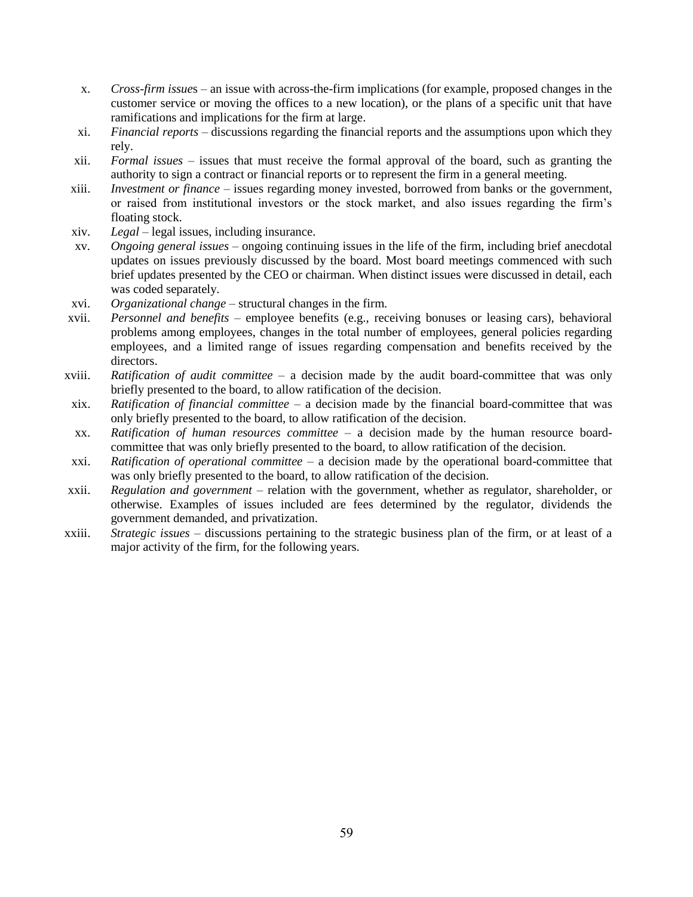x. *Cross-firm issues* – an issue with across-the-firm implications (for example, proposed changes in the customer service or moving the offices to a new location), or the plans of a specific unit that have ramifications and implications for the firm at large.

xi. *Financial reports* – discussions regarding the financial reports and the assumptions upon which they rely.

xii. *Formal issues* – issues that must receive the formal approval of the board, such as granting the authority to sign a contract or financial reports or to represent the firm in a general meeting.

xiii. *Investment or finance* – issues regarding money invested, borrowed from banks or the government, or raised from institutional investors or the stock market, and also issues regarding the firm's floating stock.

xiv. *Legal* – legal issues, including insurance.

xv. *Ongoing general issues* – ongoing continuing issues in the life of the firm, including brief anecdotal updates on issues previously discussed by the board. Most board meetings commenced with such brief updates presented by the CEO or chairman. When distinct issues were discussed in detail, each was coded separately.

xvi. *Organizational change* – structural changes in the firm.

xvii. *Personnel and benefits* – employee benefits (e.g., receiving bonuses or leasing cars), behavioral problems among employees, changes in the total number of employees, general policies regarding employees, and a limited range of issues regarding compensation and benefits received by the directors.

xviii. *Ratification of audit committee* – a decision made by the audit board-committee that was only briefly presented to the board, to allow ratification of the decision.

xix. *Ratification of financial committee* – a decision made by the financial board-committee that was only briefly presented to the board, to allow ratification of the decision.

xx. *Ratification of human resources committee* – a decision made by the human resource board-committee that was only briefly presented to the board, to allow ratification of the decision.

xxi. *Ratification of operational committee* – a decision made by the operational board-committee that was only briefly presented to the board, to allow ratification of the decision.

xxii. *Regulation and government* – relation with the government, whether as regulator, shareholder, or otherwise. Examples of issues included are fees determined by the regulator, dividends the government demanded, and privatization.

xxiii. *Strategic issues* – discussions pertaining to the strategic business plan of the firm, or at least of a major activity of the firm, for the following years.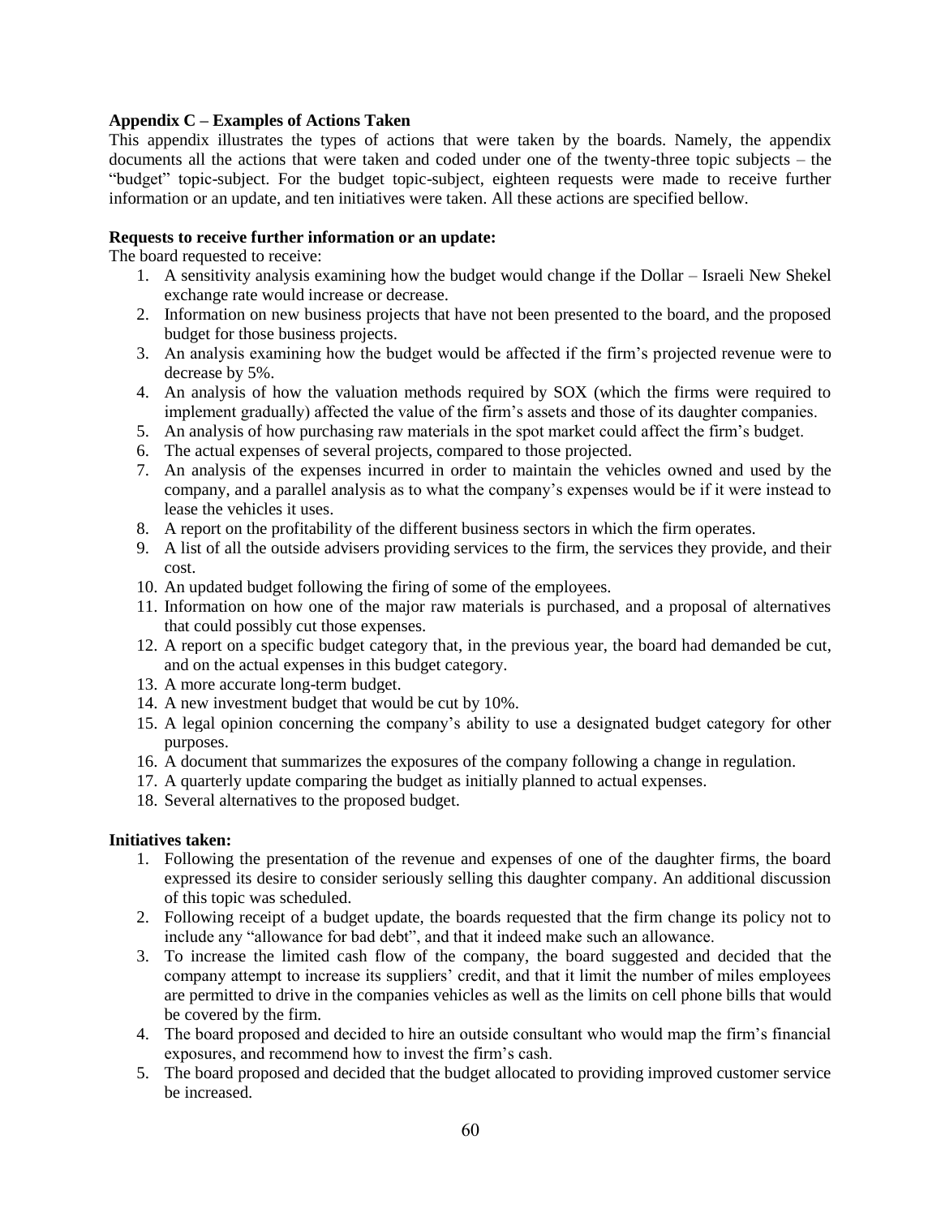**Appendix C – Examples of Actions Taken**

This appendix illustrates the types of actions that were taken by the boards. Namely, the appendix documents all the actions that were taken and coded under one of the twenty-three topic subjects – the "budget" topic-subject. For the budget topic-subject, eighteen requests were made to receive further information or an update, and ten initiatives were taken. All these actions are specified bellow.

**Requests to receive further information or an update:**

The board requested to receive:

1. A sensitivity analysis examining how the budget would change if the Dollar – Israeli New Shekel exchange rate would increase or decrease.
2. Information on new business projects that have not been presented to the board, and the proposed budget for those business projects.
3. An analysis examining how the budget would be affected if the firm's projected revenue were to decrease by 5%.
4. An analysis of how the valuation methods required by SOX (which the firms were required to implement gradually) affected the value of the firm's assets and those of its daughter companies.
5. An analysis of how purchasing raw materials in the spot market could affect the firm's budget.
6. The actual expenses of several projects, compared to those projected.
7. An analysis of the expenses incurred in order to maintain the vehicles owned and used by the company, and a parallel analysis as to what the company's expenses would be if it were instead to lease the vehicles it uses.
8. A report on the profitability of the different business sectors in which the firm operates.
9. A list of all the outside advisers providing services to the firm, the services they provide, and their cost.
10. An updated budget following the firing of some of the employees.
11. Information on how one of the major raw materials is purchased, and a proposal of alternatives that could possibly cut those expenses.
12. A report on a specific budget category that, in the previous year, the board had demanded be cut, and on the actual expenses in this budget category.
13. A more accurate long-term budget.
14. A new investment budget that would be cut by 10%.
15. A legal opinion concerning the company's ability to use a designated budget category for other purposes.
16. A document that summarizes the exposures of the company following a change in regulation.
17. A quarterly update comparing the budget as initially planned to actual expenses.
18. Several alternatives to the proposed budget.

**Initiatives taken:**

1. Following the presentation of the revenue and expenses of one of the daughter firms, the board expressed its desire to consider seriously selling this daughter company. An additional discussion of this topic was scheduled.
2. Following receipt of a budget update, the boards requested that the firm change its policy not to include any "allowance for bad debt", and that it indeed make such an allowance.
3. To increase the limited cash flow of the company, the board suggested and decided that the company attempt to increase its suppliers' credit, and that it limit the number of miles employees are permitted to drive in the companies vehicles as well as the limits on cell phone bills that would be covered by the firm.
4. The board proposed and decided to hire an outside consultant who would map the firm's financial exposures, and recommend how to invest the firm's cash.
5. The board proposed and decided that the budget allocated to providing improved customer service be increased.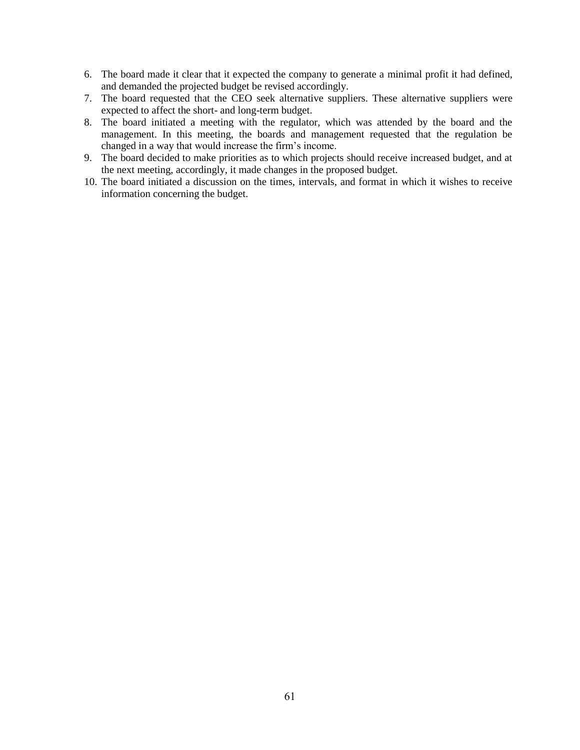6. The board made it clear that it expected the company to generate a minimal profit it had defined, and demanded the projected budget be revised accordingly.
7. The board requested that the CEO seek alternative suppliers. These alternative suppliers were expected to affect the short- and long-term budget.
8. The board initiated a meeting with the regulator, which was attended by the board and the management. In this meeting, the boards and management requested that the regulation be changed in a way that would increase the firm's income.
9. The board decided to make priorities as to which projects should receive increased budget, and at the next meeting, accordingly, it made changes in the proposed budget.
10. The board initiated a discussion on the times, intervals, and format in which it wishes to receive information concerning the budget.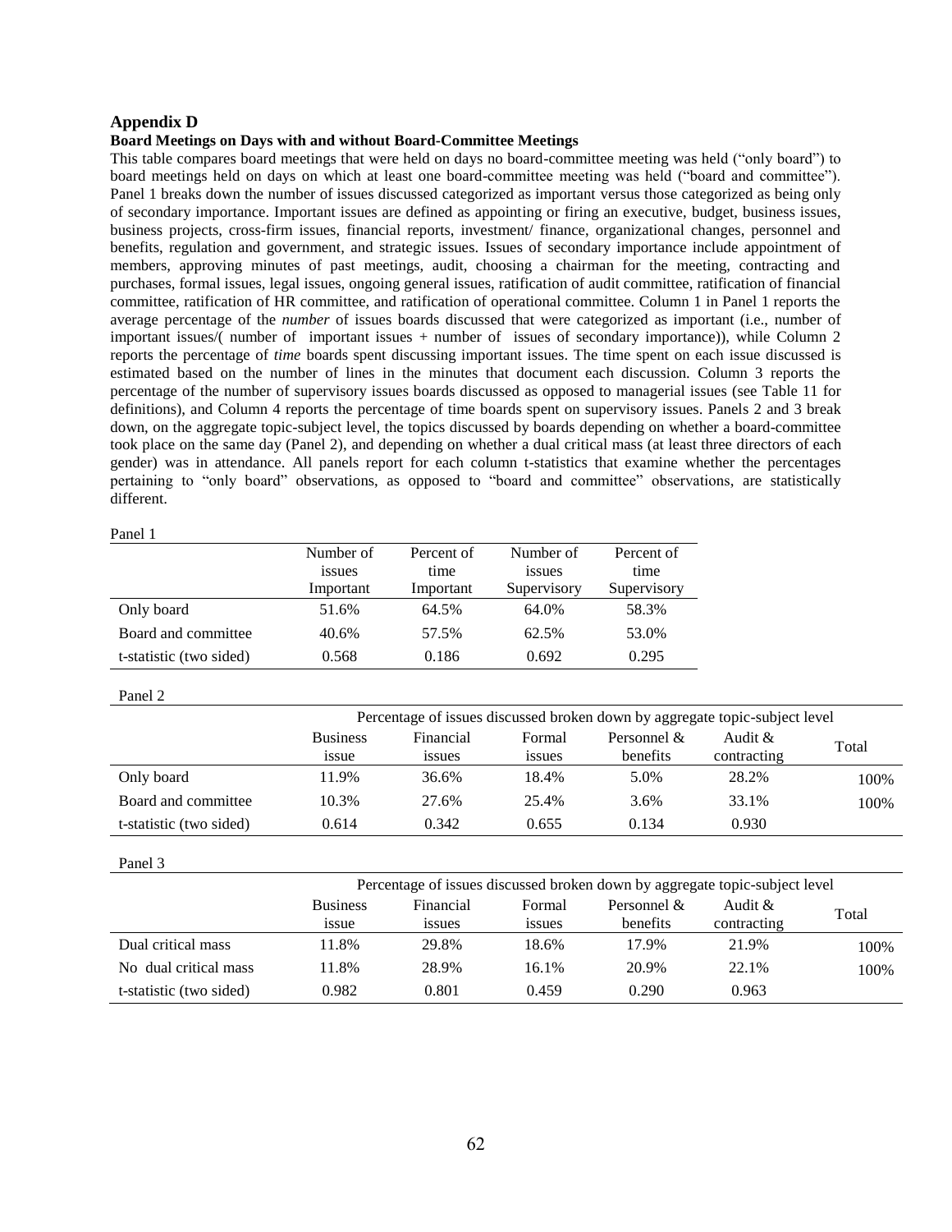## Appendix D

### Board Meetings on Days with and without Board-Committee Meetings

This table compares board meetings that were held on days no board-committee meeting was held ("only board") to board meetings held on days on which at least one board-committee meeting was held ("board and committee"). Panel 1 breaks down the number of issues discussed categorized as important versus those categorized as being only of secondary importance. Important issues are defined as appointing or firing an executive, budget, business issues, business projects, cross-firm issues, financial reports, investment/ finance, organizational changes, personnel and benefits, regulation and government, and strategic issues. Issues of secondary importance include appointment of members, approving minutes of past meetings, audit, choosing a chairman for the meeting, contracting and purchases, formal issues, legal issues, ongoing general issues, ratification of audit committee, ratification of financial committee, ratification of HR committee, and ratification of operational committee. Column 1 in Panel 1 reports the average percentage of the *number* of issues boards discussed that were categorized as important (i.e., number of important issues/( number of important issues + number of issues of secondary importance)), while Column 2 reports the percentage of *time* boards spent discussing important issues. The time spent on each issue discussed is estimated based on the number of lines in the minutes that document each discussion. Column 3 reports the percentage of the number of supervisory issues boards discussed as opposed to managerial issues (see Table 11 for definitions), and Column 4 reports the percentage of time boards spent on supervisory issues. Panels 2 and 3 break down, on the aggregate topic-subject level, the topics discussed by boards depending on whether a board-committee took place on the same day (Panel 2), and depending on whether a dual critical mass (at least three directors of each gender) was in attendance. All panels report for each column t-statistics that examine whether the percentages pertaining to "only board" observations, as opposed to "board and committee" observations, are statistically different.

Panel 1

| | Number of issues Important | Percent of time Important | Number of issues Supervisory | Percent of time Supervisory |
|---|---|---|---|---|
| Only board | 51.6% | 64.5% | 64.0% | 58.3% |
| Board and committee | 40.6% | 57.5% | 62.5% | 53.0% |
| t-statistic (two sided) | 0.568 | 0.186 | 0.692 | 0.295 |

Panel 2

| | Percentage of issues discussed broken down by aggregate topic-subject level | | | | | |
|---|---|---|---|---|---|---|
| | Business issue | Financial issues | Formal issues | Personnel & benefits | Audit & contracting | Total |
| Only board | 11.9% | 36.6% | 18.4% | 5.0% | 28.2% | 100% |
| Board and committee | 10.3% | 27.6% | 25.4% | 3.6% | 33.1% | 100% |
| t-statistic (two sided) | 0.614 | 0.342 | 0.655 | 0.134 | 0.930 | |

Panel 3

| | Percentage of issues discussed broken down by aggregate topic-subject level | | | | | |
|---|---|---|---|---|---|---|
| | Business issue | Financial issues | Formal issues | Personnel & benefits | Audit & contracting | Total |
| Dual critical mass | 11.8% | 29.8% | 18.6% | 17.9% | 21.9% | 100% |
| No dual critical mass | 11.8% | 28.9% | 16.1% | 20.9% | 22.1% | 100% |
| t-statistic (two sided) | 0.982 | 0.801 | 0.459 | 0.290 | 0.963 | |